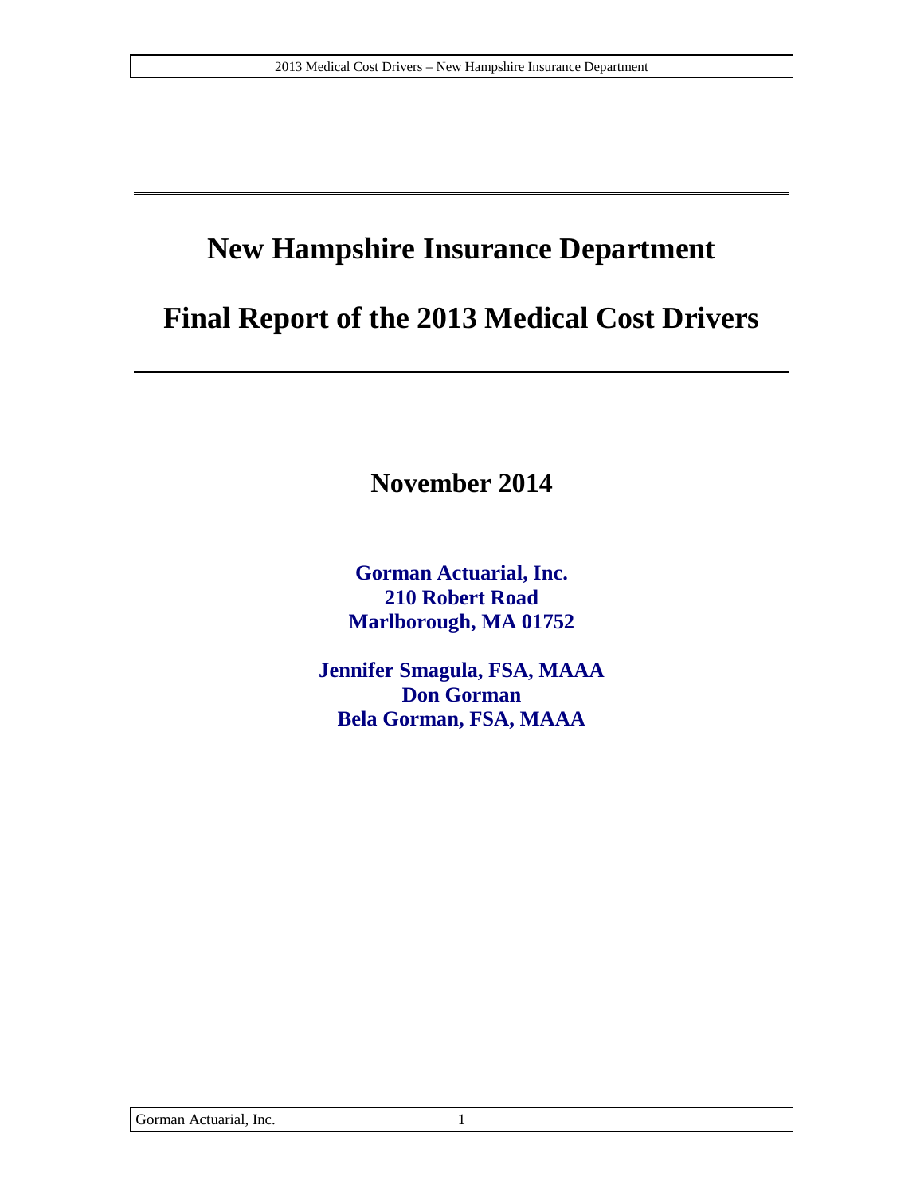# New Hampshire Insurance Department

# Final Report of the 2013 Medical Cost Drivers

## November 2014

**Gorman Actuarial, Inc.**
**210 Robert Road**
**Marlborough, MA 01752**

**Jennifer Smagula, FSA, MAAA**
**Don Gorman**
**Bela Gorman, FSA, MAAA**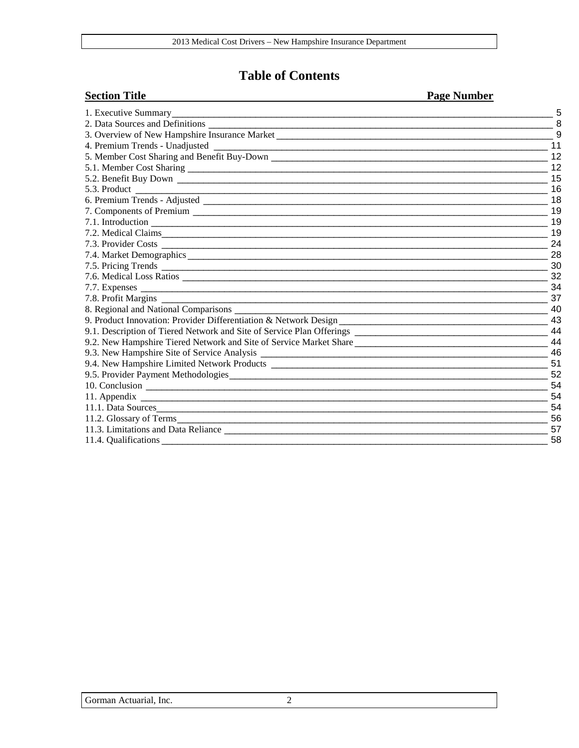# Table of Contents

| Section Title | Page Number |
|---|---|
| 1. Executive Summary | 5 |
| 2. Data Sources and Definitions | 8 |
| 3. Overview of New Hampshire Insurance Market | 9 |
| 4. Premium Trends - Unadjusted | 11 |
| 5. Member Cost Sharing and Benefit Buy-Down | 12 |
| 5.1. Member Cost Sharing | 12 |
| 5.2. Benefit Buy Down | 15 |
| 5.3. Product | 16 |
| 6. Premium Trends - Adjusted | 18 |
| 7. Components of Premium | 19 |
| 7.1. Introduction | 19 |
| 7.2. Medical Claims | 19 |
| 7.3. Provider Costs | 24 |
| 7.4. Market Demographics | 28 |
| 7.5. Pricing Trends | 30 |
| 7.6. Medical Loss Ratios | 32 |
| 7.7. Expenses | 34 |
| 7.8. Profit Margins | 37 |
| 8. Regional and National Comparisons | 40 |
| 9. Product Innovation: Provider Differentiation & Network Design | 43 |
| 9.1. Description of Tiered Network and Site of Service Plan Offerings | 44 |
| 9.2. New Hampshire Tiered Network and Site of Service Market Share | 44 |
| 9.3. New Hampshire Site of Service Analysis | 46 |
| 9.4. New Hampshire Limited Network Products | 51 |
| 9.5. Provider Payment Methodologies | 52 |
| 10. Conclusion | 54 |
| 11. Appendix | 54 |
| 11.1. Data Sources | 54 |
| 11.2. Glossary of Terms | 56 |
| 11.3. Limitations and Data Reliance | 57 |
| 11.4. Qualifications | 58 |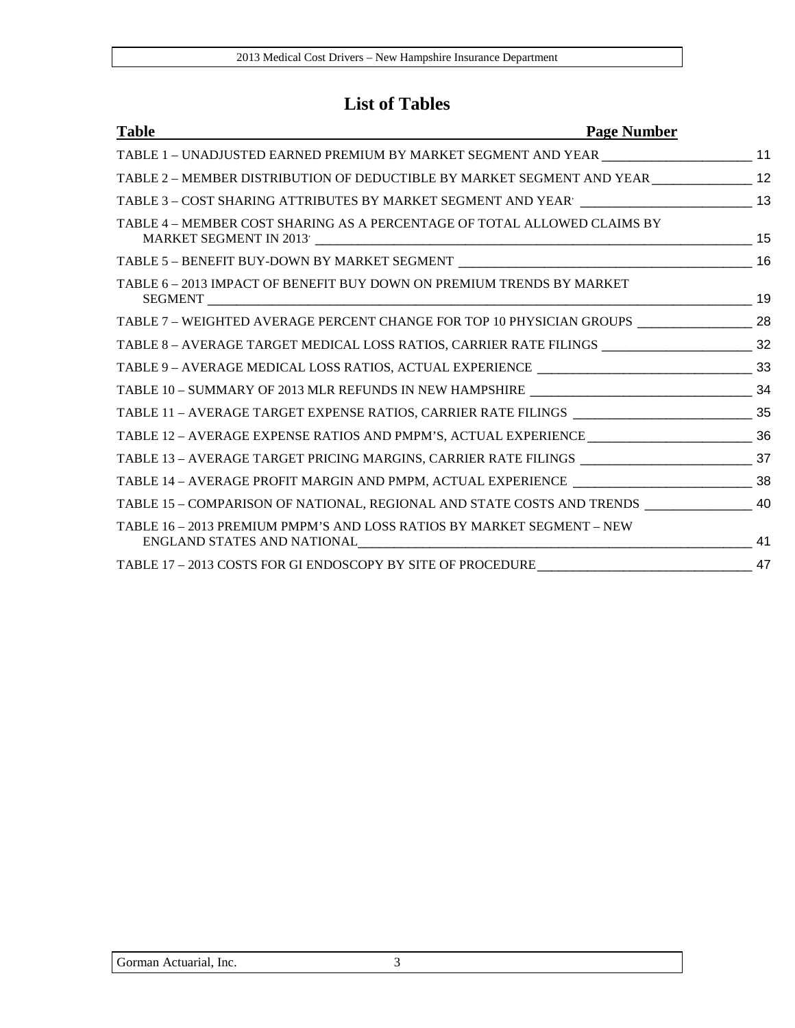# List of Tables

| Table | Page Number |
|---|---|
| TABLE 1 – UNADJUSTED EARNED PREMIUM BY MARKET SEGMENT AND YEAR | 11 |
| TABLE 2 – MEMBER DISTRIBUTION OF DEDUCTIBLE BY MARKET SEGMENT AND YEAR | 12 |
| TABLE 3 – COST SHARING ATTRIBUTES BY MARKET SEGMENT AND YEAR | 13 |
| TABLE 4 – MEMBER COST SHARING AS A PERCENTAGE OF TOTAL ALLOWED CLAIMS BY MARKET SEGMENT IN 2013 | 15 |
| TABLE 5 – BENEFIT BUY-DOWN BY MARKET SEGMENT | 16 |
| TABLE 6 – 2013 IMPACT OF BENEFIT BUY DOWN ON PREMIUM TRENDS BY MARKET SEGMENT | 19 |
| TABLE 7 – WEIGHTED AVERAGE PERCENT CHANGE FOR TOP 10 PHYSICIAN GROUPS | 28 |
| TABLE 8 – AVERAGE TARGET MEDICAL LOSS RATIOS, CARRIER RATE FILINGS | 32 |
| TABLE 9 – AVERAGE MEDICAL LOSS RATIOS, ACTUAL EXPERIENCE | 33 |
| TABLE 10 – SUMMARY OF 2013 MLR REFUNDS IN NEW HAMPSHIRE | 34 |
| TABLE 11 – AVERAGE TARGET EXPENSE RATIOS, CARRIER RATE FILINGS | 35 |
| TABLE 12 – AVERAGE EXPENSE RATIOS AND PMPM'S, ACTUAL EXPERIENCE | 36 |
| TABLE 13 – AVERAGE TARGET PRICING MARGINS, CARRIER RATE FILINGS | 37 |
| TABLE 14 – AVERAGE PROFIT MARGIN AND PMPM, ACTUAL EXPERIENCE | 38 |
| TABLE 15 – COMPARISON OF NATIONAL, REGIONAL AND STATE COSTS AND TRENDS | 40 |
| TABLE 16 – 2013 PREMIUM PMPM'S AND LOSS RATIOS BY MARKET SEGMENT – NEW ENGLAND STATES AND NATIONAL | 41 |
| TABLE 17 – 2013 COSTS FOR GI ENDOSCOPY BY SITE OF PROCEDURE | 47 |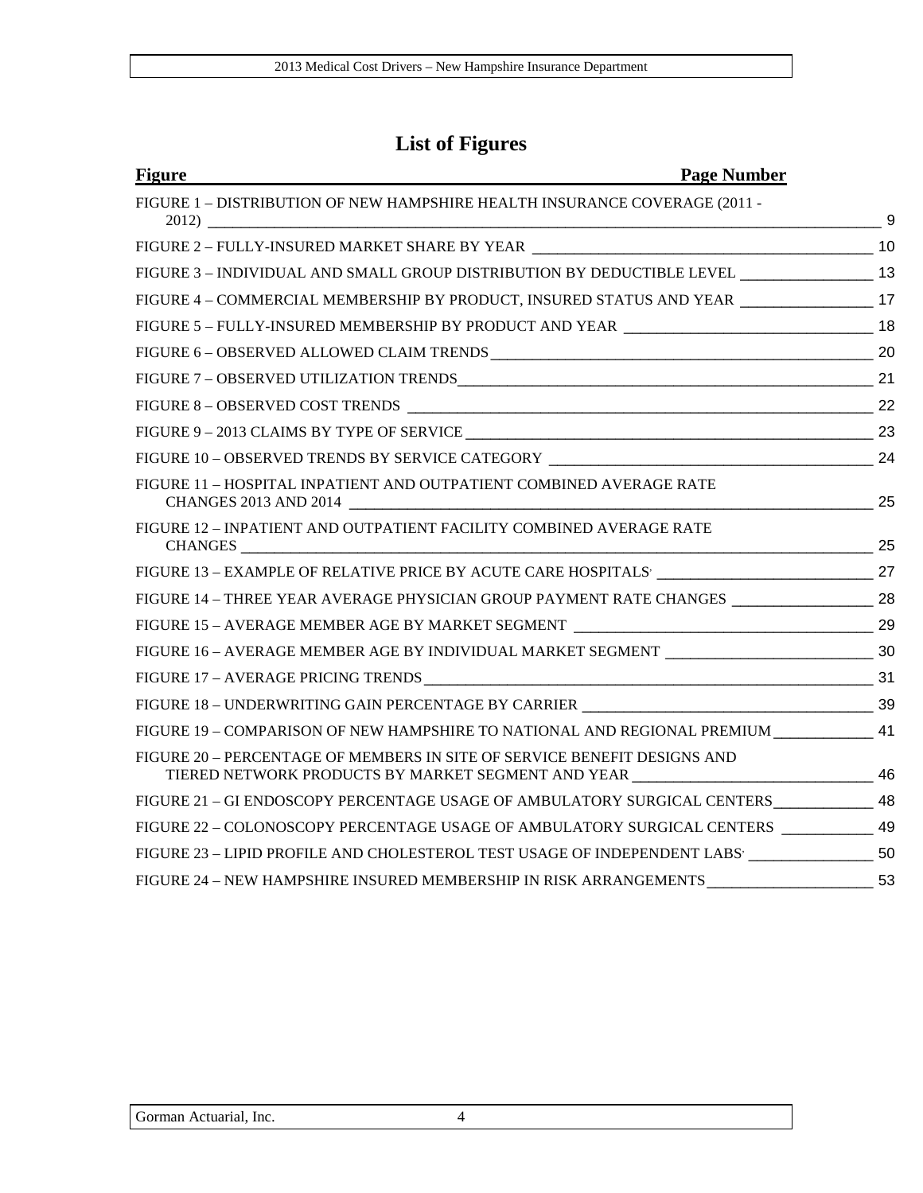# List of Figures

| Figure | Page Number |
|---|---|
| FIGURE 1 – DISTRIBUTION OF NEW HAMPSHIRE HEALTH INSURANCE COVERAGE (2011 - 2012) | 9 |
| FIGURE 2 – FULLY-INSURED MARKET SHARE BY YEAR | 10 |
| FIGURE 3 – INDIVIDUAL AND SMALL GROUP DISTRIBUTION BY DEDUCTIBLE LEVEL | 13 |
| FIGURE 4 – COMMERCIAL MEMBERSHIP BY PRODUCT, INSURED STATUS AND YEAR | 17 |
| FIGURE 5 – FULLY-INSURED MEMBERSHIP BY PRODUCT AND YEAR | 18 |
| FIGURE 6 – OBSERVED ALLOWED CLAIM TRENDS | 20 |
| FIGURE 7 – OBSERVED UTILIZATION TRENDS | 21 |
| FIGURE 8 – OBSERVED COST TRENDS | 22 |
| FIGURE 9 – 2013 CLAIMS BY TYPE OF SERVICE | 23 |
| FIGURE 10 – OBSERVED TRENDS BY SERVICE CATEGORY | 24 |
| FIGURE 11 – HOSPITAL INPATIENT AND OUTPATIENT COMBINED AVERAGE RATE CHANGES 2013 AND 2014 | 25 |
| FIGURE 12 – INPATIENT AND OUTPATIENT FACILITY COMBINED AVERAGE RATE CHANGES | 25 |
| FIGURE 13 – EXAMPLE OF RELATIVE PRICE BY ACUTE CARE HOSPITALS | 27 |
| FIGURE 14 – THREE YEAR AVERAGE PHYSICIAN GROUP PAYMENT RATE CHANGES | 28 |
| FIGURE 15 – AVERAGE MEMBER AGE BY MARKET SEGMENT | 29 |
| FIGURE 16 – AVERAGE MEMBER AGE BY INDIVIDUAL MARKET SEGMENT | 30 |
| FIGURE 17 – AVERAGE PRICING TRENDS | 31 |
| FIGURE 18 – UNDERWRITING GAIN PERCENTAGE BY CARRIER | 39 |
| FIGURE 19 – COMPARISON OF NEW HAMPSHIRE TO NATIONAL AND REGIONAL PREMIUM | 41 |
| FIGURE 20 – PERCENTAGE OF MEMBERS IN SITE OF SERVICE BENEFIT DESIGNS AND TIERED NETWORK PRODUCTS BY MARKET SEGMENT AND YEAR | 46 |
| FIGURE 21 – GI ENDOSCOPY PERCENTAGE USAGE OF AMBULATORY SURGICAL CENTERS | 48 |
| FIGURE 22 – COLONOSCOPY PERCENTAGE USAGE OF AMBULATORY SURGICAL CENTERS | 49 |
| FIGURE 23 – LIPID PROFILE AND CHOLESTEROL TEST USAGE OF INDEPENDENT LABS | 50 |
| FIGURE 24 – NEW HAMPSHIRE INSURED MEMBERSHIP IN RISK ARRANGEMENTS | 53 |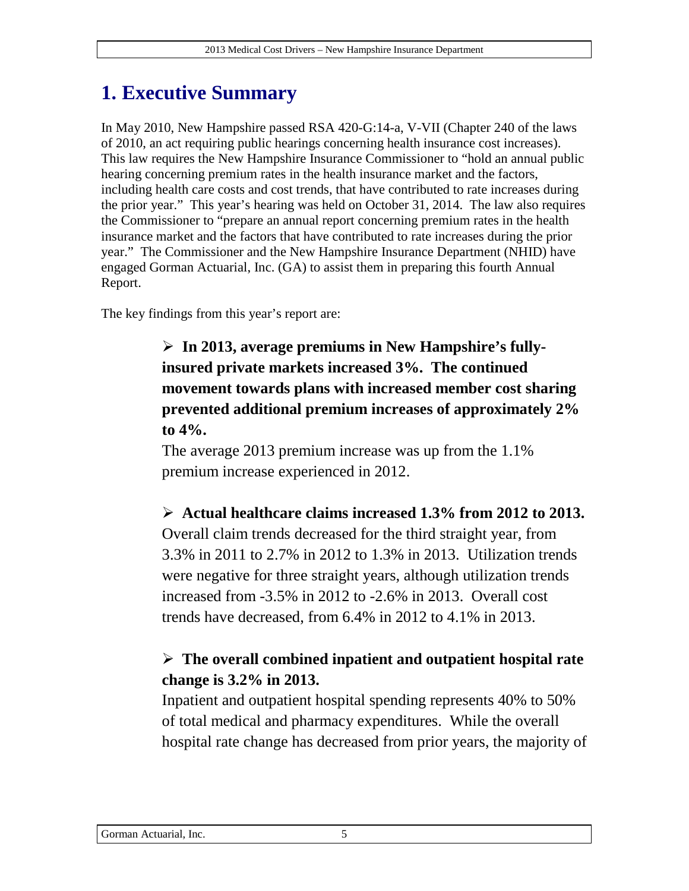# 1. Executive Summary

In May 2010, New Hampshire passed RSA 420-G:14-a, V-VII (Chapter 240 of the laws of 2010, an act requiring public hearings concerning health insurance cost increases). This law requires the New Hampshire Insurance Commissioner to "hold an annual public hearing concerning premium rates in the health insurance market and the factors, including health care costs and cost trends, that have contributed to rate increases during the prior year." This year's hearing was held on October 31, 2014. The law also requires the Commissioner to "prepare an annual report concerning premium rates in the health insurance market and the factors that have contributed to rate increases during the prior year." The Commissioner and the New Hampshire Insurance Department (NHID) have engaged Gorman Actuarial, Inc. (GA) to assist them in preparing this fourth Annual Report.

The key findings from this year's report are:

- **In 2013, average premiums in New Hampshire's fully-insured private markets increased 3%. The continued movement towards plans with increased member cost sharing prevented additional premium increases of approximately 2% to 4%.**
  The average 2013 premium increase was up from the 1.1% premium increase experienced in 2012.

- **Actual healthcare claims increased 1.3% from 2012 to 2013.**
  Overall claim trends decreased for the third straight year, from 3.3% in 2011 to 2.7% in 2012 to 1.3% in 2013. Utilization trends were negative for three straight years, although utilization trends increased from -3.5% in 2012 to -2.6% in 2013. Overall cost trends have decreased, from 6.4% in 2012 to 4.1% in 2013.

- **The overall combined inpatient and outpatient hospital rate change is 3.2% in 2013.**
  Inpatient and outpatient hospital spending represents 40% to 50% of total medical and pharmacy expenditures. While the overall hospital rate change has decreased from prior years, the majority of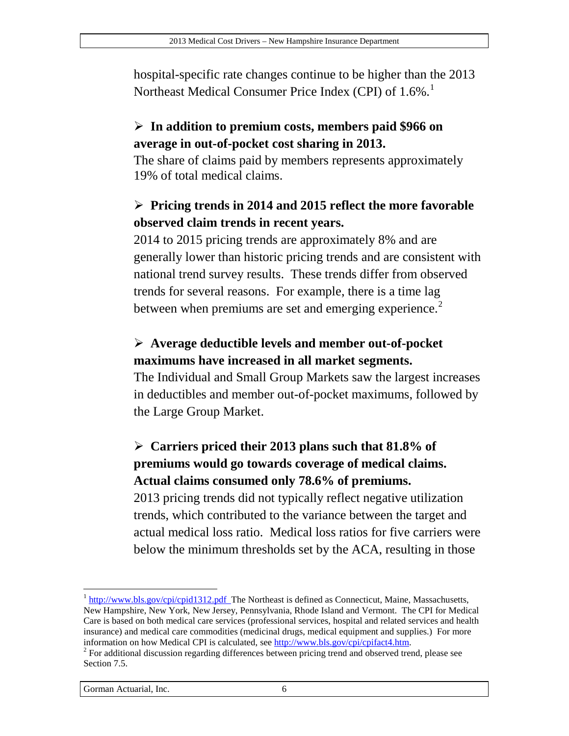hospital-specific rate changes continue to be higher than the 2013 Northeast Medical Consumer Price Index (CPI) of 1.6%.[1]

- **In addition to premium costs, members paid $966 on average in out-of-pocket cost sharing in 2013.**
  The share of claims paid by members represents approximately 19% of total medical claims.

- **Pricing trends in 2014 and 2015 reflect the more favorable observed claim trends in recent years.**
  2014 to 2015 pricing trends are approximately 8% and are generally lower than historic pricing trends and are consistent with national trend survey results. These trends differ from observed trends for several reasons. For example, there is a time lag between when premiums are set and emerging experience.[2]

- **Average deductible levels and member out-of-pocket maximums have increased in all market segments.**
  The Individual and Small Group Markets saw the largest increases in deductibles and member out-of-pocket maximums, followed by the Large Group Market.

- **Carriers priced their 2013 plans such that 81.8% of premiums would go towards coverage of medical claims. Actual claims consumed only 78.6% of premiums.**
  2013 pricing trends did not typically reflect negative utilization trends, which contributed to the variance between the target and actual medical loss ratio. Medical loss ratios for five carriers were below the minimum thresholds set by the ACA, resulting in those

---

[1] http://www.bls.gov/cpi/cpid1312.pdf The Northeast is defined as Connecticut, Maine, Massachusetts, New Hampshire, New York, New Jersey, Pennsylvania, Rhode Island and Vermont. The CPI for Medical Care is based on both medical care services (professional services, hospital and related services and health insurance) and medical care commodities (medicinal drugs, medical equipment and supplies.) For more information on how Medical CPI is calculated, see http://www.bls.gov/cpi/cpifact4.htm.

[2] For additional discussion regarding differences between pricing trend and observed trend, please see Section 7.5.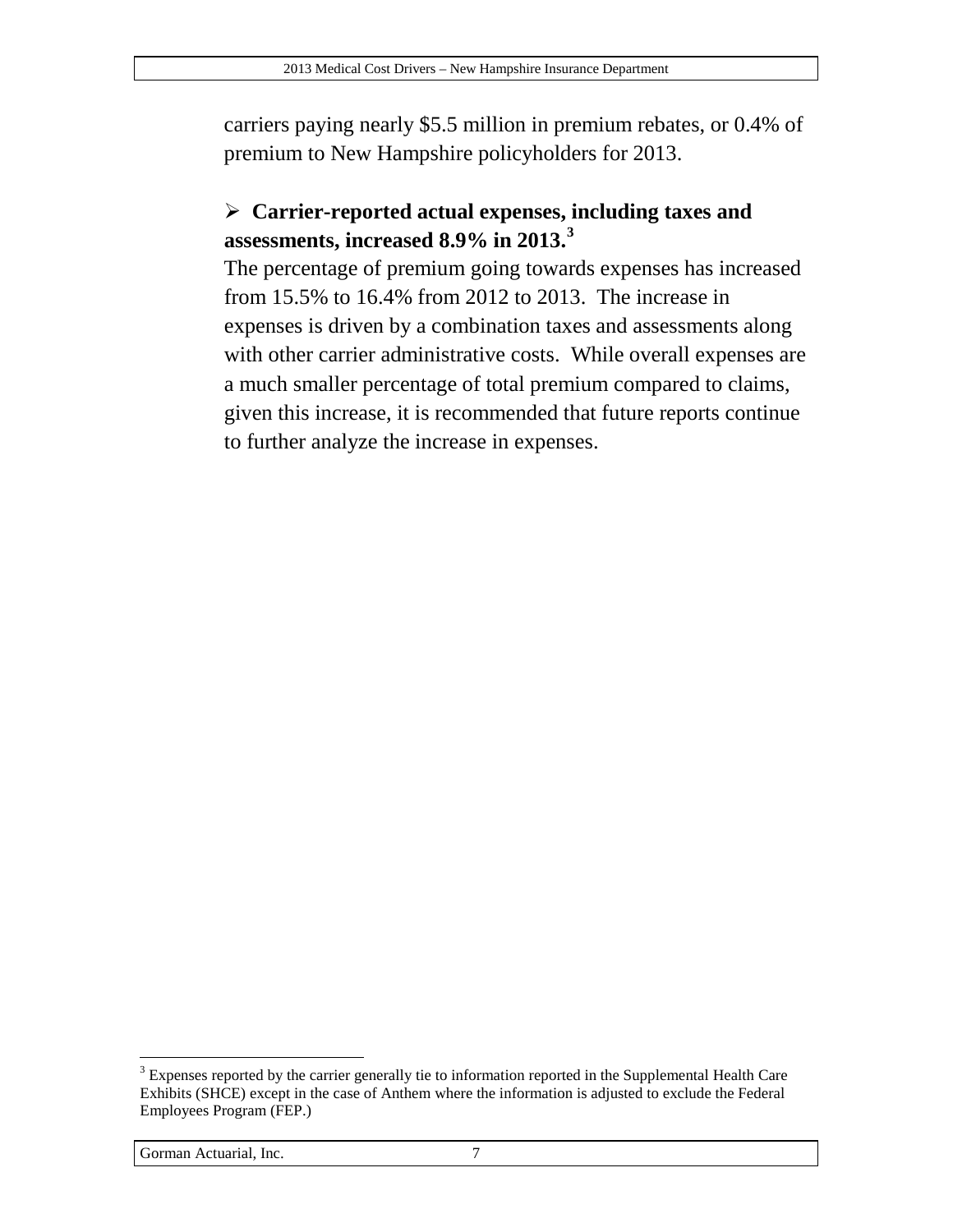carriers paying nearly $5.5 million in premium rebates, or 0.4% of premium to New Hampshire policyholders for 2013.

- **Carrier-reported actual expenses, including taxes and assessments, increased 8.9% in 2013.**[3]

The percentage of premium going towards expenses has increased from 15.5% to 16.4% from 2012 to 2013. The increase in expenses is driven by a combination taxes and assessments along with other carrier administrative costs. While overall expenses are a much smaller percentage of total premium compared to claims, given this increase, it is recommended that future reports continue to further analyze the increase in expenses.

[3] Expenses reported by the carrier generally tie to information reported in the Supplemental Health Care Exhibits (SHCE) except in the case of Anthem where the information is adjusted to exclude the Federal Employees Program (FEP.)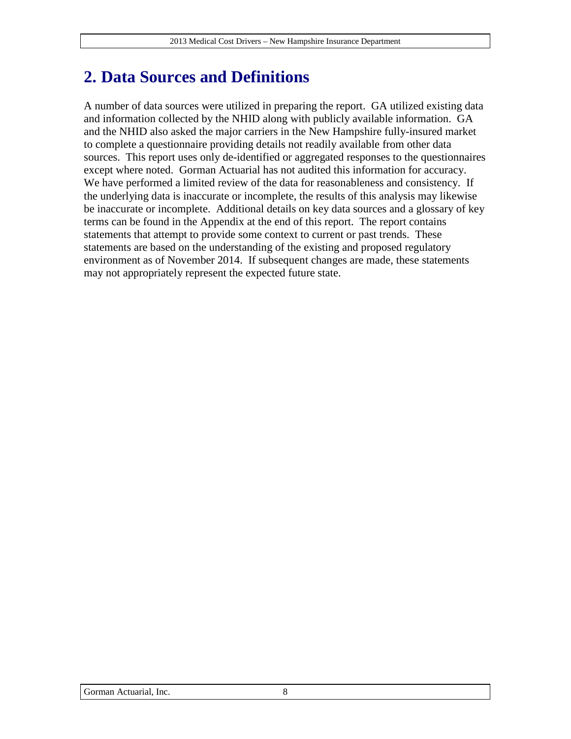# 2. Data Sources and Definitions

A number of data sources were utilized in preparing the report. GA utilized existing data and information collected by the NHID along with publicly available information. GA and the NHID also asked the major carriers in the New Hampshire fully-insured market to complete a questionnaire providing details not readily available from other data sources. This report uses only de-identified or aggregated responses to the questionnaires except where noted. Gorman Actuarial has not audited this information for accuracy. We have performed a limited review of the data for reasonableness and consistency. If the underlying data is inaccurate or incomplete, the results of this analysis may likewise be inaccurate or incomplete. Additional details on key data sources and a glossary of key terms can be found in the Appendix at the end of this report. The report contains statements that attempt to provide some context to current or past trends. These statements are based on the understanding of the existing and proposed regulatory environment as of November 2014. If subsequent changes are made, these statements may not appropriately represent the expected future state.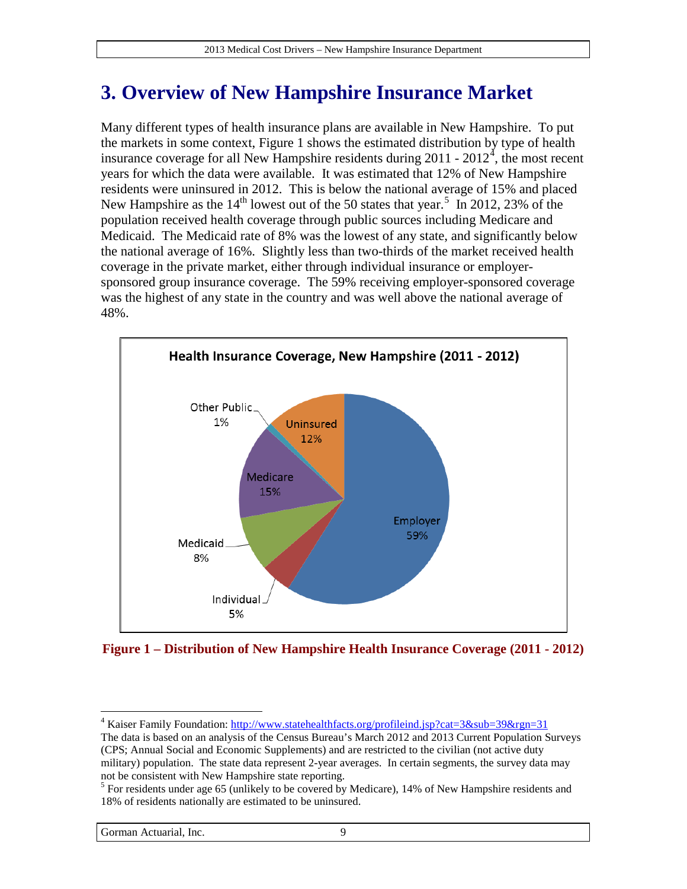# 3. Overview of New Hampshire Insurance Market

Many different types of health insurance plans are available in New Hampshire. To put the markets in some context, Figure 1 shows the estimated distribution by type of health insurance coverage for all New Hampshire residents during 2011 - 2012[4], the most recent years for which the data were available. It was estimated that 12% of New Hampshire residents were uninsured in 2012. This is below the national average of 15% and placed New Hampshire as the 14th lowest out of the 50 states that year.[5] In 2012, 23% of the population received health coverage through public sources including Medicare and Medicaid. The Medicaid rate of 8% was the lowest of any state, and significantly below the national average of 16%. Slightly less than two-thirds of the market received health coverage in the private market, either through individual insurance or employer-sponsored group insurance coverage. The 59% receiving employer-sponsored coverage was the highest of any state in the country and was well above the national average of 48%.

**Health Insurance Coverage, New Hampshire (2011 - 2012)**

| Coverage Type | Percent |
|---|---|
| Employer | 59% |
| Individual | 5% |
| Medicaid | 8% |
| Medicare | 15% |
| Other Public | 1% |
| Uninsured | 12% |

**Figure 1 – Distribution of New Hampshire Health Insurance Coverage (2011 - 2012)**

---

[4] Kaiser Family Foundation: http://www.statehealthfacts.org/profileind.jsp?cat=3&sub=39&rgn=31
The data is based on an analysis of the Census Bureau's March 2012 and 2013 Current Population Surveys (CPS; Annual Social and Economic Supplements) and are restricted to the civilian (not active duty military) population. The state data represent 2-year averages. In certain segments, the survey data may not be consistent with New Hampshire state reporting.

[5] For residents under age 65 (unlikely to be covered by Medicare), 14% of New Hampshire residents and 18% of residents nationally are estimated to be uninsured.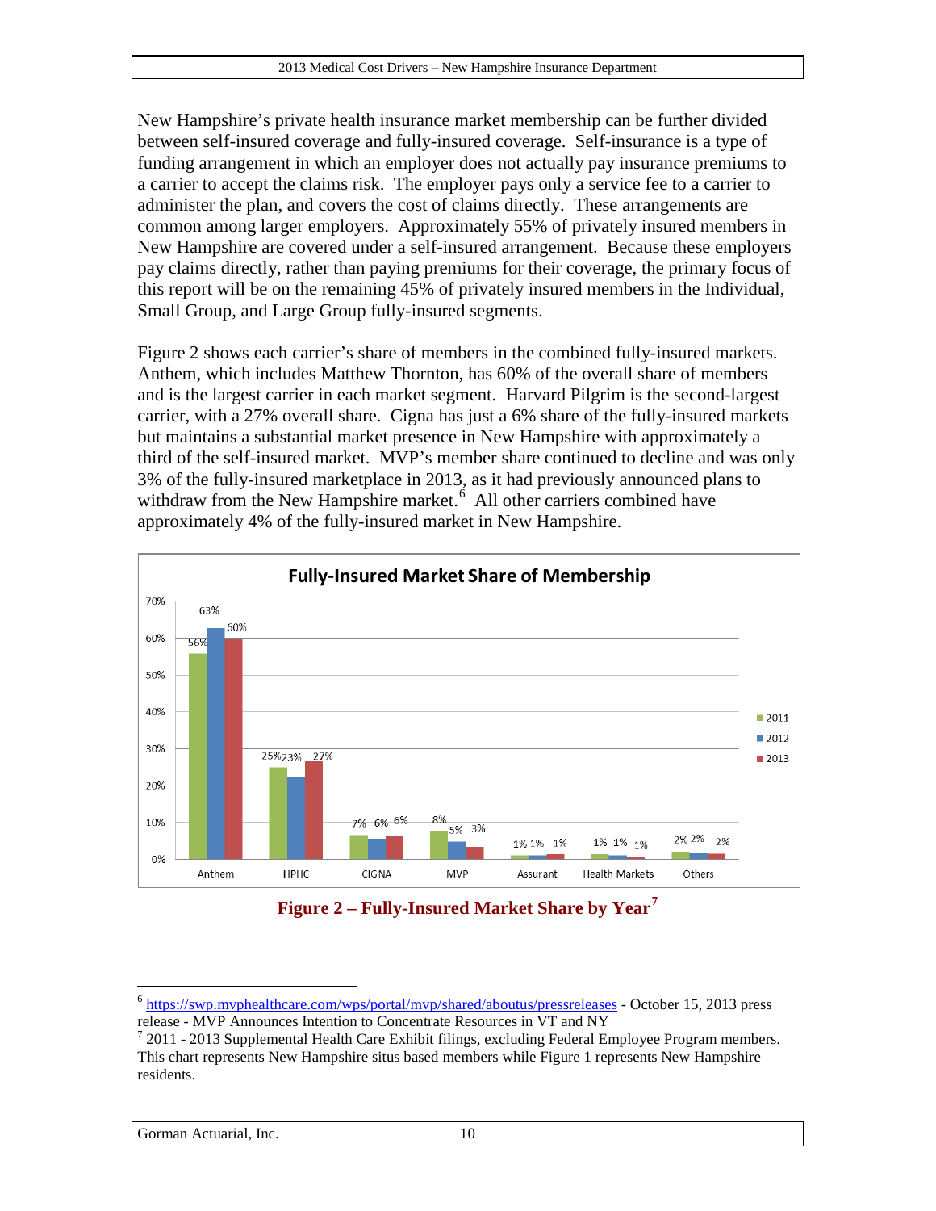New Hampshire's private health insurance market membership can be further divided between self-insured coverage and fully-insured coverage. Self-insurance is a type of funding arrangement in which an employer does not actually pay insurance premiums to a carrier to accept the claims risk. The employer pays only a service fee to a carrier to administer the plan, and covers the cost of claims directly. These arrangements are common among larger employers. Approximately 55% of privately insured members in New Hampshire are covered under a self-insured arrangement. Because these employers pay claims directly, rather than paying premiums for their coverage, the primary focus of this report will be on the remaining 45% of privately insured members in the Individual, Small Group, and Large Group fully-insured segments.

Figure 2 shows each carrier's share of members in the combined fully-insured markets. Anthem, which includes Matthew Thornton, has 60% of the overall share of members and is the largest carrier in each market segment. Harvard Pilgrim is the second-largest carrier, with a 27% overall share. Cigna has just a 6% share of the fully-insured markets but maintains a substantial market presence in New Hampshire with approximately a third of the self-insured market. MVP's member share continued to decline and was only 3% of the fully-insured marketplace in 2013, as it had previously announced plans to withdraw from the New Hampshire market.[6] All other carriers combined have approximately 4% of the fully-insured market in New Hampshire.

**Fully-Insured Market Share of Membership**

| Carrier | 2011 | 2012 | 2013 |
|---|---|---|---|
| Anthem | 56% | 63% | 60% |
| HPHC | 25% | 23% | 27% |
| CIGNA | 7% | 6% | 6% |
| MVP | 8% | 5% | 3% |
| Assurant | 1% | 1% | 1% |
| Health Markets | 1% | 1% | 1% |
| Others | 2% | 2% | 2% |

**Figure 2 – Fully-Insured Market Share by Year[7]**

[6] https://swp.mvphealthcare.com/wps/portal/mvp/shared/aboutus/pressreleases - October 15, 2013 press release - MVP Announces Intention to Concentrate Resources in VT and NY

[7] 2011 - 2013 Supplemental Health Care Exhibit filings, excluding Federal Employee Program members. This chart represents New Hampshire situs based members while Figure 1 represents New Hampshire residents.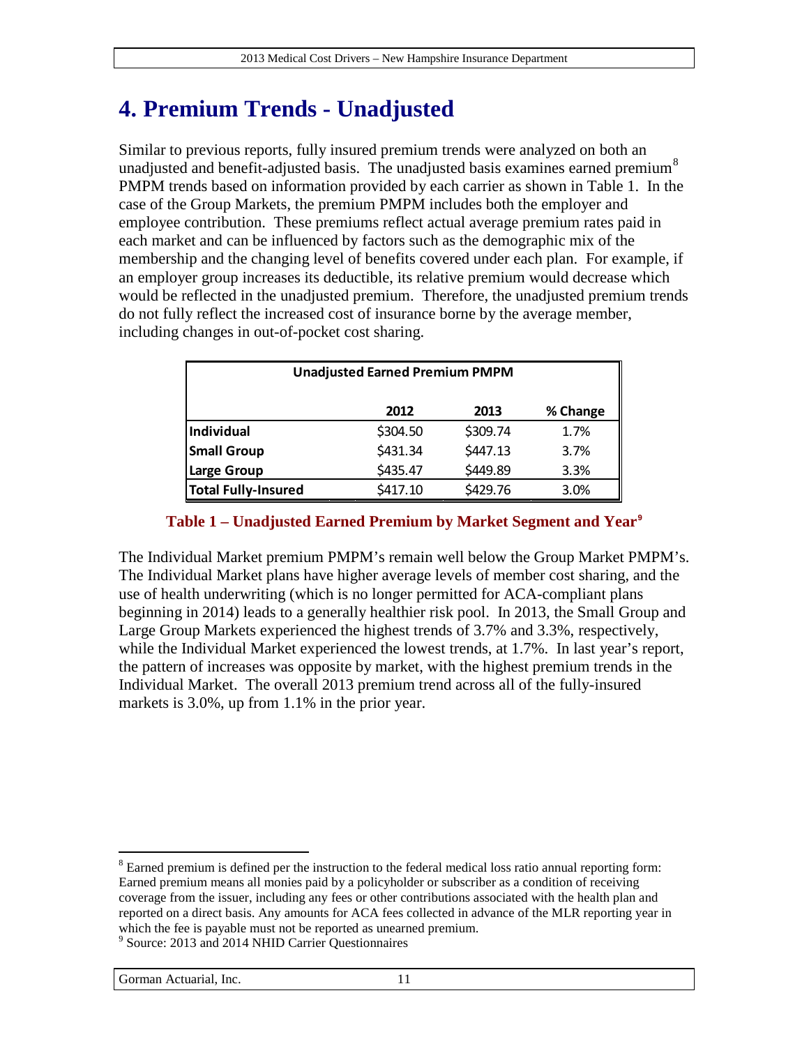# 4. Premium Trends - Unadjusted

Similar to previous reports, fully insured premium trends were analyzed on both an unadjusted and benefit-adjusted basis. The unadjusted basis examines earned premium[8] PMPM trends based on information provided by each carrier as shown in Table 1. In the case of the Group Markets, the premium PMPM includes both the employer and employee contribution. These premiums reflect actual average premium rates paid in each market and can be influenced by factors such as the demographic mix of the membership and the changing level of benefits covered under each plan. For example, if an employer group increases its deductible, its relative premium would decrease which would be reflected in the unadjusted premium. Therefore, the unadjusted premium trends do not fully reflect the increased cost of insurance borne by the average member, including changes in out-of-pocket cost sharing.

| Unadjusted Earned Premium PMPM | | | |
|---|---|---|---|
| | 2012 | 2013 | % Change |
| **Individual** | $304.50 | $309.74 | 1.7% |
| **Small Group** | $431.34 | $447.13 | 3.7% |
| **Large Group** | $435.47 | $449.89 | 3.3% |
| **Total Fully-Insured** | $417.10 | $429.76 | 3.0% |

**Table 1 – Unadjusted Earned Premium by Market Segment and Year[9]**

The Individual Market premium PMPM's remain well below the Group Market PMPM's. The Individual Market plans have higher average levels of member cost sharing, and the use of health underwriting (which is no longer permitted for ACA-compliant plans beginning in 2014) leads to a generally healthier risk pool. In 2013, the Small Group and Large Group Markets experienced the highest trends of 3.7% and 3.3%, respectively, while the Individual Market experienced the lowest trends, at 1.7%. In last year's report, the pattern of increases was opposite by market, with the highest premium trends in the Individual Market. The overall 2013 premium trend across all of the fully-insured markets is 3.0%, up from 1.1% in the prior year.

---

[8] Earned premium is defined per the instruction to the federal medical loss ratio annual reporting form: Earned premium means all monies paid by a policyholder or subscriber as a condition of receiving coverage from the issuer, including any fees or other contributions associated with the health plan and reported on a direct basis. Any amounts for ACA fees collected in advance of the MLR reporting year in which the fee is payable must not be reported as unearned premium.

[9] Source: 2013 and 2014 NHID Carrier Questionnaires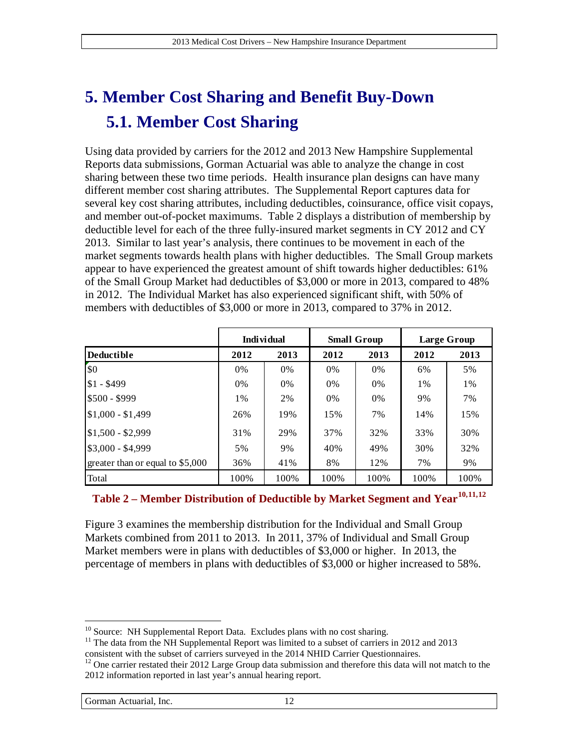# 5. Member Cost Sharing and Benefit Buy-Down

## 5.1. Member Cost Sharing

Using data provided by carriers for the 2012 and 2013 New Hampshire Supplemental Reports data submissions, Gorman Actuarial was able to analyze the change in cost sharing between these two time periods. Health insurance plan designs can have many different member cost sharing attributes. The Supplemental Report captures data for several key cost sharing attributes, including deductibles, coinsurance, office visit copays, and member out-of-pocket maximums. Table 2 displays a distribution of membership by deductible level for each of the three fully-insured market segments in CY 2012 and CY 2013. Similar to last year's analysis, there continues to be movement in each of the market segments towards health plans with higher deductibles. The Small Group markets appear to have experienced the greatest amount of shift towards higher deductibles: 61% of the Small Group Market had deductibles of \$3,000 or more in 2013, compared to 48% in 2012. The Individual Market has also experienced significant shift, with 50% of members with deductibles of \$3,000 or more in 2013, compared to 37% in 2012.

| | Individual | | Small Group | | Large Group | |
|---|---|---|---|---|---|---|
| **Deductible** | **2012** | **2013** | **2012** | **2013** | **2012** | **2013** |
| \$0 | 0% | 0% | 0% | 0% | 6% | 5% |
| \$1 - \$499 | 0% | 0% | 0% | 0% | 1% | 1% |
| \$500 - \$999 | 1% | 2% | 0% | 0% | 9% | 7% |
| \$1,000 - \$1,499 | 26% | 19% | 15% | 7% | 14% | 15% |
| \$1,500 - \$2,999 | 31% | 29% | 37% | 32% | 33% | 30% |
| \$3,000 - \$4,999 | 5% | 9% | 40% | 49% | 30% | 32% |
| greater than or equal to \$5,000 | 36% | 41% | 8% | 12% | 7% | 9% |
| Total | 100% | 100% | 100% | 100% | 100% | 100% |

**Table 2 – Member Distribution of Deductible by Market Segment and Year[10,11,12]**

Figure 3 examines the membership distribution for the Individual and Small Group Markets combined from 2011 to 2013. In 2011, 37% of Individual and Small Group Market members were in plans with deductibles of \$3,000 or higher. In 2013, the percentage of members in plans with deductibles of \$3,000 or higher increased to 58%.

---

[10] Source: NH Supplemental Report Data. Excludes plans with no cost sharing.

[11] The data from the NH Supplemental Report was limited to a subset of carriers in 2012 and 2013 consistent with the subset of carriers surveyed in the 2014 NHID Carrier Questionnaires.

[12] One carrier restated their 2012 Large Group data submission and therefore this data will not match to the 2012 information reported in last year's annual hearing report.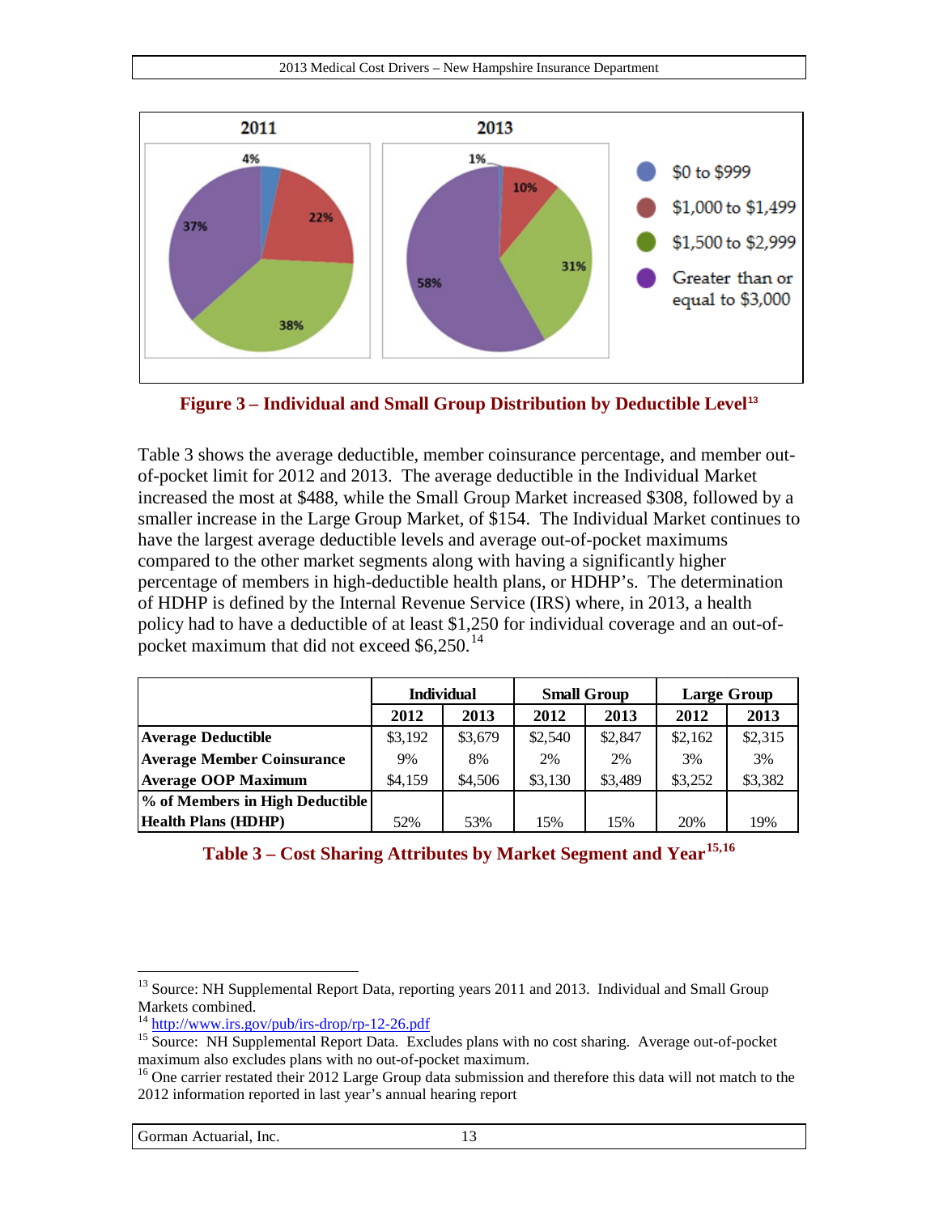2011 | 2013

Pie chart legend: $0 to $999; $1,000 to $1,499; $1,500 to $2,999; Greater than or equal to $3,000

2011: 4%, 22%, 38%, 37%

2013: 1%, 10%, 31%, 58%

**Figure 3 – Individual and Small Group Distribution by Deductible Level**[13]

Table 3 shows the average deductible, member coinsurance percentage, and member out-of-pocket limit for 2012 and 2013. The average deductible in the Individual Market increased the most at $488, while the Small Group Market increased $308, followed by a smaller increase in the Large Group Market, of $154. The Individual Market continues to have the largest average deductible levels and average out-of-pocket maximums compared to the other market segments along with having a significantly higher percentage of members in high-deductible health plans, or HDHP's. The determination of HDHP is defined by the Internal Revenue Service (IRS) where, in 2013, a health policy had to have a deductible of at least $1,250 for individual coverage and an out-of-pocket maximum that did not exceed $6,250.[14]

| | Individual | | Small Group | | Large Group | |
|---|---|---|---|---|---|---|
| | 2012 | 2013 | 2012 | 2013 | 2012 | 2013 |
| **Average Deductible** | $3,192 | $3,679 | $2,540 | $2,847 | $2,162 | $2,315 |
| **Average Member Coinsurance** | 9% | 8% | 2% | 2% | 3% | 3% |
| **Average OOP Maximum** | $4,159 | $4,506 | $3,130 | $3,489 | $3,252 | $3,382 |
| **% of Members in High Deductible Health Plans (HDHP)** | 52% | 53% | 15% | 15% | 20% | 19% |

**Table 3 – Cost Sharing Attributes by Market Segment and Year**[15,16]

---

[13] Source: NH Supplemental Report Data, reporting years 2011 and 2013. Individual and Small Group Markets combined.

[14] http://www.irs.gov/pub/irs-drop/rp-12-26.pdf

[15] Source: NH Supplemental Report Data. Excludes plans with no cost sharing. Average out-of-pocket maximum also excludes plans with no out-of-pocket maximum.

[16] One carrier restated their 2012 Large Group data submission and therefore this data will not match to the 2012 information reported in last year's annual hearing report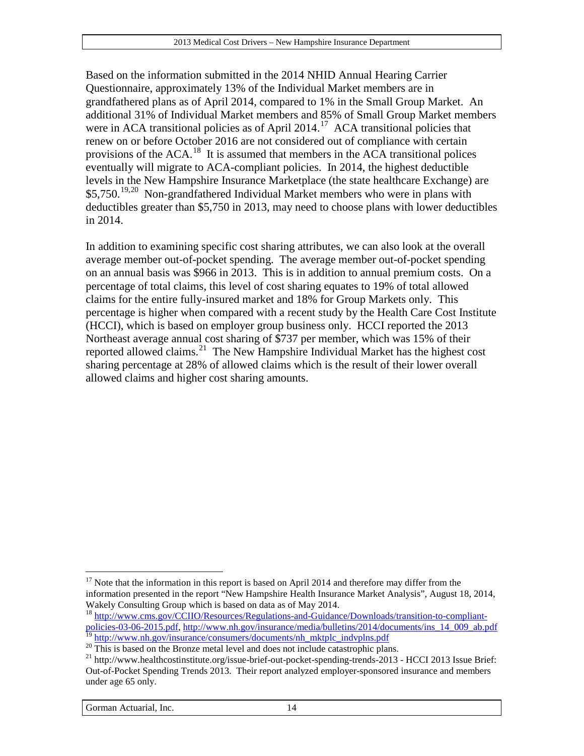Based on the information submitted in the 2014 NHID Annual Hearing Carrier Questionnaire, approximately 13% of the Individual Market members are in grandfathered plans as of April 2014, compared to 1% in the Small Group Market. An additional 31% of Individual Market members and 85% of Small Group Market members were in ACA transitional policies as of April 2014.[17] ACA transitional policies that renew on or before October 2016 are not considered out of compliance with certain provisions of the ACA.[18] It is assumed that members in the ACA transitional polices eventually will migrate to ACA-compliant policies. In 2014, the highest deductible levels in the New Hampshire Insurance Marketplace (the state healthcare Exchange) are $5,750.[19,20] Non-grandfathered Individual Market members who were in plans with deductibles greater than $5,750 in 2013, may need to choose plans with lower deductibles in 2014.

In addition to examining specific cost sharing attributes, we can also look at the overall average member out-of-pocket spending. The average member out-of-pocket spending on an annual basis was $966 in 2013. This is in addition to annual premium costs. On a percentage of total claims, this level of cost sharing equates to 19% of total allowed claims for the entire fully-insured market and 18% for Group Markets only. This percentage is higher when compared with a recent study by the Health Care Cost Institute (HCCI), which is based on employer group business only. HCCI reported the 2013 Northeast average annual cost sharing of $737 per member, which was 15% of their reported allowed claims.[21] The New Hampshire Individual Market has the highest cost sharing percentage at 28% of allowed claims which is the result of their lower overall allowed claims and higher cost sharing amounts.

---

[17] Note that the information in this report is based on April 2014 and therefore may differ from the information presented in the report "New Hampshire Health Insurance Market Analysis", August 18, 2014, Wakely Consulting Group which is based on data as of May 2014.

[18] http://www.cms.gov/CCIIO/Resources/Regulations-and-Guidance/Downloads/transition-to-compliant-policies-03-06-2015.pdf, http://www.nh.gov/insurance/media/bulletins/2014/documents/ins_14_009_ab.pdf

[19] http://www.nh.gov/insurance/consumers/documents/nh_mktplc_indvplns.pdf

[20] This is based on the Bronze metal level and does not include catastrophic plans.

[21] http://www.healthcostinstitute.org/issue-brief-out-pocket-spending-trends-2013 - HCCI 2013 Issue Brief: Out-of-Pocket Spending Trends 2013. Their report analyzed employer-sponsored insurance and members under age 65 only.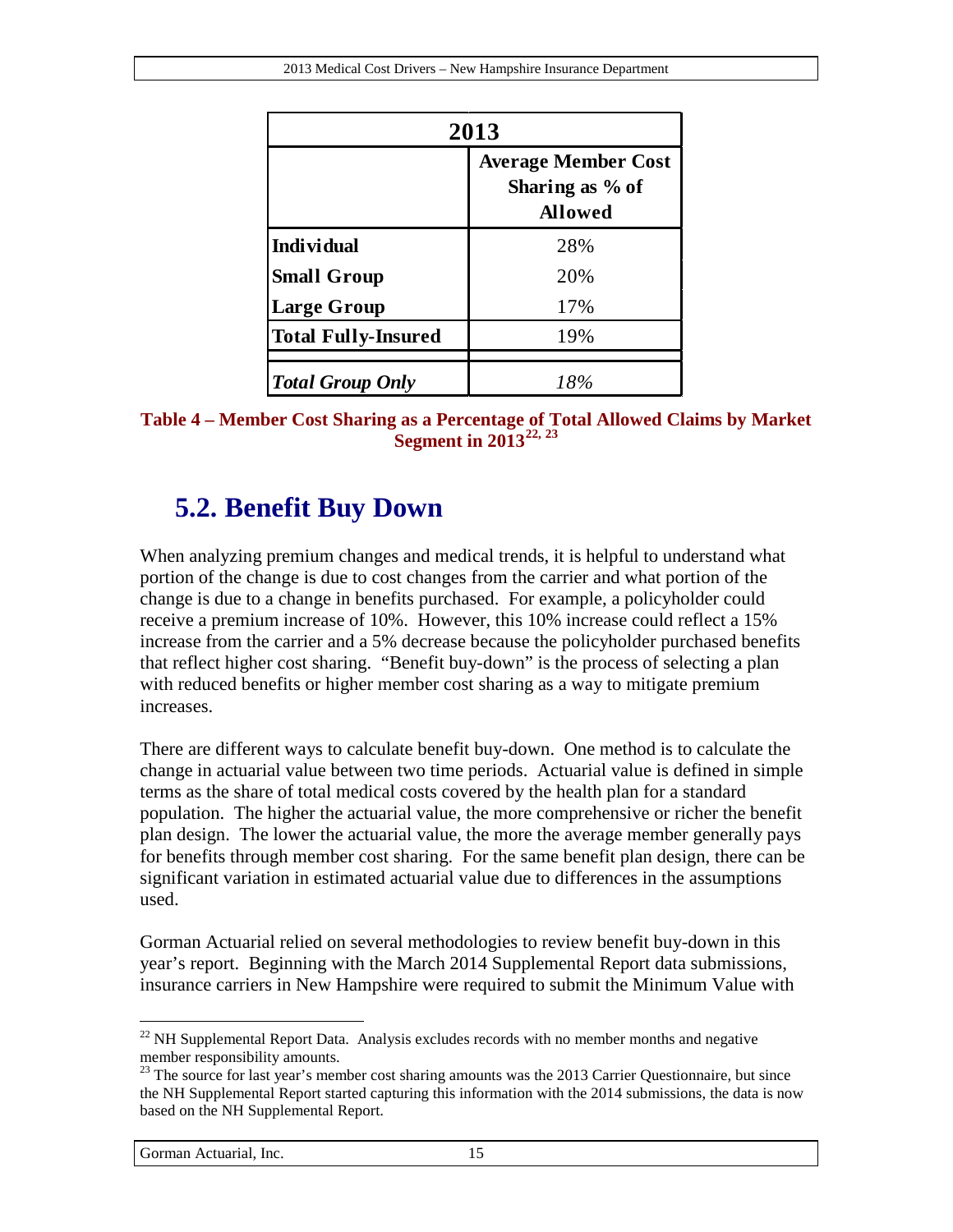| 2013 | |
|---|---|
| | **Average Member Cost Sharing as % of Allowed** |
| **Individual** | 28% |
| **Small Group** | 20% |
| **Large Group** | 17% |
| **Total Fully-Insured** | 19% |
| ***Total Group Only*** | *18%* |

**Table 4 – Member Cost Sharing as a Percentage of Total Allowed Claims by Market Segment in 2013[22, 23]**

## 5.2. Benefit Buy Down

When analyzing premium changes and medical trends, it is helpful to understand what portion of the change is due to cost changes from the carrier and what portion of the change is due to a change in benefits purchased. For example, a policyholder could receive a premium increase of 10%. However, this 10% increase could reflect a 15% increase from the carrier and a 5% decrease because the policyholder purchased benefits that reflect higher cost sharing. "Benefit buy-down" is the process of selecting a plan with reduced benefits or higher member cost sharing as a way to mitigate premium increases.

There are different ways to calculate benefit buy-down. One method is to calculate the change in actuarial value between two time periods. Actuarial value is defined in simple terms as the share of total medical costs covered by the health plan for a standard population. The higher the actuarial value, the more comprehensive or richer the benefit plan design. The lower the actuarial value, the more the average member generally pays for benefits through member cost sharing. For the same benefit plan design, there can be significant variation in estimated actuarial value due to differences in the assumptions used.

Gorman Actuarial relied on several methodologies to review benefit buy-down in this year's report. Beginning with the March 2014 Supplemental Report data submissions, insurance carriers in New Hampshire were required to submit the Minimum Value with

[22] NH Supplemental Report Data. Analysis excludes records with no member months and negative member responsibility amounts.

[23] The source for last year's member cost sharing amounts was the 2013 Carrier Questionnaire, but since the NH Supplemental Report started capturing this information with the 2014 submissions, the data is now based on the NH Supplemental Report.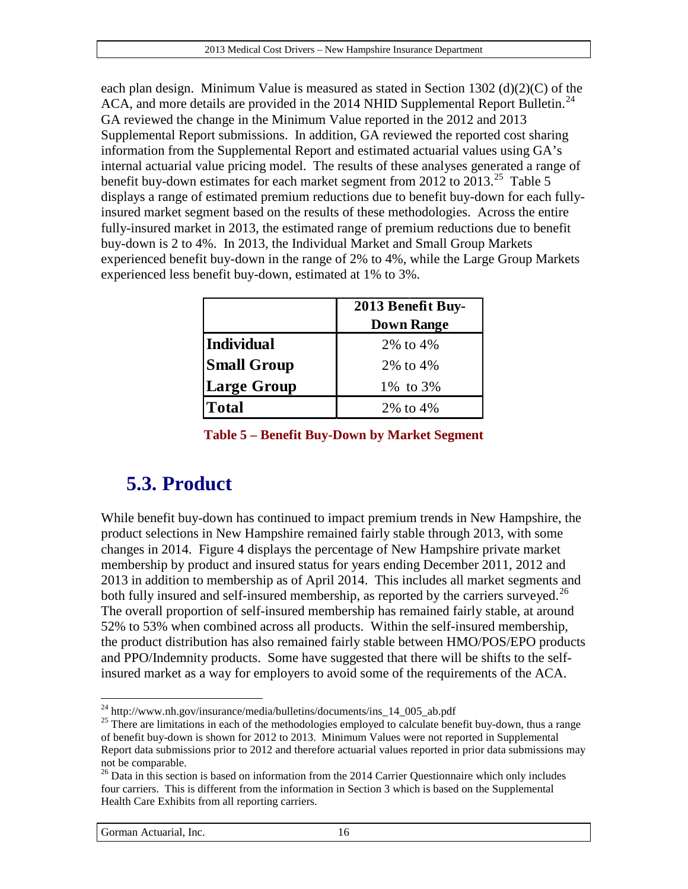each plan design. Minimum Value is measured as stated in Section 1302 (d)(2)(C) of the ACA, and more details are provided in the 2014 NHID Supplemental Report Bulletin.[24] GA reviewed the change in the Minimum Value reported in the 2012 and 2013 Supplemental Report submissions. In addition, GA reviewed the reported cost sharing information from the Supplemental Report and estimated actuarial values using GA's internal actuarial value pricing model. The results of these analyses generated a range of benefit buy-down estimates for each market segment from 2012 to 2013.[25] Table 5 displays a range of estimated premium reductions due to benefit buy-down for each fully-insured market segment based on the results of these methodologies. Across the entire fully-insured market in 2013, the estimated range of premium reductions due to benefit buy-down is 2 to 4%. In 2013, the Individual Market and Small Group Markets experienced benefit buy-down in the range of 2% to 4%, while the Large Group Markets experienced less benefit buy-down, estimated at 1% to 3%.

| | 2013 Benefit Buy-Down Range |
|---|---|
| **Individual** | 2% to 4% |
| **Small Group** | 2% to 4% |
| **Large Group** | 1% to 3% |
| **Total** | 2% to 4% |

**Table 5 – Benefit Buy-Down by Market Segment**

## 5.3. Product

While benefit buy-down has continued to impact premium trends in New Hampshire, the product selections in New Hampshire remained fairly stable through 2013, with some changes in 2014. Figure 4 displays the percentage of New Hampshire private market membership by product and insured status for years ending December 2011, 2012 and 2013 in addition to membership as of April 2014. This includes all market segments and both fully insured and self-insured membership, as reported by the carriers surveyed.[26] The overall proportion of self-insured membership has remained fairly stable, at around 52% to 53% when combined across all products. Within the self-insured membership, the product distribution has also remained fairly stable between HMO/POS/EPO products and PPO/Indemnity products. Some have suggested that there will be shifts to the self-insured market as a way for employers to avoid some of the requirements of the ACA.

---

[24] http://www.nh.gov/insurance/media/bulletins/documents/ins_14_005_ab.pdf

[25] There are limitations in each of the methodologies employed to calculate benefit buy-down, thus a range of benefit buy-down is shown for 2012 to 2013. Minimum Values were not reported in Supplemental Report data submissions prior to 2012 and therefore actuarial values reported in prior data submissions may not be comparable.

[26] Data in this section is based on information from the 2014 Carrier Questionnaire which only includes four carriers. This is different from the information in Section 3 which is based on the Supplemental Health Care Exhibits from all reporting carriers.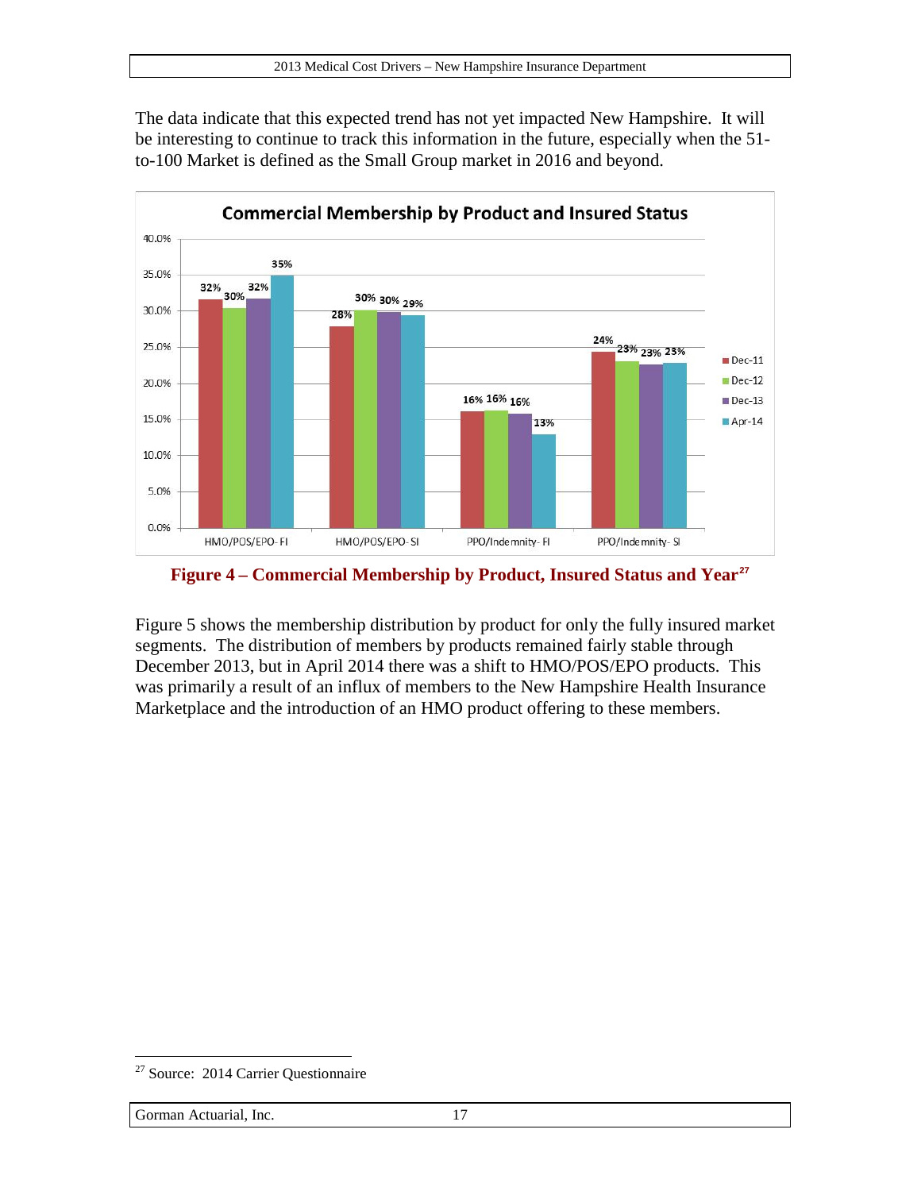The data indicate that this expected trend has not yet impacted New Hampshire. It will be interesting to continue to track this information in the future, especially when the 51-to-100 Market is defined as the Small Group market in 2016 and beyond.

**Commercial Membership by Product and Insured Status**

| | HMO/POS/EPO- FI | HMO/POS/EPO- SI | PPO/Indemnity- FI | PPO/Indemnity- SI |
|---|---|---|---|---|
| Dec-11 | 32% | 28% | 16% | 24% |
| Dec-12 | 30% | 30% | 16% | 23% |
| Dec-13 | 32% | 30% | 16% | 23% |
| Apr-14 | 35% | 29% | 13% | 23% |

**Figure 4 – Commercial Membership by Product, Insured Status and Year[27]**

Figure 5 shows the membership distribution by product for only the fully insured market segments. The distribution of members by products remained fairly stable through December 2013, but in April 2014 there was a shift to HMO/POS/EPO products. This was primarily a result of an influx of members to the New Hampshire Health Insurance Marketplace and the introduction of an HMO product offering to these members.

[27] Source: 2014 Carrier Questionnaire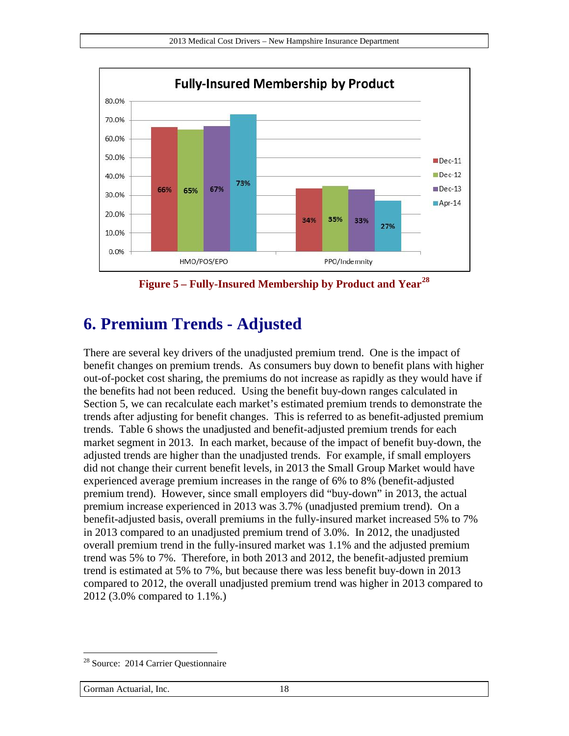**Fully-Insured Membership by Product**

| | Dec-11 | Dec-12 | Dec-13 | Apr-14 |
|---|---|---|---|---|
| HMO/POS/EPO | 66% | 65% | 67% | 73% |
| PPO/Indemnity | 34% | 35% | 33% | 27% |

**Figure 5 – Fully-Insured Membership by Product and Year**[28]

# 6. Premium Trends - Adjusted

There are several key drivers of the unadjusted premium trend. One is the impact of benefit changes on premium trends. As consumers buy down to benefit plans with higher out-of-pocket cost sharing, the premiums do not increase as rapidly as they would have if the benefits had not been reduced. Using the benefit buy-down ranges calculated in Section 5, we can recalculate each market's estimated premium trends to demonstrate the trends after adjusting for benefit changes. This is referred to as benefit-adjusted premium trends. Table 6 shows the unadjusted and benefit-adjusted premium trends for each market segment in 2013. In each market, because of the impact of benefit buy-down, the adjusted trends are higher than the unadjusted trends. For example, if small employers did not change their current benefit levels, in 2013 the Small Group Market would have experienced average premium increases in the range of 6% to 8% (benefit-adjusted premium trend). However, since small employers did "buy-down" in 2013, the actual premium increase experienced in 2013 was 3.7% (unadjusted premium trend). On a benefit-adjusted basis, overall premiums in the fully-insured market increased 5% to 7% in 2013 compared to an unadjusted premium trend of 3.0%. In 2012, the unadjusted overall premium trend in the fully-insured market was 1.1% and the adjusted premium trend was 5% to 7%. Therefore, in both 2013 and 2012, the benefit-adjusted premium trend is estimated at 5% to 7%, but because there was less benefit buy-down in 2013 compared to 2012, the overall unadjusted premium trend was higher in 2013 compared to 2012 (3.0% compared to 1.1%.)

[28] Source: 2014 Carrier Questionnaire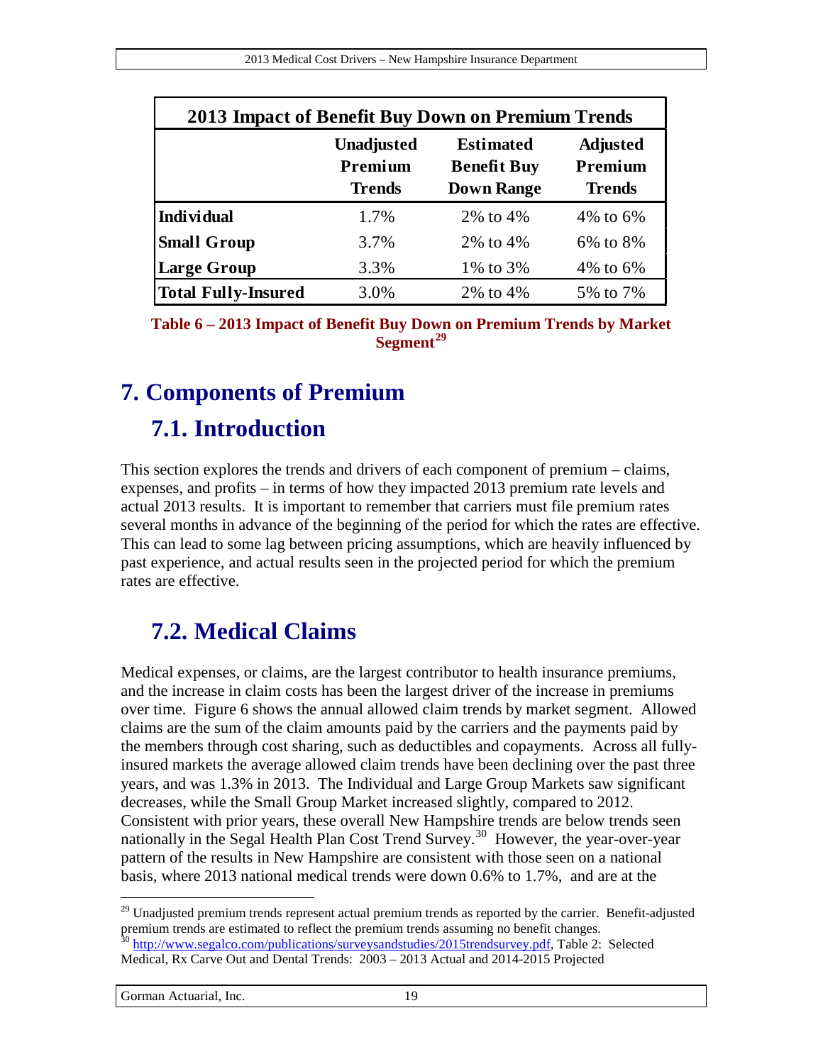| 2013 Impact of Benefit Buy Down on Premium Trends | | | |
|---|---|---|---|
| | **Unadjusted Premium Trends** | **Estimated Benefit Buy Down Range** | **Adjusted Premium Trends** |
| **Individual** | 1.7% | 2% to 4% | 4% to 6% |
| **Small Group** | 3.7% | 2% to 4% | 6% to 8% |
| **Large Group** | 3.3% | 1% to 3% | 4% to 6% |
| **Total Fully-Insured** | 3.0% | 2% to 4% | 5% to 7% |

**Table 6 – 2013 Impact of Benefit Buy Down on Premium Trends by Market Segment[29]**

# 7. Components of Premium

## 7.1. Introduction

This section explores the trends and drivers of each component of premium – claims, expenses, and profits – in terms of how they impacted 2013 premium rate levels and actual 2013 results. It is important to remember that carriers must file premium rates several months in advance of the beginning of the period for which the rates are effective. This can lead to some lag between pricing assumptions, which are heavily influenced by past experience, and actual results seen in the projected period for which the premium rates are effective.

## 7.2. Medical Claims

Medical expenses, or claims, are the largest contributor to health insurance premiums, and the increase in claim costs has been the largest driver of the increase in premiums over time. Figure 6 shows the annual allowed claim trends by market segment. Allowed claims are the sum of the claim amounts paid by the carriers and the payments paid by the members through cost sharing, such as deductibles and copayments. Across all fully-insured markets the average allowed claim trends have been declining over the past three years, and was 1.3% in 2013. The Individual and Large Group Markets saw significant decreases, while the Small Group Market increased slightly, compared to 2012. Consistent with prior years, these overall New Hampshire trends are below trends seen nationally in the Segal Health Plan Cost Trend Survey.[30] However, the year-over-year pattern of the results in New Hampshire are consistent with those seen on a national basis, where 2013 national medical trends were down 0.6% to 1.7%, and are at the

---

[29] Unadjusted premium trends represent actual premium trends as reported by the carrier. Benefit-adjusted premium trends are estimated to reflect the premium trends assuming no benefit changes.

[30] http://www.segalco.com/publications/surveysandstudies/2015trendsurvey.pdf, Table 2: Selected Medical, Rx Carve Out and Dental Trends: 2003 – 2013 Actual and 2014-2015 Projected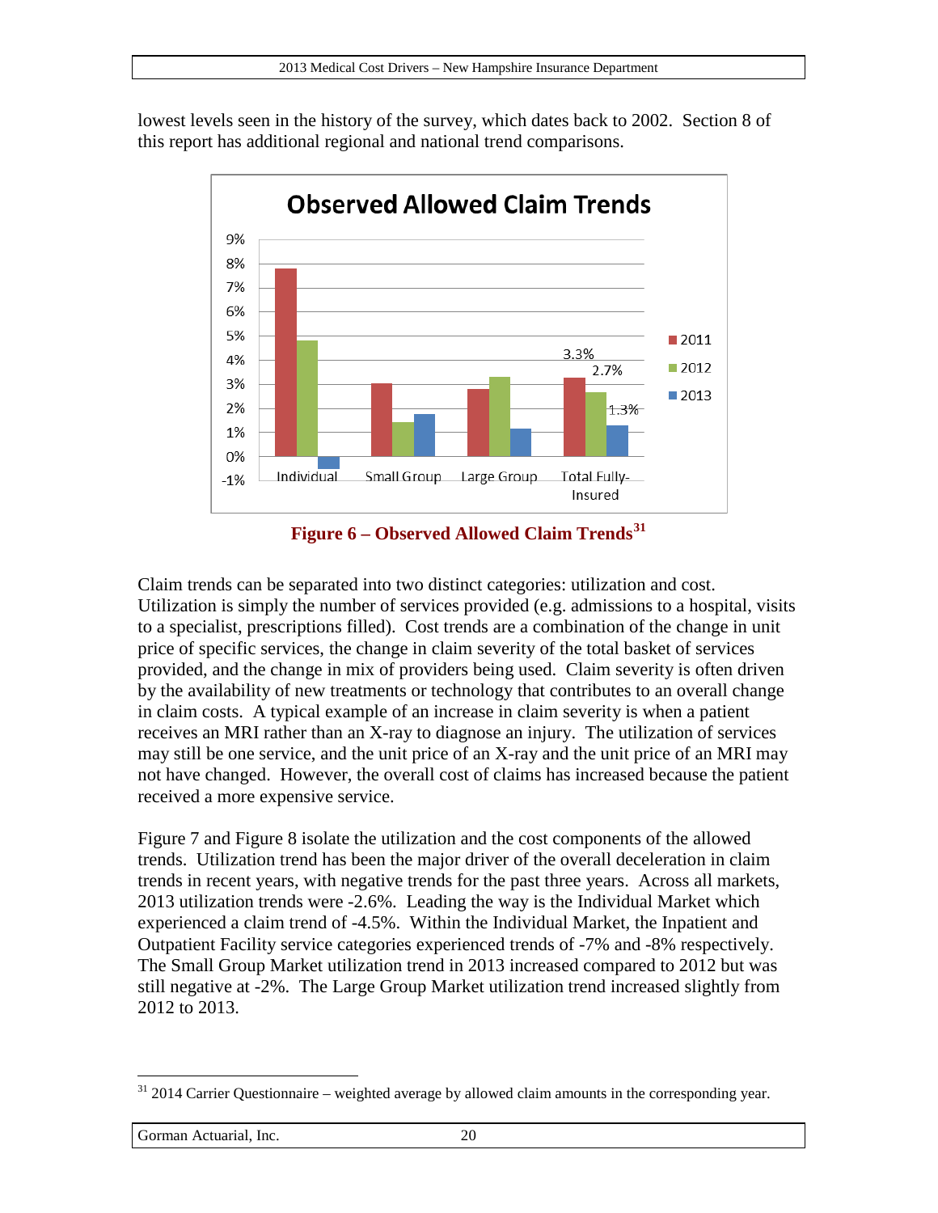lowest levels seen in the history of the survey, which dates back to 2002. Section 8 of this report has additional regional and national trend comparisons.

**Figure 6 – Observed Allowed Claim Trends**[31]

Claim trends can be separated into two distinct categories: utilization and cost. Utilization is simply the number of services provided (e.g. admissions to a hospital, visits to a specialist, prescriptions filled). Cost trends are a combination of the change in unit price of specific services, the change in claim severity of the total basket of services provided, and the change in mix of providers being used. Claim severity is often driven by the availability of new treatments or technology that contributes to an overall change in claim costs. A typical example of an increase in claim severity is when a patient receives an MRI rather than an X-ray to diagnose an injury. The utilization of services may still be one service, and the unit price of an X-ray and the unit price of an MRI may not have changed. However, the overall cost of claims has increased because the patient received a more expensive service.

Figure 7 and Figure 8 isolate the utilization and the cost components of the allowed trends. Utilization trend has been the major driver of the overall deceleration in claim trends in recent years, with negative trends for the past three years. Across all markets, 2013 utilization trends were -2.6%. Leading the way is the Individual Market which experienced a claim trend of -4.5%. Within the Individual Market, the Inpatient and Outpatient Facility service categories experienced trends of -7% and -8% respectively. The Small Group Market utilization trend in 2013 increased compared to 2012 but was still negative at -2%. The Large Group Market utilization trend increased slightly from 2012 to 2013.

[31] 2014 Carrier Questionnaire – weighted average by allowed claim amounts in the corresponding year.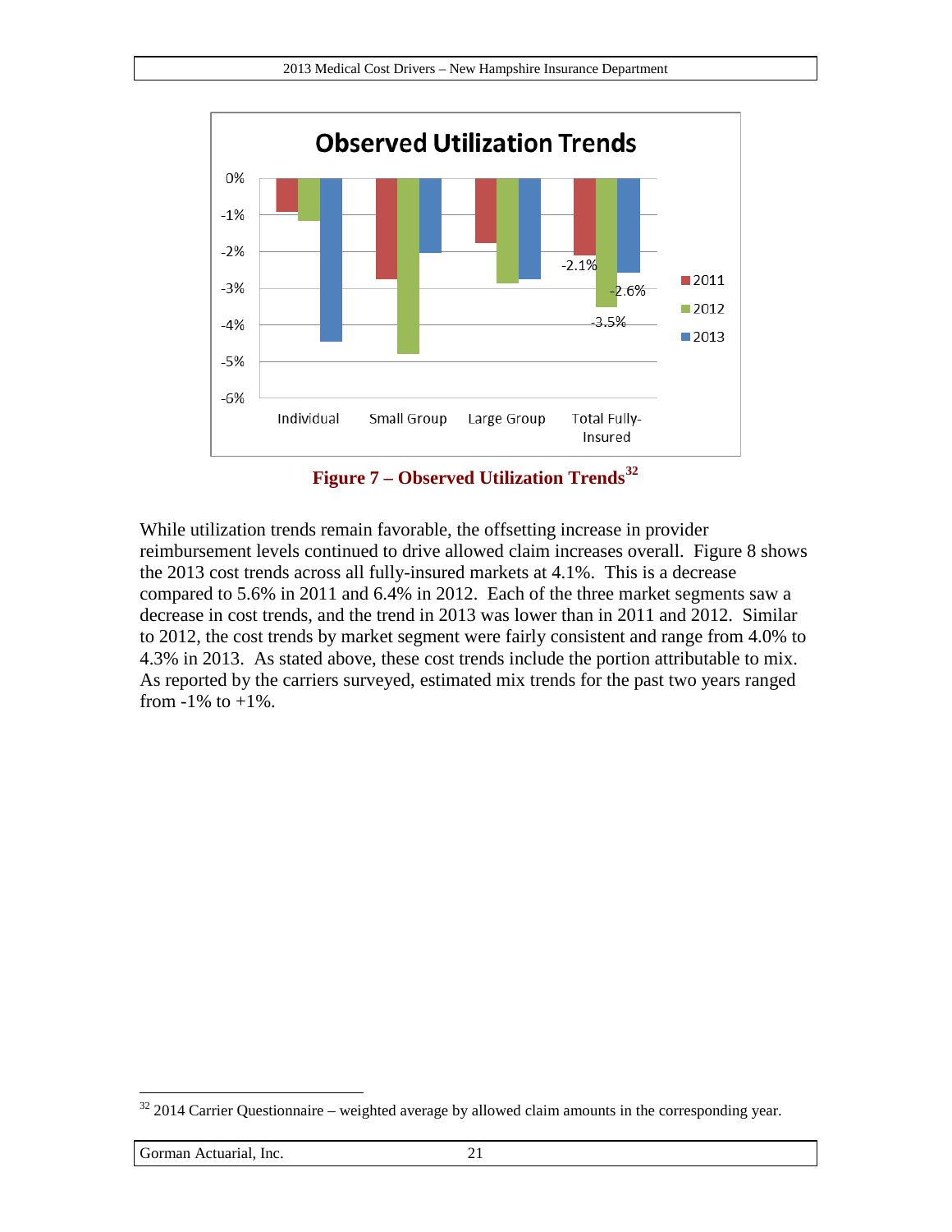**Figure 7 – Observed Utilization Trends[32]**

While utilization trends remain favorable, the offsetting increase in provider reimbursement levels continued to drive allowed claim increases overall. Figure 8 shows the 2013 cost trends across all fully-insured markets at 4.1%. This is a decrease compared to 5.6% in 2011 and 6.4% in 2012. Each of the three market segments saw a decrease in cost trends, and the trend in 2013 was lower than in 2011 and 2012. Similar to 2012, the cost trends by market segment were fairly consistent and range from 4.0% to 4.3% in 2013. As stated above, these cost trends include the portion attributable to mix. As reported by the carriers surveyed, estimated mix trends for the past two years ranged from -1% to +1%.

[32] 2014 Carrier Questionnaire – weighted average by allowed claim amounts in the corresponding year.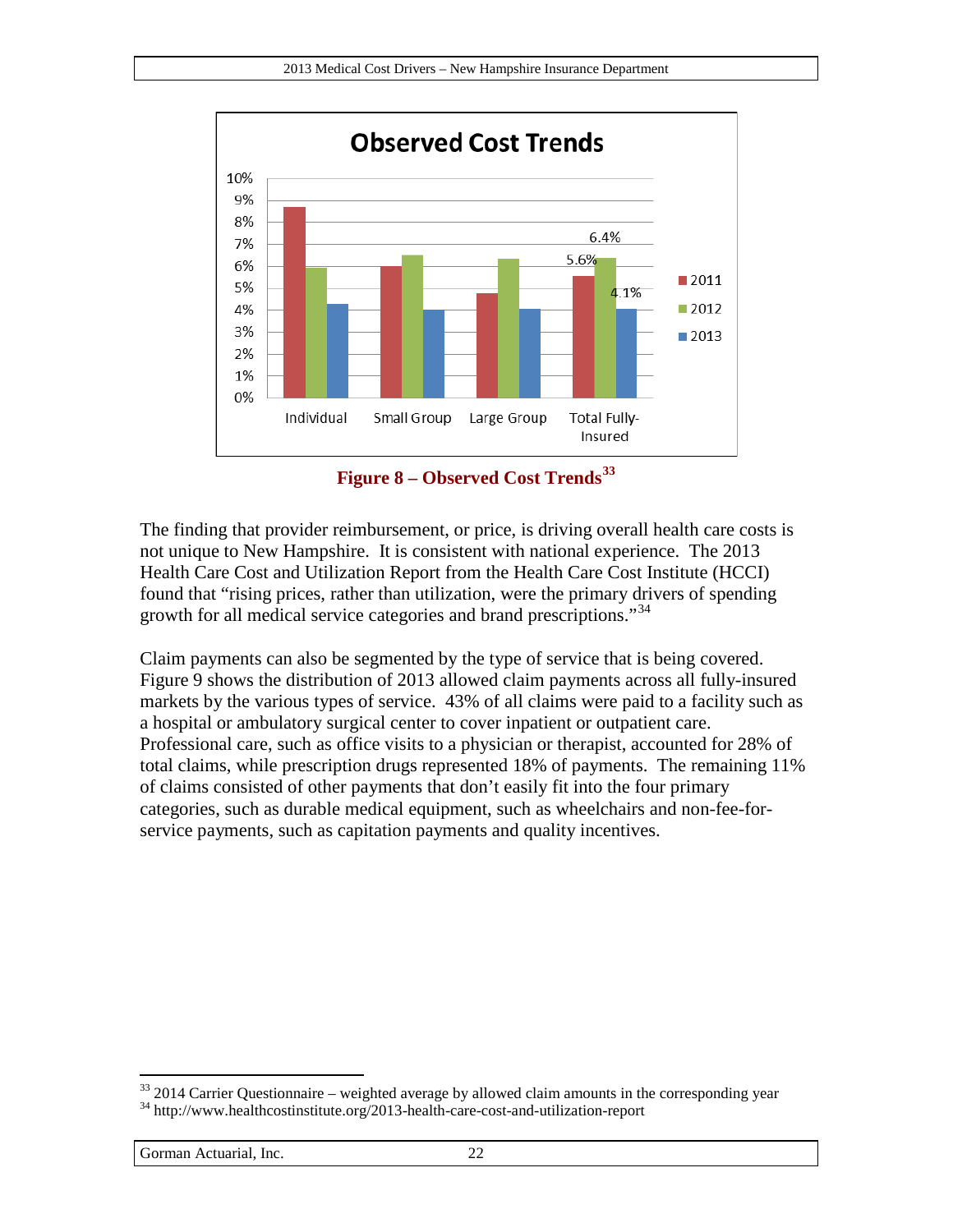Observed Cost Trends

10%
9%
8%
7%
6%
5%
4%
3%
2%
1%
0%

Individual | Small Group | Large Group | Total Fully-Insured

5.6% | 6.4% | 4.1%

2011 | 2012 | 2013

**Figure 8 – Observed Cost Trends**[33]

The finding that provider reimbursement, or price, is driving overall health care costs is not unique to New Hampshire. It is consistent with national experience. The 2013 Health Care Cost and Utilization Report from the Health Care Cost Institute (HCCI) found that "rising prices, rather than utilization, were the primary drivers of spending growth for all medical service categories and brand prescriptions."[34]

Claim payments can also be segmented by the type of service that is being covered. Figure 9 shows the distribution of 2013 allowed claim payments across all fully-insured markets by the various types of service. 43% of all claims were paid to a facility such as a hospital or ambulatory surgical center to cover inpatient or outpatient care. Professional care, such as office visits to a physician or therapist, accounted for 28% of total claims, while prescription drugs represented 18% of payments. The remaining 11% of claims consisted of other payments that don't easily fit into the four primary categories, such as durable medical equipment, such as wheelchairs and non-fee-for-service payments, such as capitation payments and quality incentives.

[33] 2014 Carrier Questionnaire – weighted average by allowed claim amounts in the corresponding year
[34] http://www.healthcostinstitute.org/2013-health-care-cost-and-utilization-report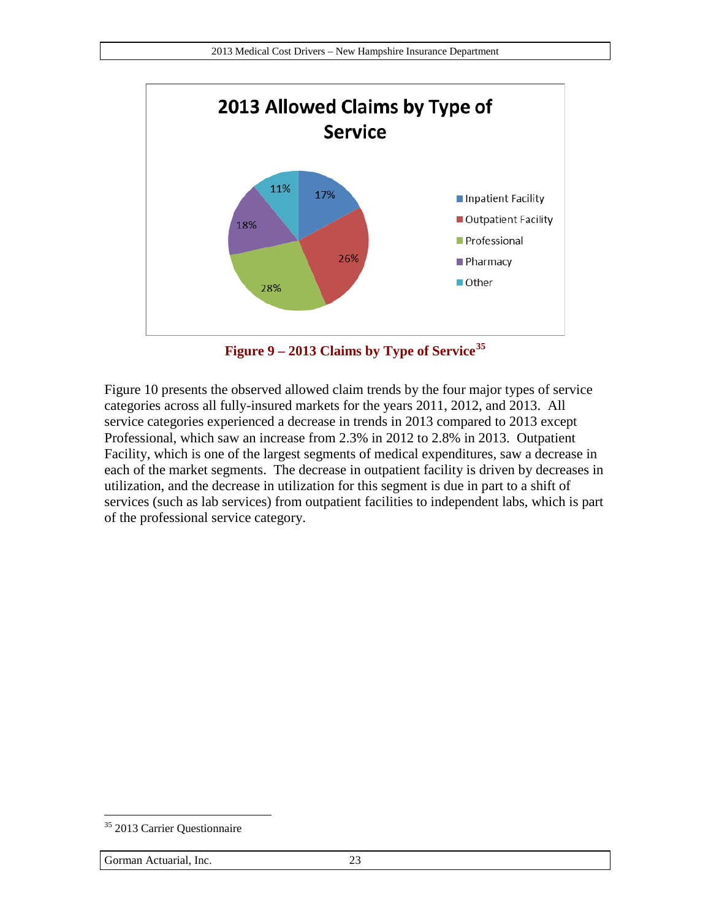**2013 Allowed Claims by Type of Service**

| Type of Service | Share |
|---|---|
| Inpatient Facility | 17% |
| Outpatient Facility | 26% |
| Professional | 28% |
| Pharmacy | 18% |
| Other | 11% |

**Figure 9 – 2013 Claims by Type of Service[35]**

Figure 10 presents the observed allowed claim trends by the four major types of service categories across all fully-insured markets for the years 2011, 2012, and 2013. All service categories experienced a decrease in trends in 2013 compared to 2013 except Professional, which saw an increase from 2.3% in 2012 to 2.8% in 2013. Outpatient Facility, which is one of the largest segments of medical expenditures, saw a decrease in each of the market segments. The decrease in outpatient facility is driven by decreases in utilization, and the decrease in utilization for this segment is due in part to a shift of services (such as lab services) from outpatient facilities to independent labs, which is part of the professional service category.

---

[35] 2013 Carrier Questionnaire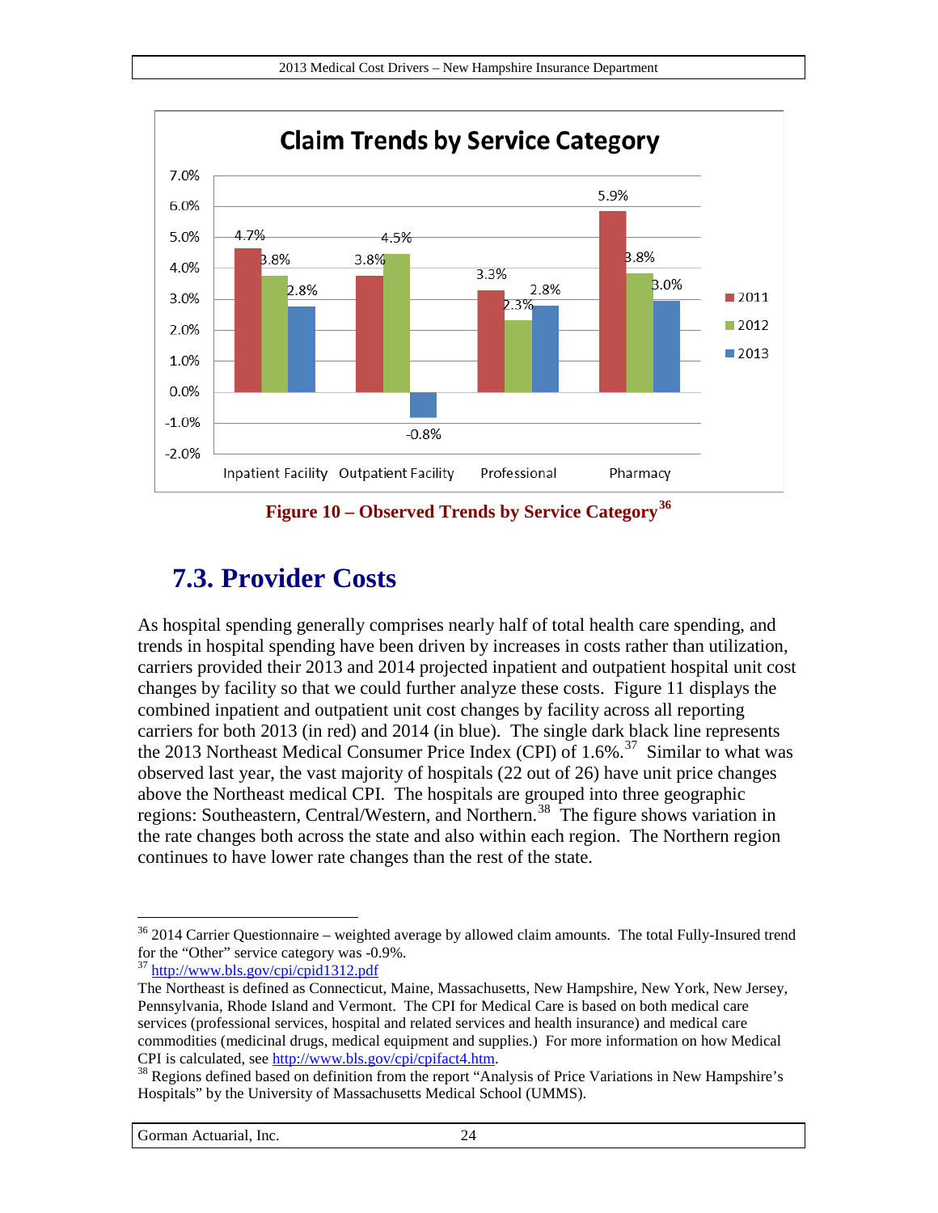| | Inpatient Facility | Outpatient Facility | Professional | Pharmacy |
|---|---|---|---|---|
| 2011 | 4.7% | 3.8% | 3.3% | 5.9% |
| 2012 | 3.8% | 4.5% | 2.3% | 3.8% |
| 2013 | 2.8% | -0.8% | 2.8% | 3.0% |

**Claim Trends by Service Category**

**Figure 10 – Observed Trends by Service Category**[36]

## 7.3. Provider Costs

As hospital spending generally comprises nearly half of total health care spending, and trends in hospital spending have been driven by increases in costs rather than utilization, carriers provided their 2013 and 2014 projected inpatient and outpatient hospital unit cost changes by facility so that we could further analyze these costs. Figure 11 displays the combined inpatient and outpatient unit cost changes by facility across all reporting carriers for both 2013 (in red) and 2014 (in blue). The single dark black line represents the 2013 Northeast Medical Consumer Price Index (CPI) of 1.6%.[37] Similar to what was observed last year, the vast majority of hospitals (22 out of 26) have unit price changes above the Northeast medical CPI. The hospitals are grouped into three geographic regions: Southeastern, Central/Western, and Northern.[38] The figure shows variation in the rate changes both across the state and also within each region. The Northern region continues to have lower rate changes than the rest of the state.

---

[36] 2014 Carrier Questionnaire – weighted average by allowed claim amounts. The total Fully-Insured trend for the "Other" service category was -0.9%.

[37] http://www.bls.gov/cpi/cpid1312.pdf
The Northeast is defined as Connecticut, Maine, Massachusetts, New Hampshire, New York, New Jersey, Pennsylvania, Rhode Island and Vermont. The CPI for Medical Care is based on both medical care services (professional services, hospital and related services and health insurance) and medical care commodities (medicinal drugs, medical equipment and supplies.) For more information on how Medical CPI is calculated, see http://www.bls.gov/cpi/cpifact4.htm.

[38] Regions defined based on definition from the report "Analysis of Price Variations in New Hampshire's Hospitals" by the University of Massachusetts Medical School (UMMS).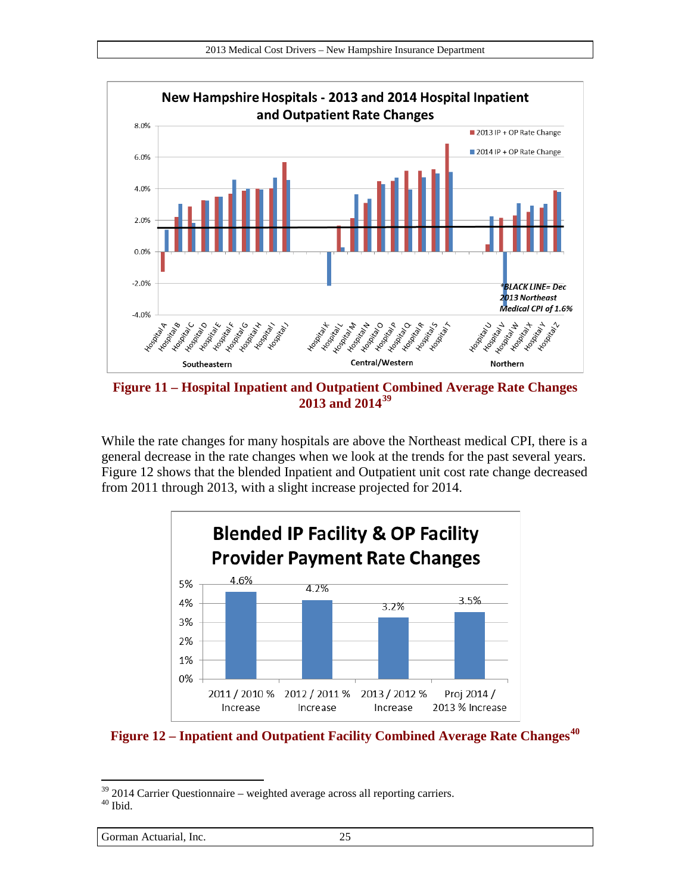**Figure 11 – Hospital Inpatient and Outpatient Combined Average Rate Changes 2013 and 2014[39]**

While the rate changes for many hospitals are above the Northeast medical CPI, there is a general decrease in the rate changes when we look at the trends for the past several years. Figure 12 shows that the blended Inpatient and Outpatient unit cost rate change decreased from 2011 through 2013, with a slight increase projected for 2014.

**Figure 12 – Inpatient and Outpatient Facility Combined Average Rate Changes[40]**

---

[39] 2014 Carrier Questionnaire – weighted average across all reporting carriers.

[40] Ibid.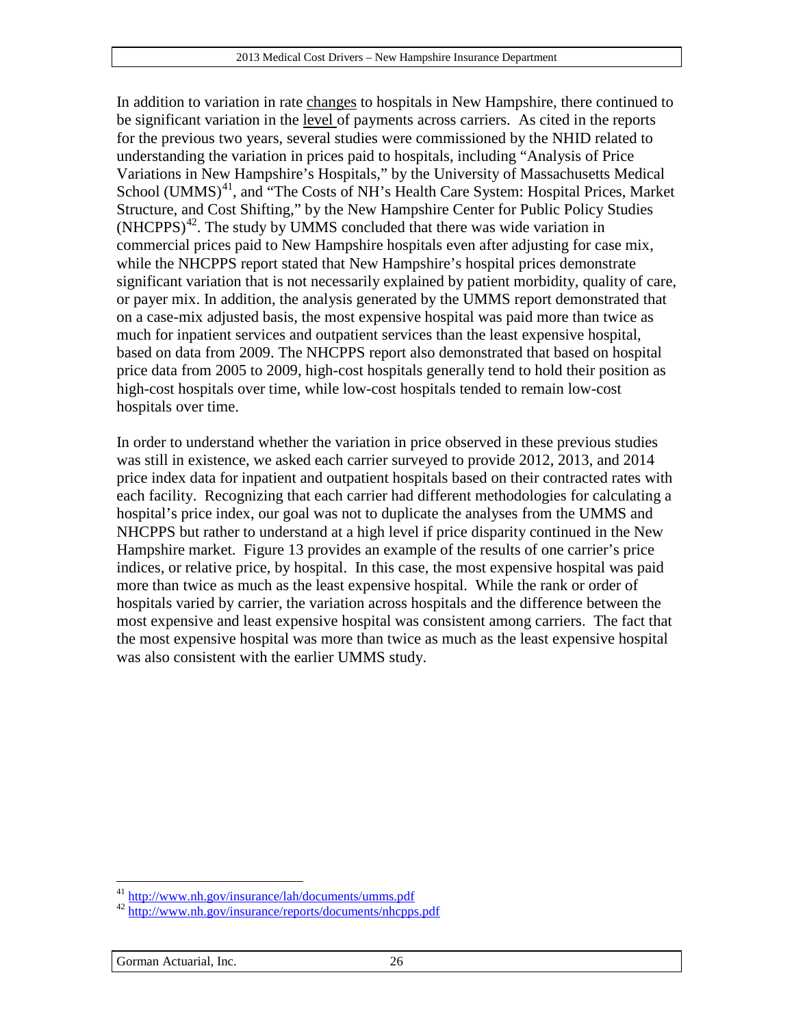In addition to variation in rate changes to hospitals in New Hampshire, there continued to be significant variation in the level of payments across carriers. As cited in the reports for the previous two years, several studies were commissioned by the NHID related to understanding the variation in prices paid to hospitals, including "Analysis of Price Variations in New Hampshire's Hospitals," by the University of Massachusetts Medical School (UMMS)[41], and "The Costs of NH's Health Care System: Hospital Prices, Market Structure, and Cost Shifting," by the New Hampshire Center for Public Policy Studies (NHCPPS)[42]. The study by UMMS concluded that there was wide variation in commercial prices paid to New Hampshire hospitals even after adjusting for case mix, while the NHCPPS report stated that New Hampshire's hospital prices demonstrate significant variation that is not necessarily explained by patient morbidity, quality of care, or payer mix. In addition, the analysis generated by the UMMS report demonstrated that on a case-mix adjusted basis, the most expensive hospital was paid more than twice as much for inpatient services and outpatient services than the least expensive hospital, based on data from 2009. The NHCPPS report also demonstrated that based on hospital price data from 2005 to 2009, high-cost hospitals generally tend to hold their position as high-cost hospitals over time, while low-cost hospitals tended to remain low-cost hospitals over time.

In order to understand whether the variation in price observed in these previous studies was still in existence, we asked each carrier surveyed to provide 2012, 2013, and 2014 price index data for inpatient and outpatient hospitals based on their contracted rates with each facility. Recognizing that each carrier had different methodologies for calculating a hospital's price index, our goal was not to duplicate the analyses from the UMMS and NHCPPS but rather to understand at a high level if price disparity continued in the New Hampshire market. Figure 13 provides an example of the results of one carrier's price indices, or relative price, by hospital. In this case, the most expensive hospital was paid more than twice as much as the least expensive hospital. While the rank or order of hospitals varied by carrier, the variation across hospitals and the difference between the most expensive and least expensive hospital was consistent among carriers. The fact that the most expensive hospital was more than twice as much as the least expensive hospital was also consistent with the earlier UMMS study.

[41] http://www.nh.gov/insurance/lah/documents/umms.pdf
[42] http://www.nh.gov/insurance/reports/documents/nhcpps.pdf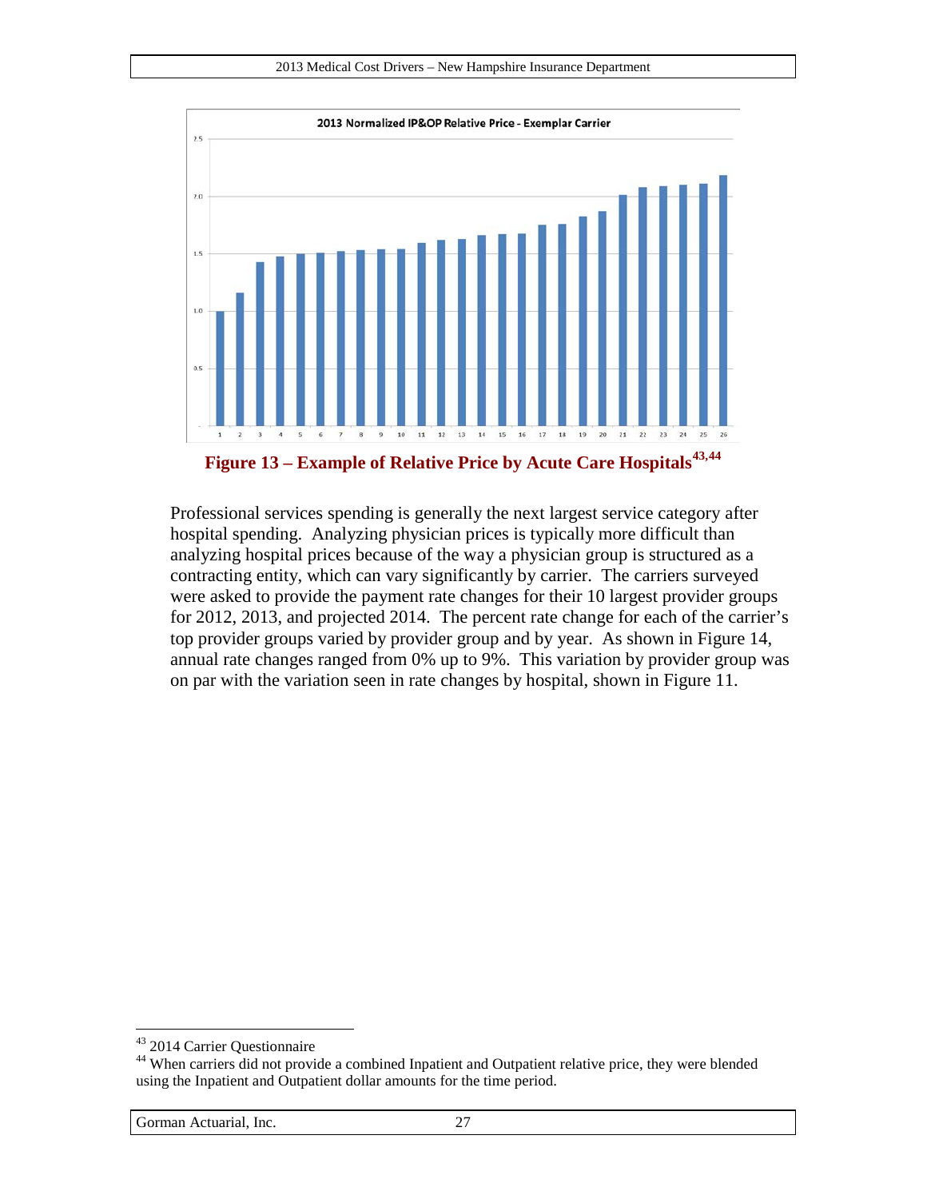**Figure 13 – Example of Relative Price by Acute Care Hospitals[43,44]**

Professional services spending is generally the next largest service category after hospital spending. Analyzing physician prices is typically more difficult than analyzing hospital prices because of the way a physician group is structured as a contracting entity, which can vary significantly by carrier. The carriers surveyed were asked to provide the payment rate changes for their 10 largest provider groups for 2012, 2013, and projected 2014. The percent rate change for each of the carrier's top provider groups varied by provider group and by year. As shown in Figure 14, annual rate changes ranged from 0% up to 9%. This variation by provider group was on par with the variation seen in rate changes by hospital, shown in Figure 11.

---

[43] 2014 Carrier Questionnaire

[44] When carriers did not provide a combined Inpatient and Outpatient relative price, they were blended using the Inpatient and Outpatient dollar amounts for the time period.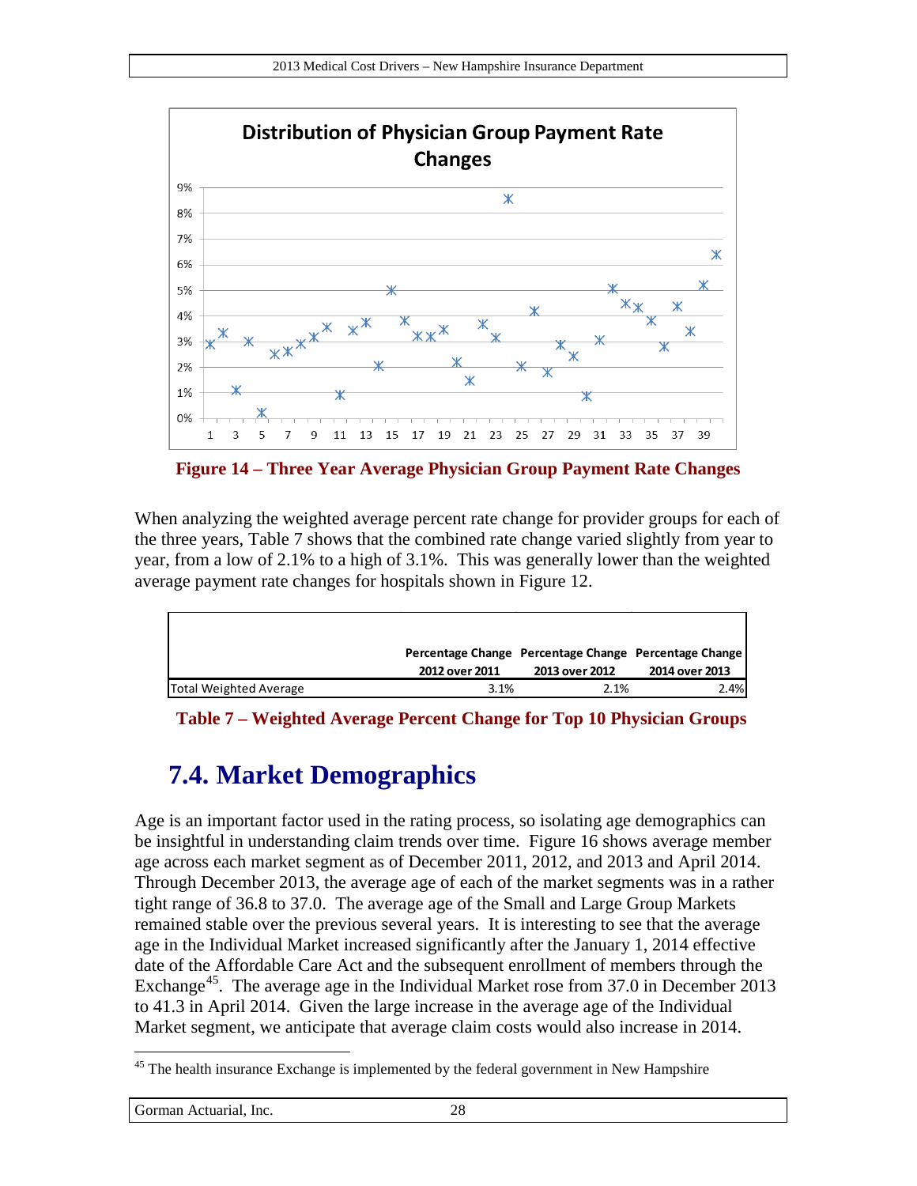Figure 14 – Three Year Average Physician Group Payment Rate Changes

When analyzing the weighted average percent rate change for provider groups for each of the three years, Table 7 shows that the combined rate change varied slightly from year to year, from a low of 2.1% to a high of 3.1%. This was generally lower than the weighted average payment rate changes for hospitals shown in Figure 12.

| | Percentage Change 2012 over 2011 | Percentage Change 2013 over 2012 | Percentage Change 2014 over 2013 |
|---|---|---|---|
| Total Weighted Average | 3.1% | 2.1% | 2.4% |

**Table 7 – Weighted Average Percent Change for Top 10 Physician Groups**

## 7.4. Market Demographics

Age is an important factor used in the rating process, so isolating age demographics can be insightful in understanding claim trends over time. Figure 16 shows average member age across each market segment as of December 2011, 2012, and 2013 and April 2014. Through December 2013, the average age of each of the market segments was in a rather tight range of 36.8 to 37.0. The average age of the Small and Large Group Markets remained stable over the previous several years. It is interesting to see that the average age in the Individual Market increased significantly after the January 1, 2014 effective date of the Affordable Care Act and the subsequent enrollment of members through the Exchange[45]. The average age in the Individual Market rose from 37.0 in December 2013 to 41.3 in April 2014. Given the large increase in the average age of the Individual Market segment, we anticipate that average claim costs would also increase in 2014.

[45] The health insurance Exchange is implemented by the federal government in New Hampshire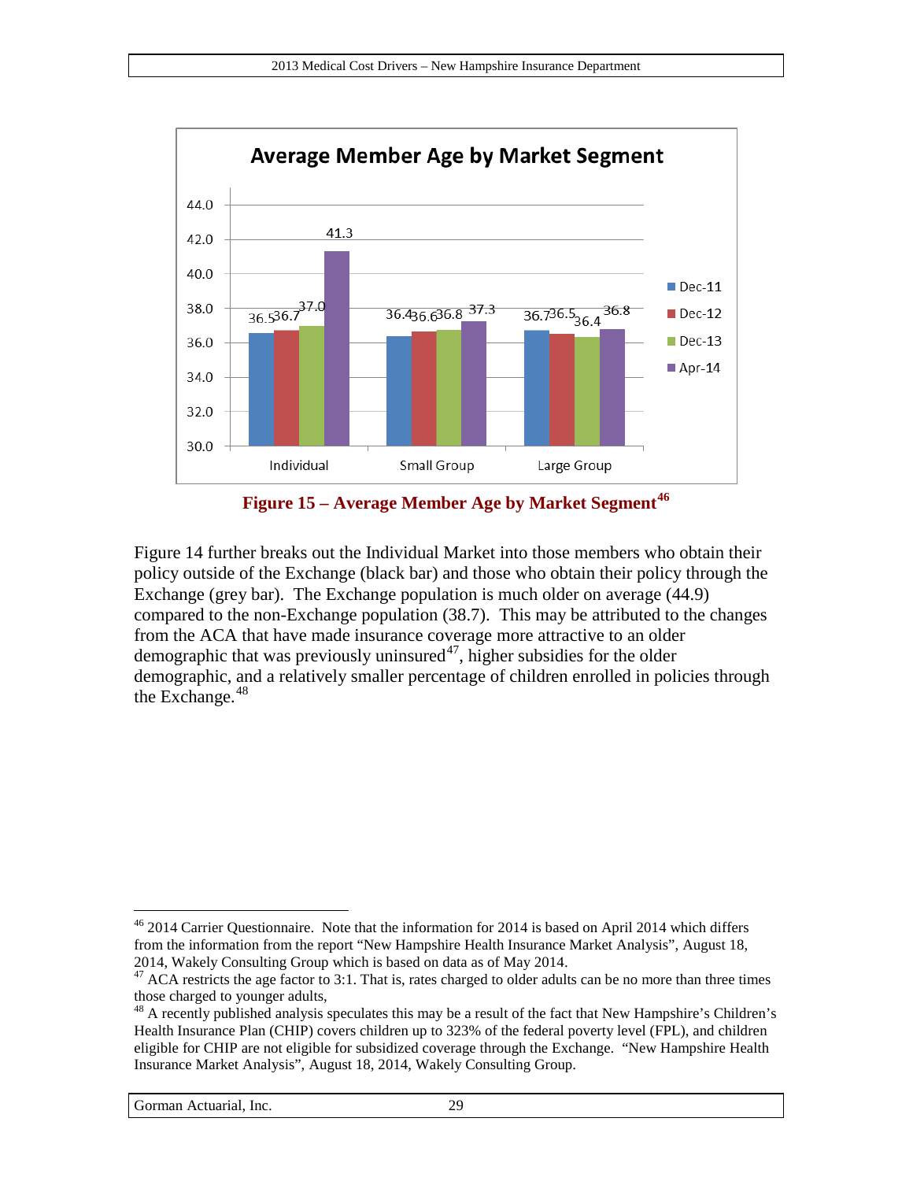**Average Member Age by Market Segment**

| | Dec-11 | Dec-12 | Dec-13 | Apr-14 |
|---|---|---|---|---|
| Individual | 36.5 | 36.7 | 37.0 | 41.3 |
| Small Group | 36.4 | 36.6 | 36.8 | 37.3 |
| Large Group | 36.7 | 36.5 | 36.4 | 36.8 |

**Figure 15 – Average Member Age by Market Segment**[46]

Figure 14 further breaks out the Individual Market into those members who obtain their policy outside of the Exchange (black bar) and those who obtain their policy through the Exchange (grey bar). The Exchange population is much older on average (44.9) compared to the non-Exchange population (38.7). This may be attributed to the changes from the ACA that have made insurance coverage more attractive to an older demographic that was previously uninsured[47], higher subsidies for the older demographic, and a relatively smaller percentage of children enrolled in policies through the Exchange.[48]

---

[46] 2014 Carrier Questionnaire. Note that the information for 2014 is based on April 2014 which differs from the information from the report "New Hampshire Health Insurance Market Analysis", August 18, 2014, Wakely Consulting Group which is based on data as of May 2014.

[47] ACA restricts the age factor to 3:1. That is, rates charged to older adults can be no more than three times those charged to younger adults,

[48] A recently published analysis speculates this may be a result of the fact that New Hampshire's Children's Health Insurance Plan (CHIP) covers children up to 323% of the federal poverty level (FPL), and children eligible for CHIP are not eligible for subsidized coverage through the Exchange. "New Hampshire Health Insurance Market Analysis", August 18, 2014, Wakely Consulting Group.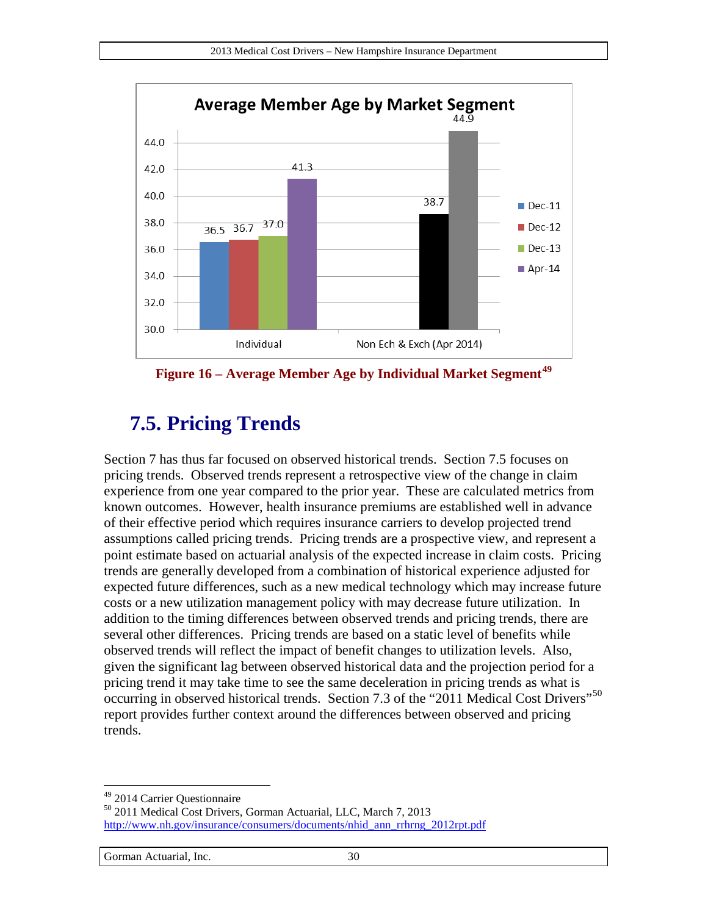**Average Member Age by Market Segment**

| | Dec-11 | Dec-12 | Dec-13 | Apr-14 |
|---|---|---|---|---|
| Individual | 36.5 | 36.7 | 37.0 | 41.3 |
| Non Ech & Exch (Apr 2014) | | | | |

Non Ech & Exch (Apr 2014): 38.7, 44.9

**Figure 16 – Average Member Age by Individual Market Segment**[49]

## 7.5. Pricing Trends

Section 7 has thus far focused on observed historical trends. Section 7.5 focuses on pricing trends. Observed trends represent a retrospective view of the change in claim experience from one year compared to the prior year. These are calculated metrics from known outcomes. However, health insurance premiums are established well in advance of their effective period which requires insurance carriers to develop projected trend assumptions called pricing trends. Pricing trends are a prospective view, and represent a point estimate based on actuarial analysis of the expected increase in claim costs. Pricing trends are generally developed from a combination of historical experience adjusted for expected future differences, such as a new medical technology which may increase future costs or a new utilization management policy with may decrease future utilization. In addition to the timing differences between observed trends and pricing trends, there are several other differences. Pricing trends are based on a static level of benefits while observed trends will reflect the impact of benefit changes to utilization levels. Also, given the significant lag between observed historical data and the projection period for a pricing trend it may take time to see the same deceleration in pricing trends as what is occurring in observed historical trends. Section 7.3 of the "2011 Medical Cost Drivers"[50] report provides further context around the differences between observed and pricing trends.

---

[49] 2014 Carrier Questionnaire

[50] 2011 Medical Cost Drivers, Gorman Actuarial, LLC, March 7, 2013 http://www.nh.gov/insurance/consumers/documents/nhid_ann_rrhrng_2012rpt.pdf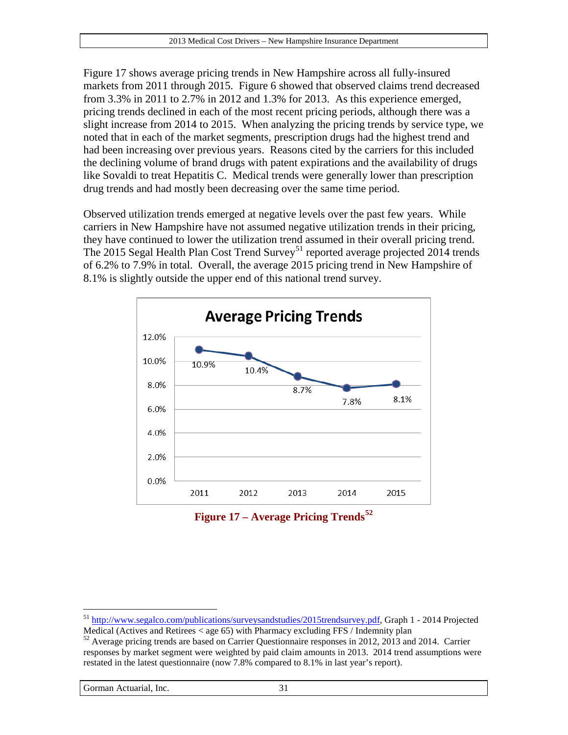Figure 17 shows average pricing trends in New Hampshire across all fully-insured markets from 2011 through 2015. Figure 6 showed that observed claims trend decreased from 3.3% in 2011 to 2.7% in 2012 and 1.3% for 2013. As this experience emerged, pricing trends declined in each of the most recent pricing periods, although there was a slight increase from 2014 to 2015. When analyzing the pricing trends by service type, we noted that in each of the market segments, prescription drugs had the highest trend and had been increasing over previous years. Reasons cited by the carriers for this included the declining volume of brand drugs with patent expirations and the availability of drugs like Sovaldi to treat Hepatitis C. Medical trends were generally lower than prescription drug trends and had mostly been decreasing over the same time period.

Observed utilization trends emerged at negative levels over the past few years. While carriers in New Hampshire have not assumed negative utilization trends in their pricing, they have continued to lower the utilization trend assumed in their overall pricing trend. The 2015 Segal Health Plan Cost Trend Survey[51] reported average projected 2014 trends of 6.2% to 7.9% in total. Overall, the average 2015 pricing trend in New Hampshire of 8.1% is slightly outside the upper end of this national trend survey.

**Average Pricing Trends**

| Year | Average Pricing Trend |
|---|---|
| 2011 | 10.9% |
| 2012 | 10.4% |
| 2013 | 8.7% |
| 2014 | 7.8% |
| 2015 | 8.1% |

**Figure 17 – Average Pricing Trends[52]**

---

[51] http://www.segalco.com/publications/surveysandstudies/2015trendsurvey.pdf, Graph 1 - 2014 Projected Medical (Actives and Retirees < age 65) with Pharmacy excluding FFS / Indemnity plan

[52] Average pricing trends are based on Carrier Questionnaire responses in 2012, 2013 and 2014. Carrier responses by market segment were weighted by paid claim amounts in 2013. 2014 trend assumptions were restated in the latest questionnaire (now 7.8% compared to 8.1% in last year's report).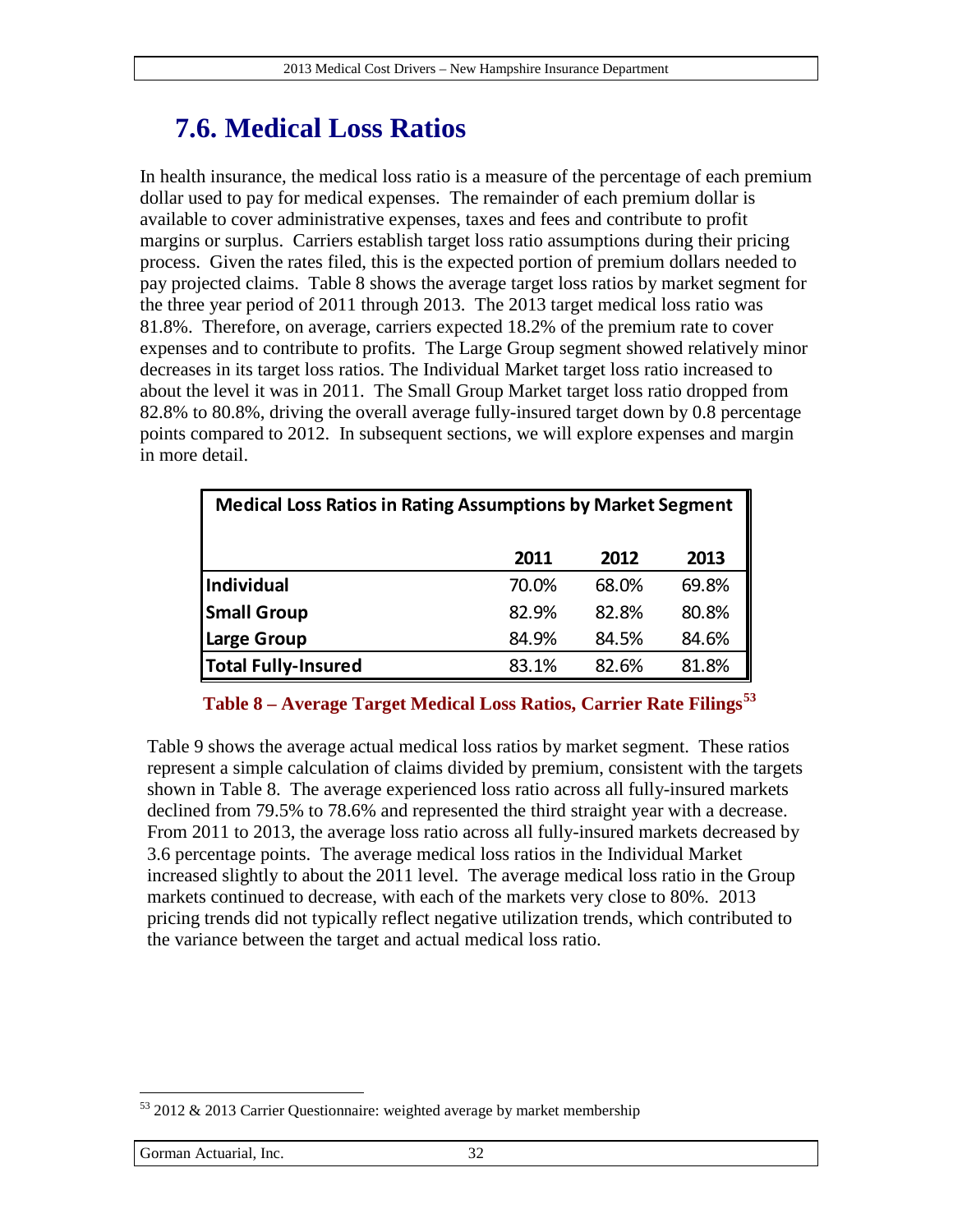## 7.6. Medical Loss Ratios

In health insurance, the medical loss ratio is a measure of the percentage of each premium dollar used to pay for medical expenses. The remainder of each premium dollar is available to cover administrative expenses, taxes and fees and contribute to profit margins or surplus. Carriers establish target loss ratio assumptions during their pricing process. Given the rates filed, this is the expected portion of premium dollars needed to pay projected claims. Table 8 shows the average target loss ratios by market segment for the three year period of 2011 through 2013. The 2013 target medical loss ratio was 81.8%. Therefore, on average, carriers expected 18.2% of the premium rate to cover expenses and to contribute to profits. The Large Group segment showed relatively minor decreases in its target loss ratios. The Individual Market target loss ratio increased to about the level it was in 2011. The Small Group Market target loss ratio dropped from 82.8% to 80.8%, driving the overall average fully-insured target down by 0.8 percentage points compared to 2012. In subsequent sections, we will explore expenses and margin in more detail.

| Medical Loss Ratios in Rating Assumptions by Market Segment | | | |
|---|---|---|---|
| | 2011 | 2012 | 2013 |
| **Individual** | 70.0% | 68.0% | 69.8% |
| **Small Group** | 82.9% | 82.8% | 80.8% |
| **Large Group** | 84.9% | 84.5% | 84.6% |
| **Total Fully-Insured** | 83.1% | 82.6% | 81.8% |

**Table 8 – Average Target Medical Loss Ratios, Carrier Rate Filings[53]**

Table 9 shows the average actual medical loss ratios by market segment. These ratios represent a simple calculation of claims divided by premium, consistent with the targets shown in Table 8. The average experienced loss ratio across all fully-insured markets declined from 79.5% to 78.6% and represented the third straight year with a decrease. From 2011 to 2013, the average loss ratio across all fully-insured markets decreased by 3.6 percentage points. The average medical loss ratios in the Individual Market increased slightly to about the 2011 level. The average medical loss ratio in the Group markets continued to decrease, with each of the markets very close to 80%. 2013 pricing trends did not typically reflect negative utilization trends, which contributed to the variance between the target and actual medical loss ratio.

[53] 2012 & 2013 Carrier Questionnaire: weighted average by market membership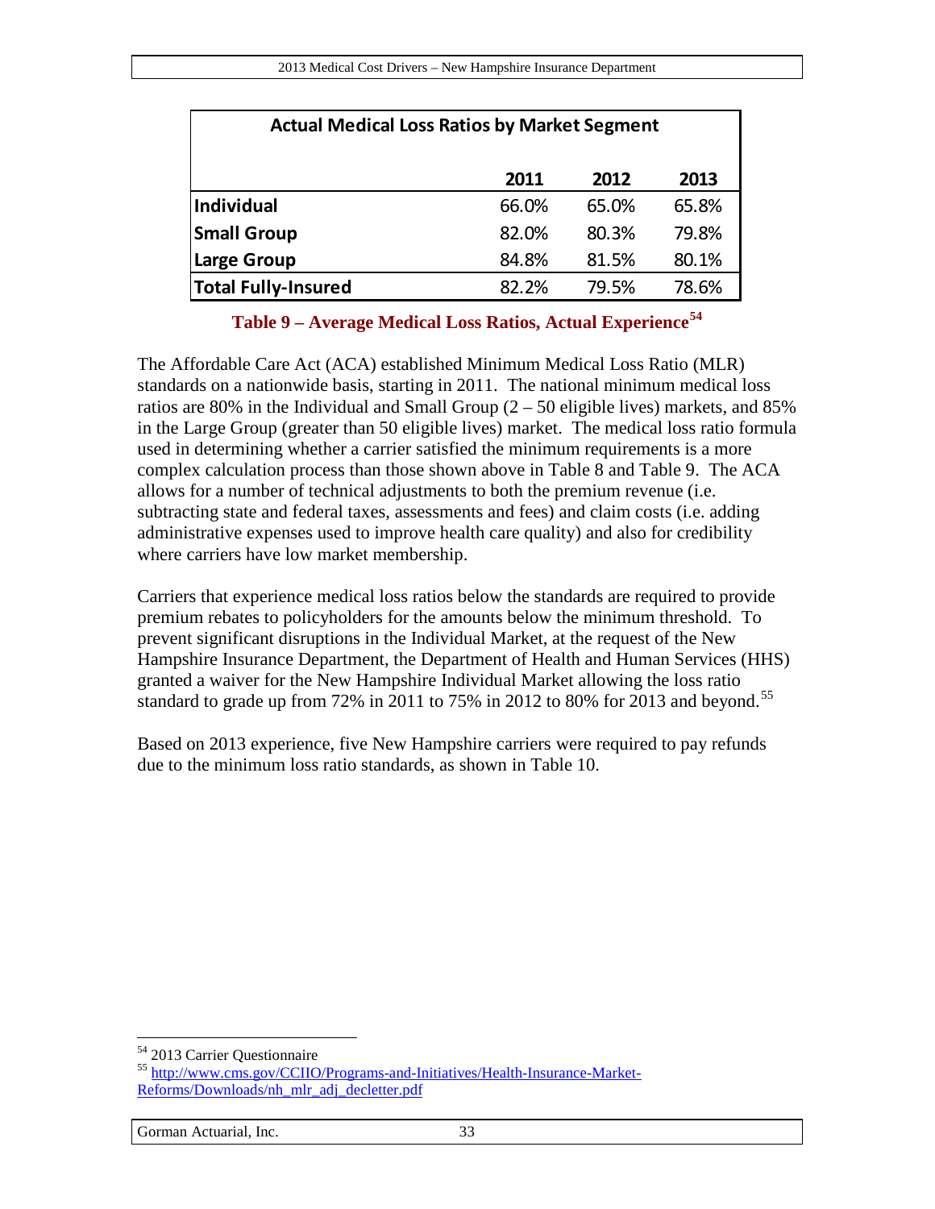| Actual Medical Loss Ratios by Market Segment | | | |
| --- | --- | --- | --- |
| | 2011 | 2012 | 2013 |
| **Individual** | 66.0% | 65.0% | 65.8% |
| **Small Group** | 82.0% | 80.3% | 79.8% |
| **Large Group** | 84.8% | 81.5% | 80.1% |
| **Total Fully-Insured** | 82.2% | 79.5% | 78.6% |

**Table 9 – Average Medical Loss Ratios, Actual Experience**[54]

The Affordable Care Act (ACA) established Minimum Medical Loss Ratio (MLR) standards on a nationwide basis, starting in 2011. The national minimum medical loss ratios are 80% in the Individual and Small Group (2 – 50 eligible lives) markets, and 85% in the Large Group (greater than 50 eligible lives) market. The medical loss ratio formula used in determining whether a carrier satisfied the minimum requirements is a more complex calculation process than those shown above in Table 8 and Table 9. The ACA allows for a number of technical adjustments to both the premium revenue (i.e. subtracting state and federal taxes, assessments and fees) and claim costs (i.e. adding administrative expenses used to improve health care quality) and also for credibility where carriers have low market membership.

Carriers that experience medical loss ratios below the standards are required to provide premium rebates to policyholders for the amounts below the minimum threshold. To prevent significant disruptions in the Individual Market, at the request of the New Hampshire Insurance Department, the Department of Health and Human Services (HHS) granted a waiver for the New Hampshire Individual Market allowing the loss ratio standard to grade up from 72% in 2011 to 75% in 2012 to 80% for 2013 and beyond.[55]

Based on 2013 experience, five New Hampshire carriers were required to pay refunds due to the minimum loss ratio standards, as shown in Table 10.

---

[54] 2013 Carrier Questionnaire

[55] http://www.cms.gov/CCIIO/Programs-and-Initiatives/Health-Insurance-Market-Reforms/Downloads/nh_mlr_adj_decletter.pdf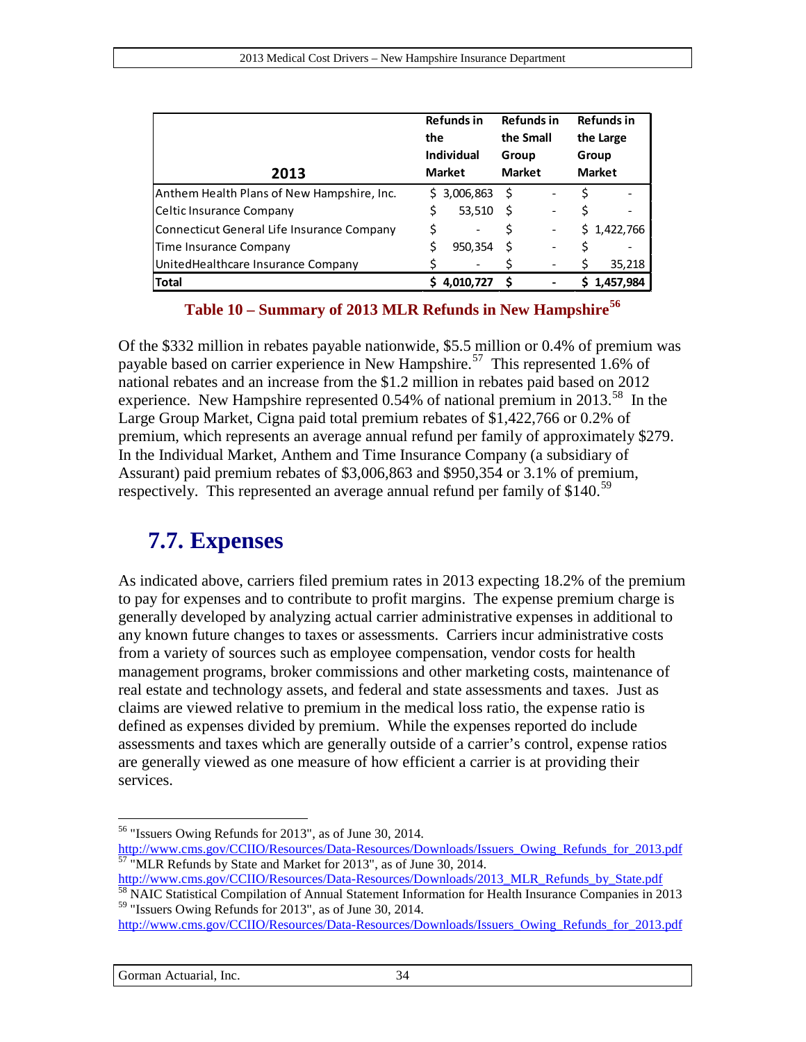| 2013 | Refunds in the Individual Market | Refunds in the Small Group Market | Refunds in the Large Group Market |
|---|---|---|---|
| Anthem Health Plans of New Hampshire, Inc. | $ 3,006,863 | $ - | $ - |
| Celtic Insurance Company | $ 53,510 | $ - | $ - |
| Connecticut General Life Insurance Company | $ - | $ - | $ 1,422,766 |
| Time Insurance Company | $ 950,354 | $ - | $ - |
| UnitedHealthcare Insurance Company | $ - | $ - | $ 35,218 |
| **Total** | **$ 4,010,727** | **$ -** | **$ 1,457,984** |

**Table 10 – Summary of 2013 MLR Refunds in New Hampshire[56]**

Of the $332 million in rebates payable nationwide, $5.5 million or 0.4% of premium was payable based on carrier experience in New Hampshire.[57] This represented 1.6% of national rebates and an increase from the $1.2 million in rebates paid based on 2012 experience. New Hampshire represented 0.54% of national premium in 2013.[58] In the Large Group Market, Cigna paid total premium rebates of $1,422,766 or 0.2% of premium, which represents an average annual refund per family of approximately $279. In the Individual Market, Anthem and Time Insurance Company (a subsidiary of Assurant) paid premium rebates of $3,006,863 and $950,354 or 3.1% of premium, respectively. This represented an average annual refund per family of $140.[59]

## 7.7. Expenses

As indicated above, carriers filed premium rates in 2013 expecting 18.2% of the premium to pay for expenses and to contribute to profit margins. The expense premium charge is generally developed by analyzing actual carrier administrative expenses in additional to any known future changes to taxes or assessments. Carriers incur administrative costs from a variety of sources such as employee compensation, vendor costs for health management programs, broker commissions and other marketing costs, maintenance of real estate and technology assets, and federal and state assessments and taxes. Just as claims are viewed relative to premium in the medical loss ratio, the expense ratio is defined as expenses divided by premium. While the expenses reported do include assessments and taxes which are generally outside of a carrier's control, expense ratios are generally viewed as one measure of how efficient a carrier is at providing their services.

---

[56] "Issuers Owing Refunds for 2013", as of June 30, 2014. http://www.cms.gov/CCIIO/Resources/Data-Resources/Downloads/Issuers_Owing_Refunds_for_2013.pdf

[57] "MLR Refunds by State and Market for 2013", as of June 30, 2014. http://www.cms.gov/CCIIO/Resources/Data-Resources/Downloads/2013_MLR_Refunds_by_State.pdf

[58] NAIC Statistical Compilation of Annual Statement Information for Health Insurance Companies in 2013

[59] "Issuers Owing Refunds for 2013", as of June 30, 2014. http://www.cms.gov/CCIIO/Resources/Data-Resources/Downloads/Issuers_Owing_Refunds_for_2013.pdf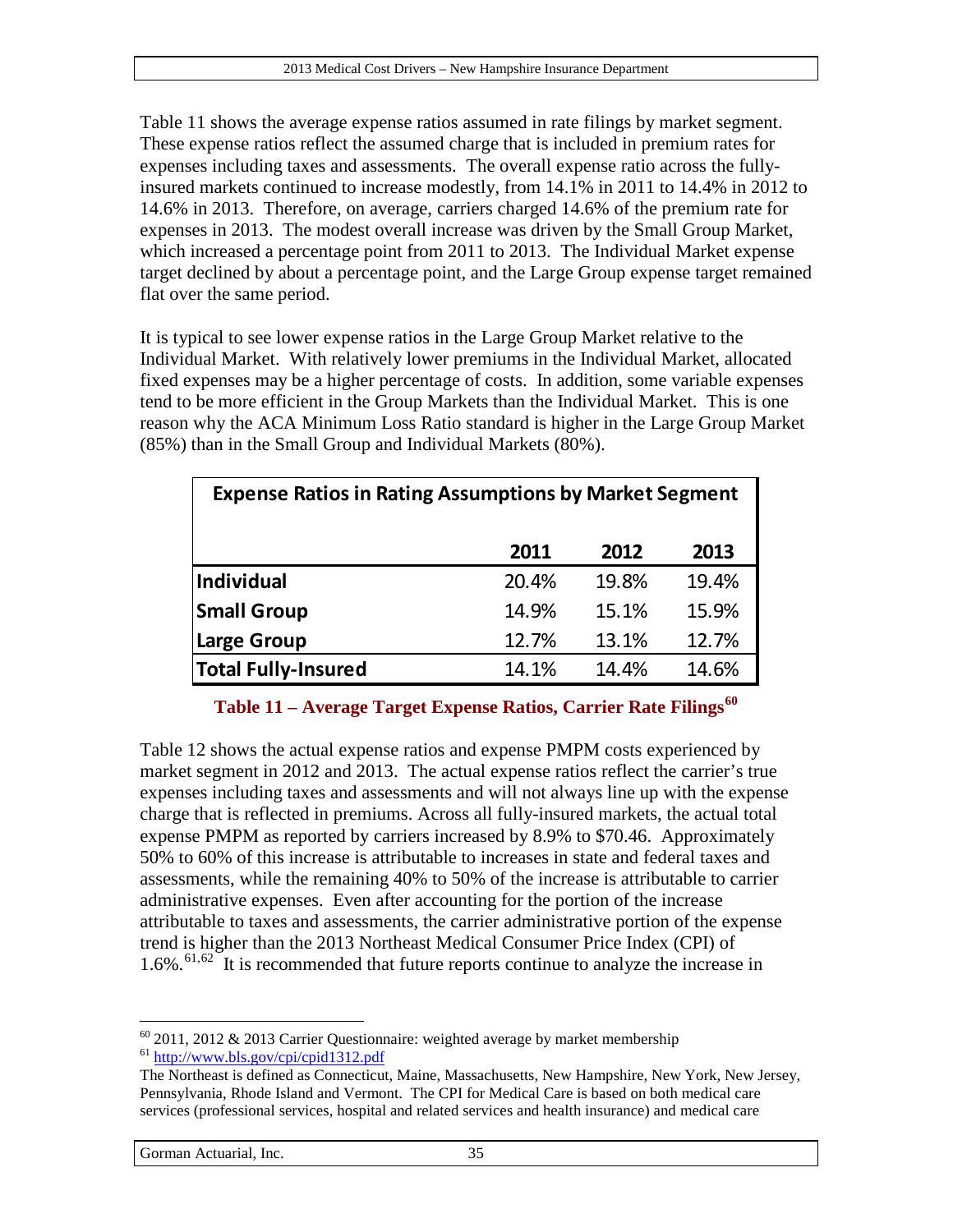Table 11 shows the average expense ratios assumed in rate filings by market segment. These expense ratios reflect the assumed charge that is included in premium rates for expenses including taxes and assessments. The overall expense ratio across the fully-insured markets continued to increase modestly, from 14.1% in 2011 to 14.4% in 2012 to 14.6% in 2013. Therefore, on average, carriers charged 14.6% of the premium rate for expenses in 2013. The modest overall increase was driven by the Small Group Market, which increased a percentage point from 2011 to 2013. The Individual Market expense target declined by about a percentage point, and the Large Group expense target remained flat over the same period.

It is typical to see lower expense ratios in the Large Group Market relative to the Individual Market. With relatively lower premiums in the Individual Market, allocated fixed expenses may be a higher percentage of costs. In addition, some variable expenses tend to be more efficient in the Group Markets than the Individual Market. This is one reason why the ACA Minimum Loss Ratio standard is higher in the Large Group Market (85%) than in the Small Group and Individual Markets (80%).

| Expense Ratios in Rating Assumptions by Market Segment | | | |
|---|---|---|---|
| | 2011 | 2012 | 2013 |
| **Individual** | 20.4% | 19.8% | 19.4% |
| **Small Group** | 14.9% | 15.1% | 15.9% |
| **Large Group** | 12.7% | 13.1% | 12.7% |
| **Total Fully-Insured** | 14.1% | 14.4% | 14.6% |

**Table 11 – Average Target Expense Ratios, Carrier Rate Filings**[60]

Table 12 shows the actual expense ratios and expense PMPM costs experienced by market segment in 2012 and 2013. The actual expense ratios reflect the carrier's true expenses including taxes and assessments and will not always line up with the expense charge that is reflected in premiums. Across all fully-insured markets, the actual total expense PMPM as reported by carriers increased by 8.9% to $70.46. Approximately 50% to 60% of this increase is attributable to increases in state and federal taxes and assessments, while the remaining 40% to 50% of the increase is attributable to carrier administrative expenses. Even after accounting for the portion of the increase attributable to taxes and assessments, the carrier administrative portion of the expense trend is higher than the 2013 Northeast Medical Consumer Price Index (CPI) of 1.6%.[61,62] It is recommended that future reports continue to analyze the increase in

---

[60] 2011, 2012 & 2013 Carrier Questionnaire: weighted average by market membership

[61] http://www.bls.gov/cpi/cpid1312.pdf

The Northeast is defined as Connecticut, Maine, Massachusetts, New Hampshire, New York, New Jersey, Pennsylvania, Rhode Island and Vermont. The CPI for Medical Care is based on both medical care services (professional services, hospital and related services and health insurance) and medical care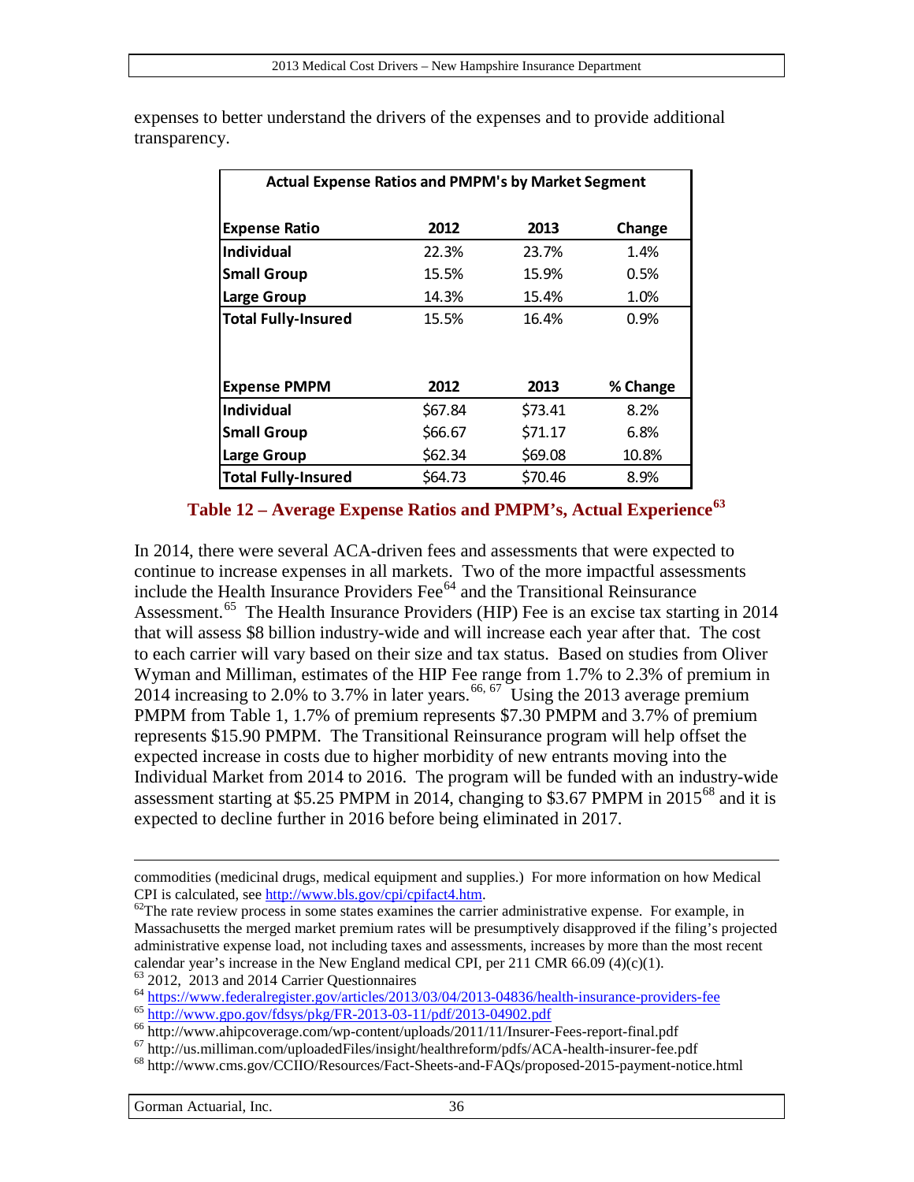expenses to better understand the drivers of the expenses and to provide additional transparency.

| Actual Expense Ratios and PMPM's by Market Segment | | | |
|---|---|---|---|
| **Expense Ratio** | **2012** | **2013** | **Change** |
| **Individual** | 22.3% | 23.7% | 1.4% |
| **Small Group** | 15.5% | 15.9% | 0.5% |
| **Large Group** | 14.3% | 15.4% | 1.0% |
| **Total Fully-Insured** | 15.5% | 16.4% | 0.9% |
| | | | |
| **Expense PMPM** | **2012** | **2013** | **% Change** |
| **Individual** | $67.84 | $73.41 | 8.2% |
| **Small Group** | $66.67 | $71.17 | 6.8% |
| **Large Group** | $62.34 | $69.08 | 10.8% |
| **Total Fully-Insured** | $64.73 | $70.46 | 8.9% |

**Table 12 – Average Expense Ratios and PMPM's, Actual Experience[63]**

In 2014, there were several ACA-driven fees and assessments that were expected to continue to increase expenses in all markets. Two of the more impactful assessments include the Health Insurance Providers Fee[64] and the Transitional Reinsurance Assessment.[65] The Health Insurance Providers (HIP) Fee is an excise tax starting in 2014 that will assess $8 billion industry-wide and will increase each year after that. The cost to each carrier will vary based on their size and tax status. Based on studies from Oliver Wyman and Milliman, estimates of the HIP Fee range from 1.7% to 2.3% of premium in 2014 increasing to 2.0% to 3.7% in later years.[66, 67] Using the 2013 average premium PMPM from Table 1, 1.7% of premium represents $7.30 PMPM and 3.7% of premium represents $15.90 PMPM. The Transitional Reinsurance program will help offset the expected increase in costs due to higher morbidity of new entrants moving into the Individual Market from 2014 to 2016. The program will be funded with an industry-wide assessment starting at $5.25 PMPM in 2014, changing to $3.67 PMPM in 2015[68] and it is expected to decline further in 2016 before being eliminated in 2017.

---

commodities (medicinal drugs, medical equipment and supplies.) For more information on how Medical CPI is calculated, see http://www.bls.gov/cpi/cpifact4.htm.

[62] The rate review process in some states examines the carrier administrative expense. For example, in Massachusetts the merged market premium rates will be presumptively disapproved if the filing's projected administrative expense load, not including taxes and assessments, increases by more than the most recent calendar year's increase in the New England medical CPI, per 211 CMR 66.09 (4)(c)(1).

[63] 2012, 2013 and 2014 Carrier Questionnaires

[64] https://www.federalregister.gov/articles/2013/03/04/2013-04836/health-insurance-providers-fee

[65] http://www.gpo.gov/fdsys/pkg/FR-2013-03-11/pdf/2013-04902.pdf

[66] http://www.ahipcoverage.com/wp-content/uploads/2011/11/Insurer-Fees-report-final.pdf

[67] http://us.milliman.com/uploadedFiles/insight/healthreform/pdfs/ACA-health-insurer-fee.pdf

[68] http://www.cms.gov/CCIIO/Resources/Fact-Sheets-and-FAQs/proposed-2015-payment-notice.html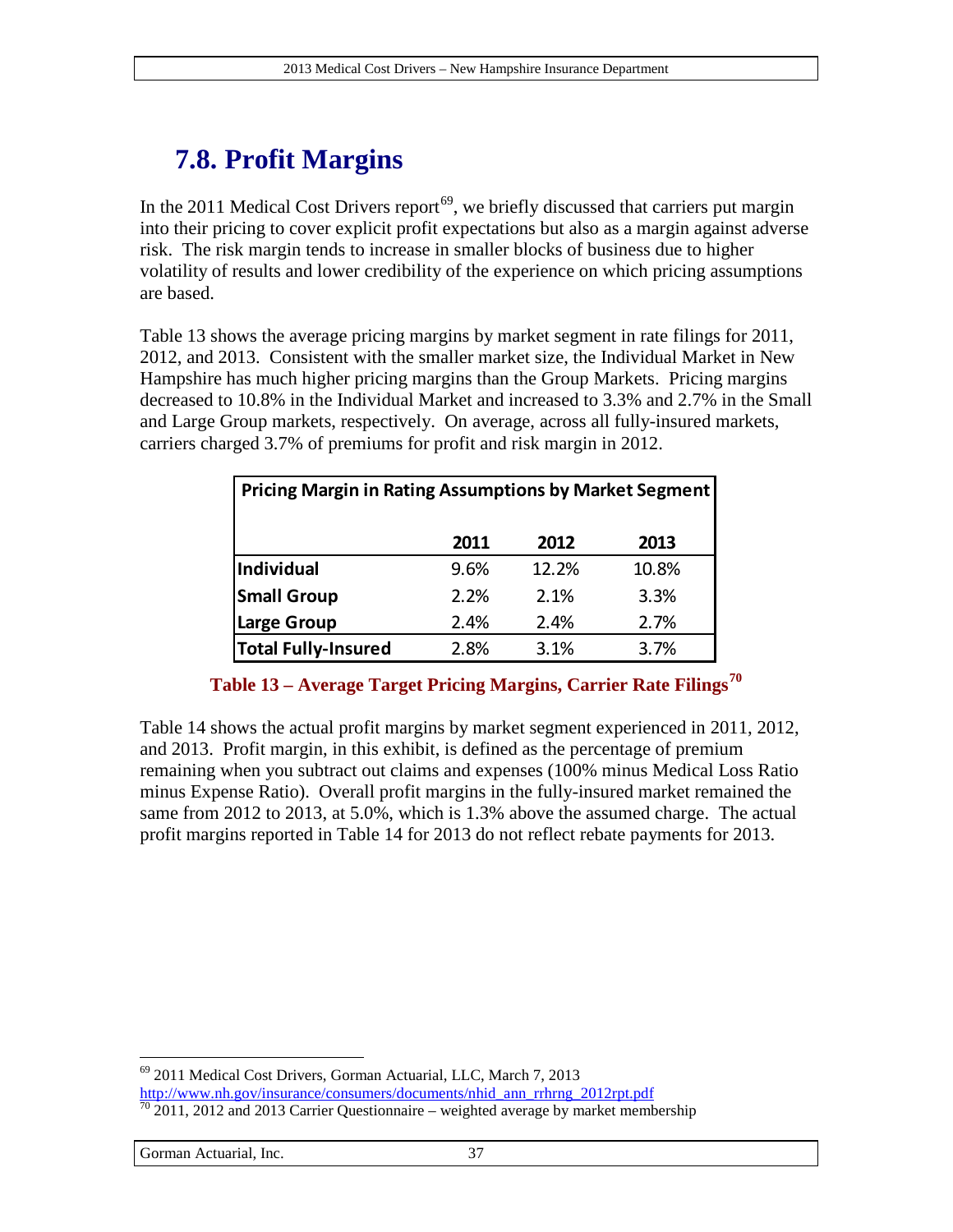## 7.8. Profit Margins

In the 2011 Medical Cost Drivers report[69], we briefly discussed that carriers put margin into their pricing to cover explicit profit expectations but also as a margin against adverse risk. The risk margin tends to increase in smaller blocks of business due to higher volatility of results and lower credibility of the experience on which pricing assumptions are based.

Table 13 shows the average pricing margins by market segment in rate filings for 2011, 2012, and 2013. Consistent with the smaller market size, the Individual Market in New Hampshire has much higher pricing margins than the Group Markets. Pricing margins decreased to 10.8% in the Individual Market and increased to 3.3% and 2.7% in the Small and Large Group markets, respectively. On average, across all fully-insured markets, carriers charged 3.7% of premiums for profit and risk margin in 2012.

| Pricing Margin in Rating Assumptions by Market Segment | | | |
|---|---|---|---|
| | 2011 | 2012 | 2013 |
| **Individual** | 9.6% | 12.2% | 10.8% |
| **Small Group** | 2.2% | 2.1% | 3.3% |
| **Large Group** | 2.4% | 2.4% | 2.7% |
| **Total Fully-Insured** | 2.8% | 3.1% | 3.7% |

**Table 13 – Average Target Pricing Margins, Carrier Rate Filings[70]**

Table 14 shows the actual profit margins by market segment experienced in 2011, 2012, and 2013. Profit margin, in this exhibit, is defined as the percentage of premium remaining when you subtract out claims and expenses (100% minus Medical Loss Ratio minus Expense Ratio). Overall profit margins in the fully-insured market remained the same from 2012 to 2013, at 5.0%, which is 1.3% above the assumed charge. The actual profit margins reported in Table 14 for 2013 do not reflect rebate payments for 2013.

---

[69] 2011 Medical Cost Drivers, Gorman Actuarial, LLC, March 7, 2013 http://www.nh.gov/insurance/consumers/documents/nhid_ann_rrhrng_2012rpt.pdf

[70] 2011, 2012 and 2013 Carrier Questionnaire – weighted average by market membership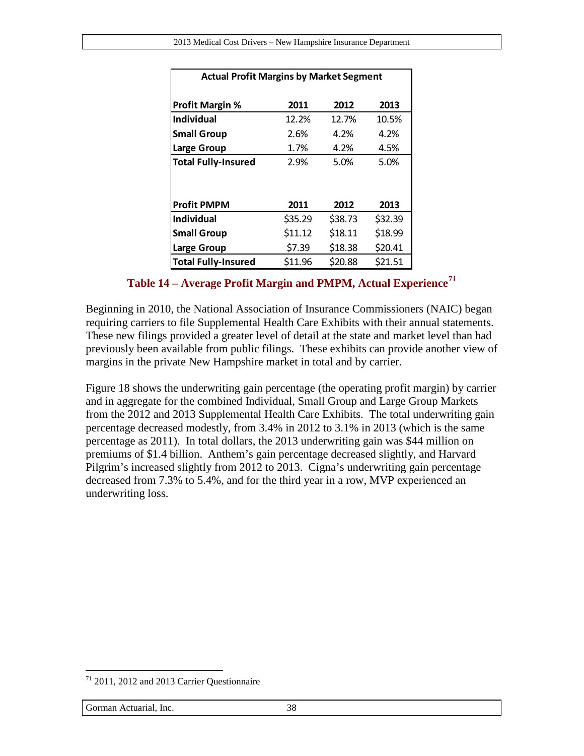| Actual Profit Margins by Market Segment | | | |
|---|---|---|---|
| **Profit Margin %** | **2011** | **2012** | **2013** |
| **Individual** | 12.2% | 12.7% | 10.5% |
| **Small Group** | 2.6% | 4.2% | 4.2% |
| **Large Group** | 1.7% | 4.2% | 4.5% |
| **Total Fully-Insured** | 2.9% | 5.0% | 5.0% |
| | | | |
| **Profit PMPM** | **2011** | **2012** | **2013** |
| **Individual** | $35.29 | $38.73 | $32.39 |
| **Small Group** | $11.12 | $18.11 | $18.99 |
| **Large Group** | $7.39 | $18.38 | $20.41 |
| **Total Fully-Insured** | $11.96 | $20.88 | $21.51 |

**Table 14 – Average Profit Margin and PMPM, Actual Experience[71]**

Beginning in 2010, the National Association of Insurance Commissioners (NAIC) began requiring carriers to file Supplemental Health Care Exhibits with their annual statements. These new filings provided a greater level of detail at the state and market level than had previously been available from public filings. These exhibits can provide another view of margins in the private New Hampshire market in total and by carrier.

Figure 18 shows the underwriting gain percentage (the operating profit margin) by carrier and in aggregate for the combined Individual, Small Group and Large Group Markets from the 2012 and 2013 Supplemental Health Care Exhibits. The total underwriting gain percentage decreased modestly, from 3.4% in 2012 to 3.1% in 2013 (which is the same percentage as 2011). In total dollars, the 2013 underwriting gain was $44 million on premiums of $1.4 billion. Anthem's gain percentage decreased slightly, and Harvard Pilgrim's increased slightly from 2012 to 2013. Cigna's underwriting gain percentage decreased from 7.3% to 5.4%, and for the third year in a row, MVP experienced an underwriting loss.

[71] 2011, 2012 and 2013 Carrier Questionnaire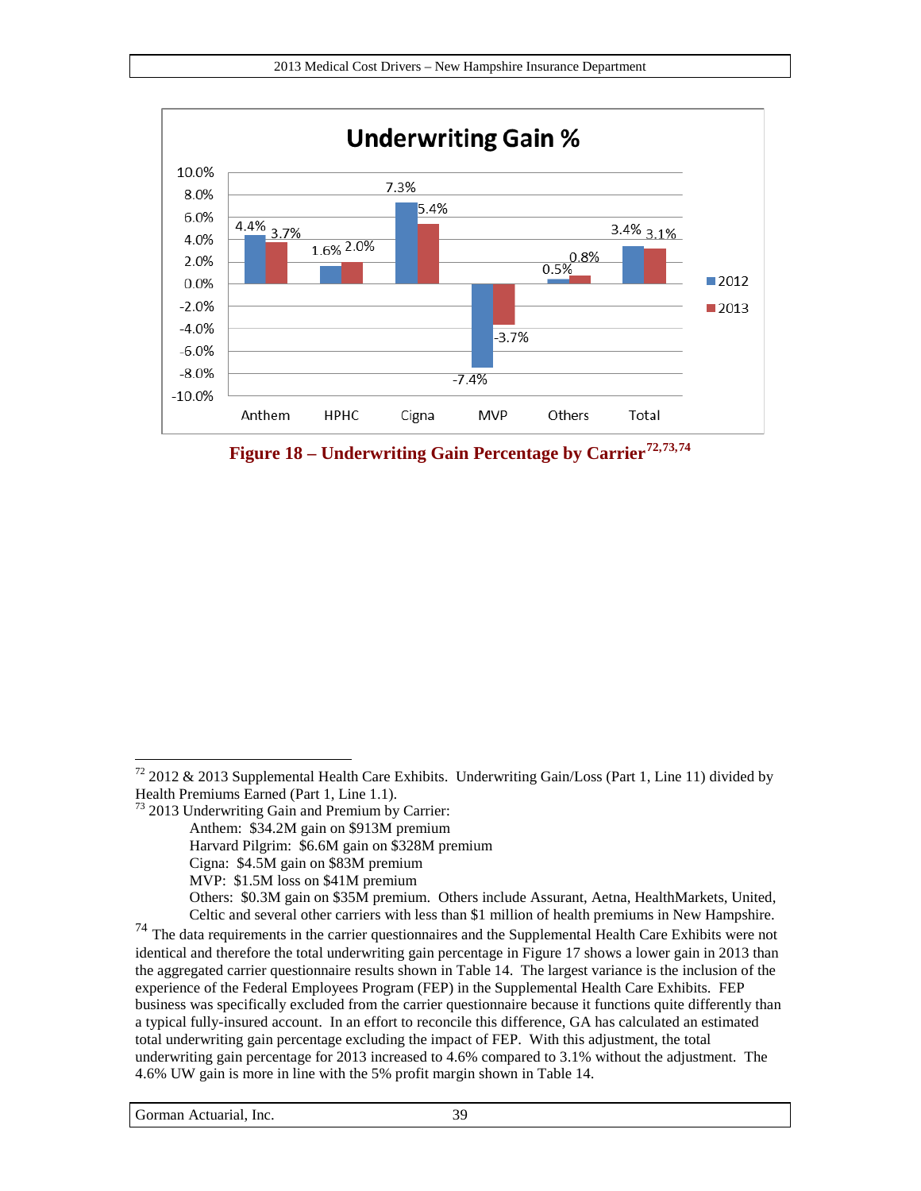Underwriting Gain %

| | Anthem | HPHC | Cigna | MVP | Others | Total |
|---|---|---|---|---|---|---|
| 2012 | 4.4% | 1.6% | 7.3% | -7.4% | 0.5% | 3.4% |
| 2013 | 3.7% | 2.0% | 5.4% | -3.7% | 0.8% | 3.1% |

**Figure 18 – Underwriting Gain Percentage by Carrier[72,73,74]**

---

[72] 2012 & 2013 Supplemental Health Care Exhibits. Underwriting Gain/Loss (Part 1, Line 11) divided by Health Premiums Earned (Part 1, Line 1.1).

[73] 2013 Underwriting Gain and Premium by Carrier:

- Anthem: $34.2M gain on $913M premium
- Harvard Pilgrim: $6.6M gain on $328M premium
- Cigna: $4.5M gain on $83M premium
- MVP: $1.5M loss on $41M premium
- Others: $0.3M gain on $35M premium. Others include Assurant, Aetna, HealthMarkets, United, Celtic and several other carriers with less than $1 million of health premiums in New Hampshire.

[74] The data requirements in the carrier questionnaires and the Supplemental Health Care Exhibits were not identical and therefore the total underwriting gain percentage in Figure 17 shows a lower gain in 2013 than the aggregated carrier questionnaire results shown in Table 14. The largest variance is the inclusion of the experience of the Federal Employees Program (FEP) in the Supplemental Health Care Exhibits. FEP business was specifically excluded from the carrier questionnaire because it functions quite differently than a typical fully-insured account. In an effort to reconcile this difference, GA has calculated an estimated total underwriting gain percentage excluding the impact of FEP. With this adjustment, the total underwriting gain percentage for 2013 increased to 4.6% compared to 3.1% without the adjustment. The 4.6% UW gain is more in line with the 5% profit margin shown in Table 14.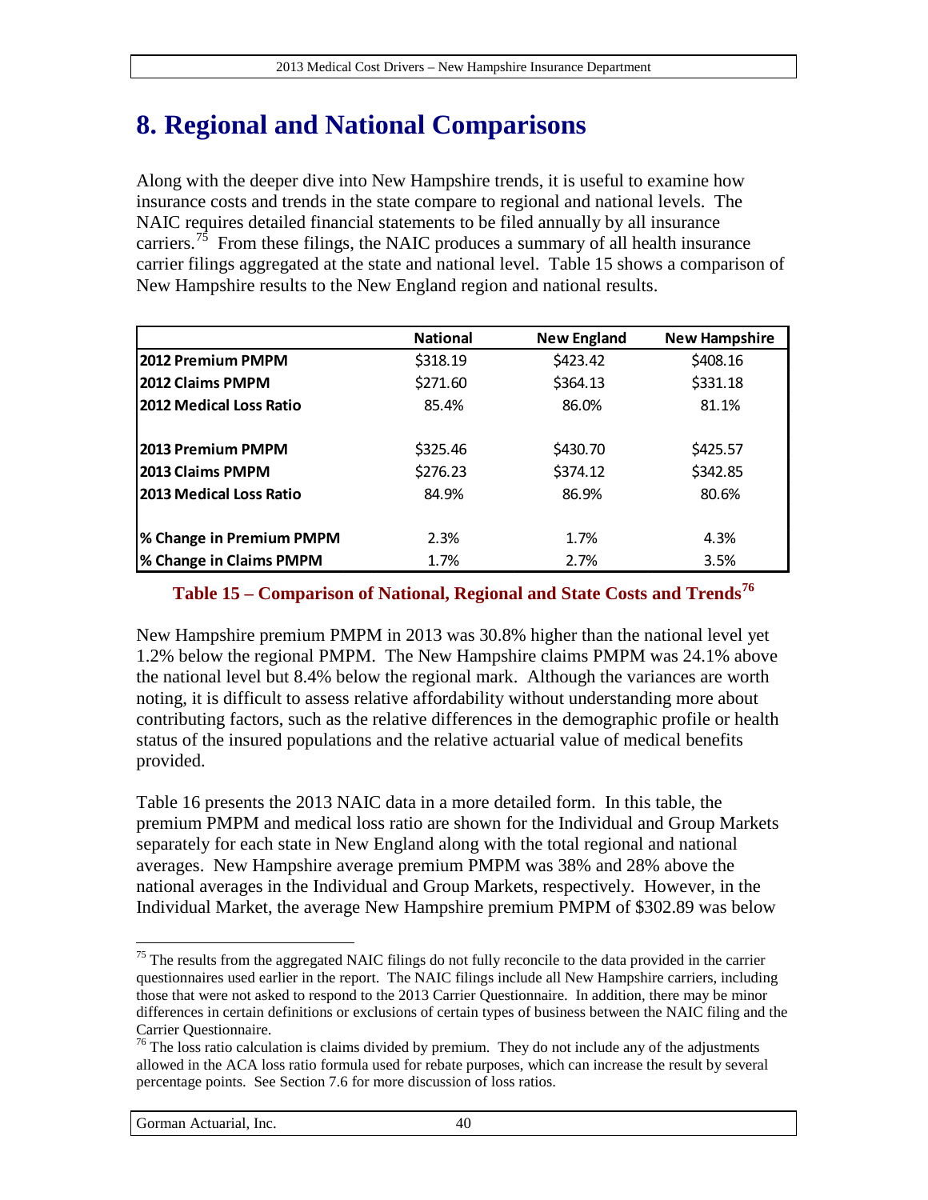# 8. Regional and National Comparisons

Along with the deeper dive into New Hampshire trends, it is useful to examine how insurance costs and trends in the state compare to regional and national levels. The NAIC requires detailed financial statements to be filed annually by all insurance carriers.[75] From these filings, the NAIC produces a summary of all health insurance carrier filings aggregated at the state and national level. Table 15 shows a comparison of New Hampshire results to the New England region and national results.

| | National | New England | New Hampshire |
|---|---|---|---|
| **2012 Premium PMPM** | \$318.19 | \$423.42 | \$408.16 |
| **2012 Claims PMPM** | \$271.60 | \$364.13 | \$331.18 |
| **2012 Medical Loss Ratio** | 85.4% | 86.0% | 81.1% |
| | | | |
| **2013 Premium PMPM** | \$325.46 | \$430.70 | \$425.57 |
| **2013 Claims PMPM** | \$276.23 | \$374.12 | \$342.85 |
| **2013 Medical Loss Ratio** | 84.9% | 86.9% | 80.6% |
| | | | |
| **% Change in Premium PMPM** | 2.3% | 1.7% | 4.3% |
| **% Change in Claims PMPM** | 1.7% | 2.7% | 3.5% |

**Table 15 – Comparison of National, Regional and State Costs and Trends[76]**

New Hampshire premium PMPM in 2013 was 30.8% higher than the national level yet 1.2% below the regional PMPM. The New Hampshire claims PMPM was 24.1% above the national level but 8.4% below the regional mark. Although the variances are worth noting, it is difficult to assess relative affordability without understanding more about contributing factors, such as the relative differences in the demographic profile or health status of the insured populations and the relative actuarial value of medical benefits provided.

Table 16 presents the 2013 NAIC data in a more detailed form. In this table, the premium PMPM and medical loss ratio are shown for the Individual and Group Markets separately for each state in New England along with the total regional and national averages. New Hampshire average premium PMPM was 38% and 28% above the national averages in the Individual and Group Markets, respectively. However, in the Individual Market, the average New Hampshire premium PMPM of \$302.89 was below

[75] The results from the aggregated NAIC filings do not fully reconcile to the data provided in the carrier questionnaires used earlier in the report. The NAIC filings include all New Hampshire carriers, including those that were not asked to respond to the 2013 Carrier Questionnaire. In addition, there may be minor differences in certain definitions or exclusions of certain types of business between the NAIC filing and the Carrier Questionnaire.

[76] The loss ratio calculation is claims divided by premium. They do not include any of the adjustments allowed in the ACA loss ratio formula used for rebate purposes, which can increase the result by several percentage points. See Section 7.6 for more discussion of loss ratios.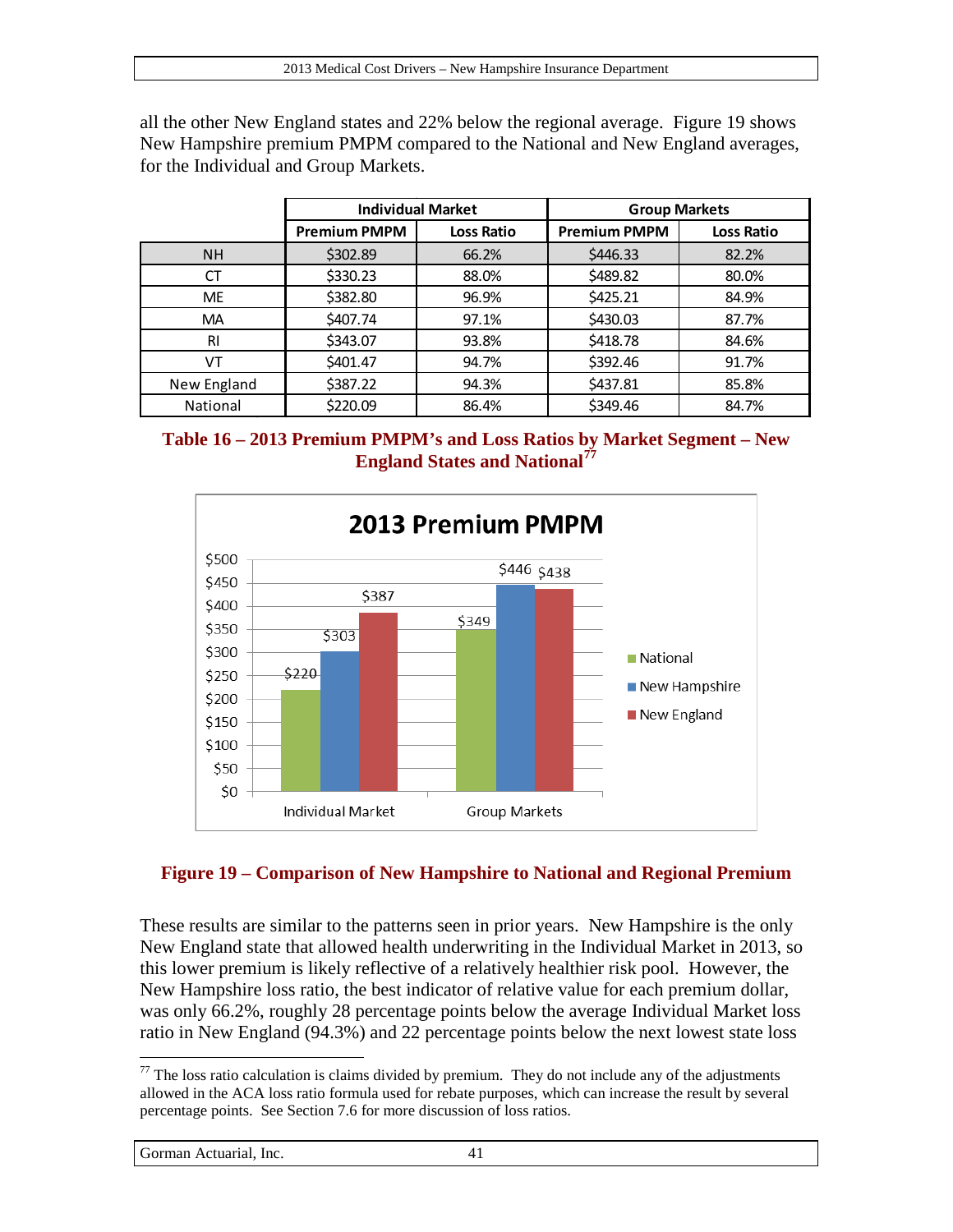all the other New England states and 22% below the regional average. Figure 19 shows New Hampshire premium PMPM compared to the National and New England averages, for the Individual and Group Markets.

| | Individual Market | | Group Markets | |
|---|---|---|---|---|
| | Premium PMPM | Loss Ratio | Premium PMPM | Loss Ratio |
| NH | $302.89 | 66.2% | $446.33 | 82.2% |
| CT | $330.23 | 88.0% | $489.82 | 80.0% |
| ME | $382.80 | 96.9% | $425.21 | 84.9% |
| MA | $407.74 | 97.1% | $430.03 | 87.7% |
| RI | $343.07 | 93.8% | $418.78 | 84.6% |
| VT | $401.47 | 94.7% | $392.46 | 91.7% |
| New England | $387.22 | 94.3% | $437.81 | 85.8% |
| National | $220.09 | 86.4% | $349.46 | 84.7% |

**Table 16 – 2013 Premium PMPM's and Loss Ratios by Market Segment – New England States and National**[77]

**2013 Premium PMPM**

| | National | New Hampshire | New England |
|---|---|---|---|
| Individual Market | $220 | $303 | $387 |
| Group Markets | $349 | $446 | $438 |

**Figure 19 – Comparison of New Hampshire to National and Regional Premium**

These results are similar to the patterns seen in prior years. New Hampshire is the only New England state that allowed health underwriting in the Individual Market in 2013, so this lower premium is likely reflective of a relatively healthier risk pool. However, the New Hampshire loss ratio, the best indicator of relative value for each premium dollar, was only 66.2%, roughly 28 percentage points below the average Individual Market loss ratio in New England (94.3%) and 22 percentage points below the next lowest state loss

[77] The loss ratio calculation is claims divided by premium. They do not include any of the adjustments allowed in the ACA loss ratio formula used for rebate purposes, which can increase the result by several percentage points. See Section 7.6 for more discussion of loss ratios.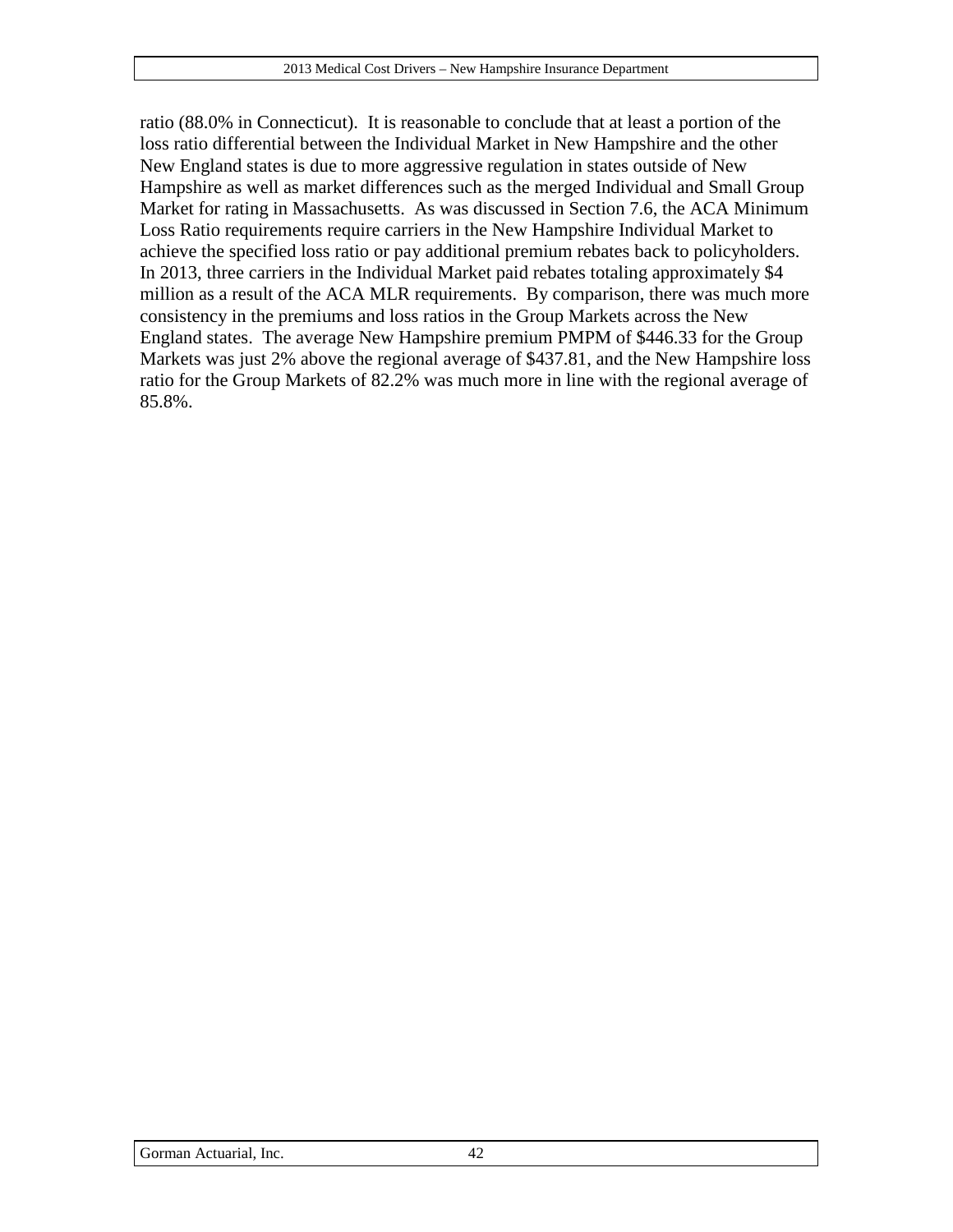ratio (88.0% in Connecticut). It is reasonable to conclude that at least a portion of the loss ratio differential between the Individual Market in New Hampshire and the other New England states is due to more aggressive regulation in states outside of New Hampshire as well as market differences such as the merged Individual and Small Group Market for rating in Massachusetts. As was discussed in Section 7.6, the ACA Minimum Loss Ratio requirements require carriers in the New Hampshire Individual Market to achieve the specified loss ratio or pay additional premium rebates back to policyholders. In 2013, three carriers in the Individual Market paid rebates totaling approximately $4 million as a result of the ACA MLR requirements. By comparison, there was much more consistency in the premiums and loss ratios in the Group Markets across the New England states. The average New Hampshire premium PMPM of $446.33 for the Group Markets was just 2% above the regional average of $437.81, and the New Hampshire loss ratio for the Group Markets of 82.2% was much more in line with the regional average of 85.8%.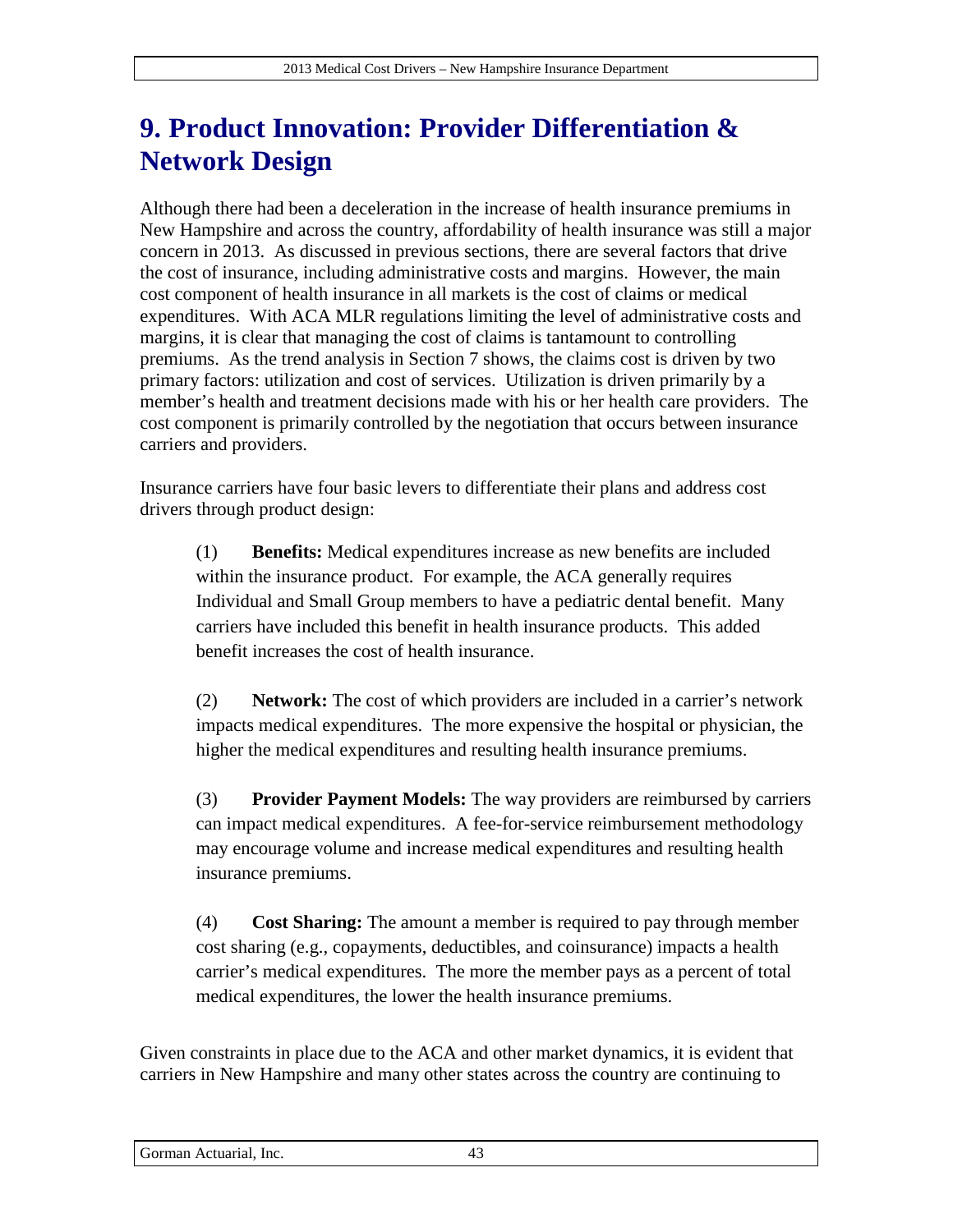# 9. Product Innovation: Provider Differentiation & Network Design

Although there had been a deceleration in the increase of health insurance premiums in New Hampshire and across the country, affordability of health insurance was still a major concern in 2013. As discussed in previous sections, there are several factors that drive the cost of insurance, including administrative costs and margins. However, the main cost component of health insurance in all markets is the cost of claims or medical expenditures. With ACA MLR regulations limiting the level of administrative costs and margins, it is clear that managing the cost of claims is tantamount to controlling premiums. As the trend analysis in Section 7 shows, the claims cost is driven by two primary factors: utilization and cost of services. Utilization is driven primarily by a member's health and treatment decisions made with his or her health care providers. The cost component is primarily controlled by the negotiation that occurs between insurance carriers and providers.

Insurance carriers have four basic levers to differentiate their plans and address cost drivers through product design:

(1) **Benefits:** Medical expenditures increase as new benefits are included within the insurance product. For example, the ACA generally requires Individual and Small Group members to have a pediatric dental benefit. Many carriers have included this benefit in health insurance products. This added benefit increases the cost of health insurance.

(2) **Network:** The cost of which providers are included in a carrier's network impacts medical expenditures. The more expensive the hospital or physician, the higher the medical expenditures and resulting health insurance premiums.

(3) **Provider Payment Models:** The way providers are reimbursed by carriers can impact medical expenditures. A fee-for-service reimbursement methodology may encourage volume and increase medical expenditures and resulting health insurance premiums.

(4) **Cost Sharing:** The amount a member is required to pay through member cost sharing (e.g., copayments, deductibles, and coinsurance) impacts a health carrier's medical expenditures. The more the member pays as a percent of total medical expenditures, the lower the health insurance premiums.

Given constraints in place due to the ACA and other market dynamics, it is evident that carriers in New Hampshire and many other states across the country are continuing to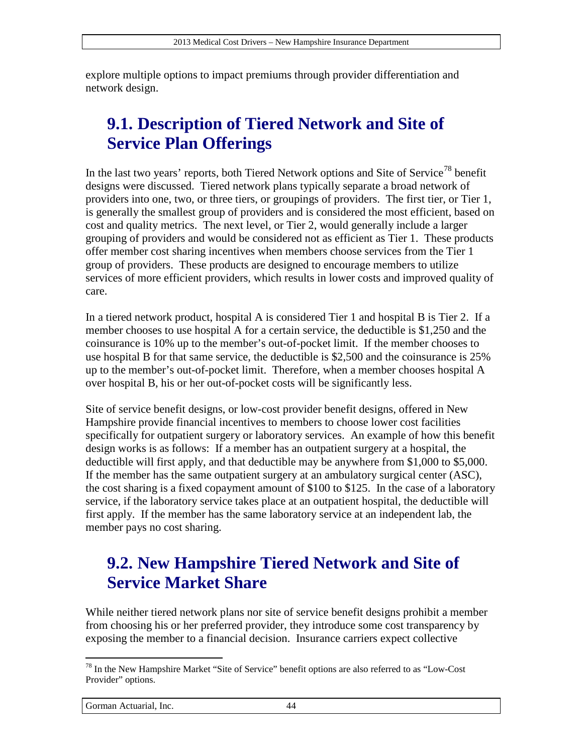explore multiple options to impact premiums through provider differentiation and network design.

## 9.1. Description of Tiered Network and Site of Service Plan Offerings

In the last two years' reports, both Tiered Network options and Site of Service[78] benefit designs were discussed. Tiered network plans typically separate a broad network of providers into one, two, or three tiers, or groupings of providers. The first tier, or Tier 1, is generally the smallest group of providers and is considered the most efficient, based on cost and quality metrics. The next level, or Tier 2, would generally include a larger grouping of providers and would be considered not as efficient as Tier 1. These products offer member cost sharing incentives when members choose services from the Tier 1 group of providers. These products are designed to encourage members to utilize services of more efficient providers, which results in lower costs and improved quality of care.

In a tiered network product, hospital A is considered Tier 1 and hospital B is Tier 2. If a member chooses to use hospital A for a certain service, the deductible is $1,250 and the coinsurance is 10% up to the member's out-of-pocket limit. If the member chooses to use hospital B for that same service, the deductible is $2,500 and the coinsurance is 25% up to the member's out-of-pocket limit. Therefore, when a member chooses hospital A over hospital B, his or her out-of-pocket costs will be significantly less.

Site of service benefit designs, or low-cost provider benefit designs, offered in New Hampshire provide financial incentives to members to choose lower cost facilities specifically for outpatient surgery or laboratory services. An example of how this benefit design works is as follows: If a member has an outpatient surgery at a hospital, the deductible will first apply, and that deductible may be anywhere from $1,000 to $5,000. If the member has the same outpatient surgery at an ambulatory surgical center (ASC), the cost sharing is a fixed copayment amount of $100 to $125. In the case of a laboratory service, if the laboratory service takes place at an outpatient hospital, the deductible will first apply. If the member has the same laboratory service at an independent lab, the member pays no cost sharing.

## 9.2. New Hampshire Tiered Network and Site of Service Market Share

While neither tiered network plans nor site of service benefit designs prohibit a member from choosing his or her preferred provider, they introduce some cost transparency by exposing the member to a financial decision. Insurance carriers expect collective

[78] In the New Hampshire Market "Site of Service" benefit options are also referred to as "Low-Cost Provider" options.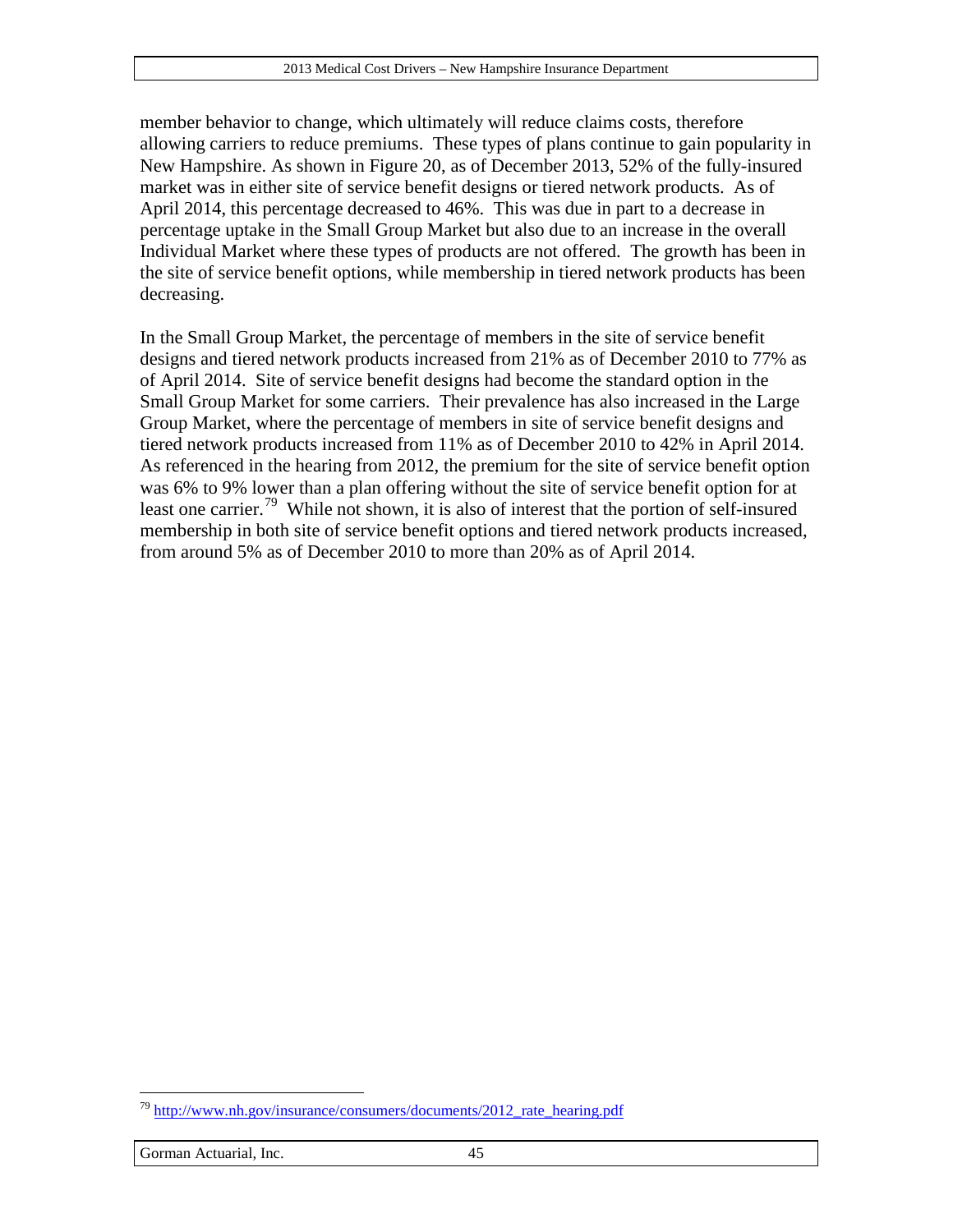member behavior to change, which ultimately will reduce claims costs, therefore allowing carriers to reduce premiums. These types of plans continue to gain popularity in New Hampshire. As shown in Figure 20, as of December 2013, 52% of the fully-insured market was in either site of service benefit designs or tiered network products. As of April 2014, this percentage decreased to 46%. This was due in part to a decrease in percentage uptake in the Small Group Market but also due to an increase in the overall Individual Market where these types of products are not offered. The growth has been in the site of service benefit options, while membership in tiered network products has been decreasing.

In the Small Group Market, the percentage of members in the site of service benefit designs and tiered network products increased from 21% as of December 2010 to 77% as of April 2014. Site of service benefit designs had become the standard option in the Small Group Market for some carriers. Their prevalence has also increased in the Large Group Market, where the percentage of members in site of service benefit designs and tiered network products increased from 11% as of December 2010 to 42% in April 2014. As referenced in the hearing from 2012, the premium for the site of service benefit option was 6% to 9% lower than a plan offering without the site of service benefit option for at least one carrier.[79] While not shown, it is also of interest that the portion of self-insured membership in both site of service benefit options and tiered network products increased, from around 5% as of December 2010 to more than 20% as of April 2014.

[79] http://www.nh.gov/insurance/consumers/documents/2012_rate_hearing.pdf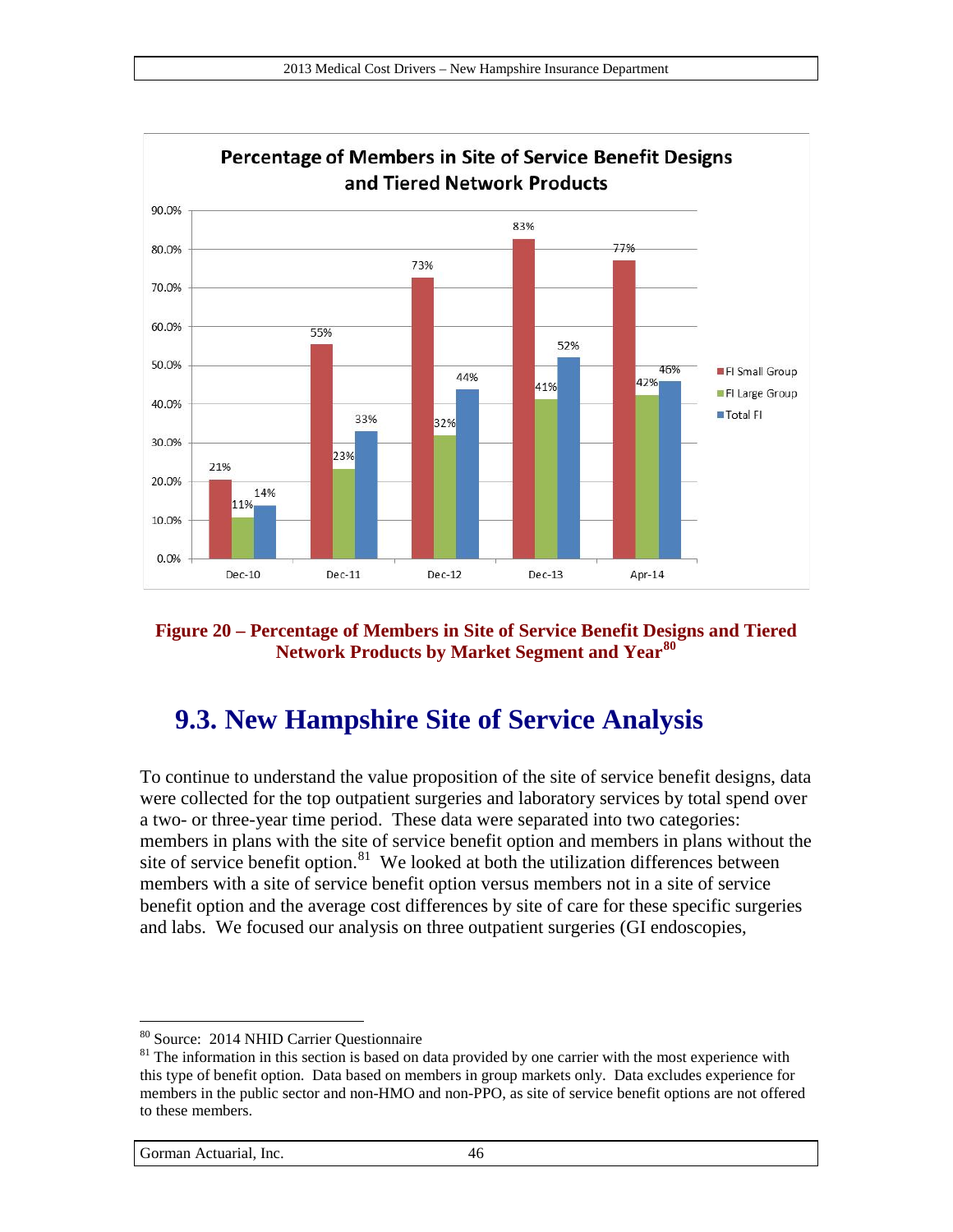Figure 20 – Percentage of Members in Site of Service Benefit Designs and Tiered Network Products by Market Segment and Year[80]

## 9.3. New Hampshire Site of Service Analysis

To continue to understand the value proposition of the site of service benefit designs, data were collected for the top outpatient surgeries and laboratory services by total spend over a two- or three-year time period. These data were separated into two categories: members in plans with the site of service benefit option and members in plans without the site of service benefit option.[81] We looked at both the utilization differences between members with a site of service benefit option versus members not in a site of service benefit option and the average cost differences by site of care for these specific surgeries and labs. We focused our analysis on three outpatient surgeries (GI endoscopies,

---

[80] Source: 2014 NHID Carrier Questionnaire

[81] The information in this section is based on data provided by one carrier with the most experience with this type of benefit option. Data based on members in group markets only. Data excludes experience for members in the public sector and non-HMO and non-PPO, as site of service benefit options are not offered to these members.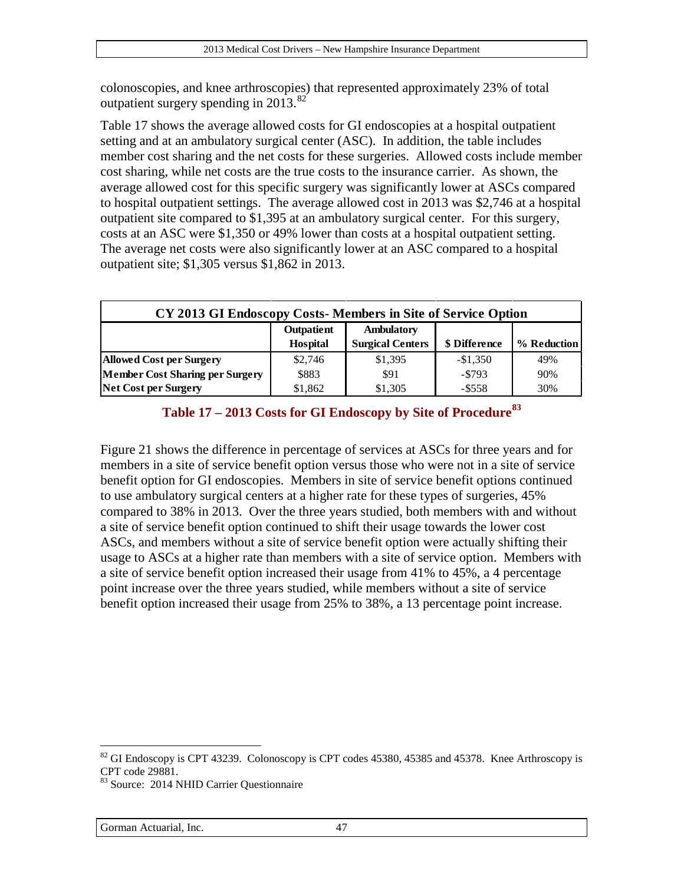colonoscopies, and knee arthroscopies) that represented approximately 23% of total outpatient surgery spending in 2013.[82]

Table 17 shows the average allowed costs for GI endoscopies at a hospital outpatient setting and at an ambulatory surgical center (ASC). In addition, the table includes member cost sharing and the net costs for these surgeries. Allowed costs include member cost sharing, while net costs are the true costs to the insurance carrier. As shown, the average allowed cost for this specific surgery was significantly lower at ASCs compared to hospital outpatient settings. The average allowed cost in 2013 was $2,746 at a hospital outpatient site compared to $1,395 at an ambulatory surgical center. For this surgery, costs at an ASC were $1,350 or 49% lower than costs at a hospital outpatient setting. The average net costs were also significantly lower at an ASC compared to a hospital outpatient site; $1,305 versus $1,862 in 2013.

| CY 2013 GI Endoscopy Costs- Members in Site of Service Option | | | | |
|---|---|---|---|---|
| | Outpatient Hospital | Ambulatory Surgical Centers | $ Difference | % Reduction |
| **Allowed Cost per Surgery** | $2,746 | $1,395 | -$1,350 | 49% |
| **Member Cost Sharing per Surgery** | $883 | $91 | -$793 | 90% |
| **Net Cost per Surgery** | $1,862 | $1,305 | -$558 | 30% |

**Table 17 – 2013 Costs for GI Endoscopy by Site of Procedure[83]**

Figure 21 shows the difference in percentage of services at ASCs for three years and for members in a site of service benefit option versus those who were not in a site of service benefit option for GI endoscopies. Members in site of service benefit options continued to use ambulatory surgical centers at a higher rate for these types of surgeries, 45% compared to 38% in 2013. Over the three years studied, both members with and without a site of service benefit option continued to shift their usage towards the lower cost ASCs, and members without a site of service benefit option were actually shifting their usage to ASCs at a higher rate than members with a site of service option. Members with a site of service benefit option increased their usage from 41% to 45%, a 4 percentage point increase over the three years studied, while members without a site of service benefit option increased their usage from 25% to 38%, a 13 percentage point increase.

---

[82] GI Endoscopy is CPT 43239. Colonoscopy is CPT codes 45380, 45385 and 45378. Knee Arthroscopy is CPT code 29881.

[83] Source: 2014 NHID Carrier Questionnaire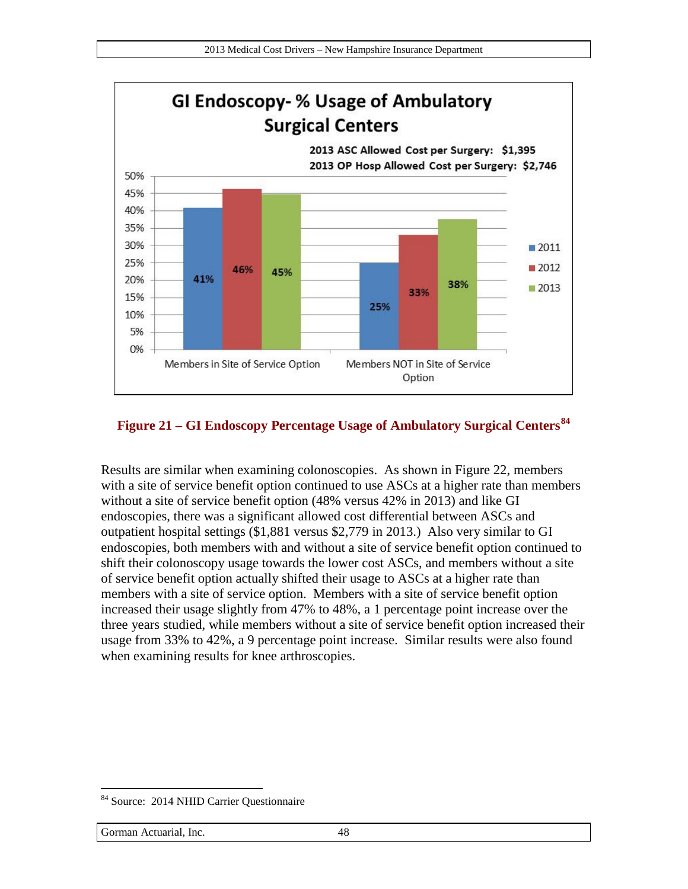**GI Endoscopy- % Usage of Ambulatory Surgical Centers**

2013 ASC Allowed Cost per Surgery: $1,395
2013 OP Hosp Allowed Cost per Surgery: $2,746

| | 2011 | 2012 | 2013 |
| --- | --- | --- | --- |
| Members in Site of Service Option | 41% | 46% | 45% |
| Members NOT in Site of Service Option | 25% | 33% | 38% |

**Figure 21 – GI Endoscopy Percentage Usage of Ambulatory Surgical Centers**[84]

Results are similar when examining colonoscopies. As shown in Figure 22, members with a site of service benefit option continued to use ASCs at a higher rate than members without a site of service benefit option (48% versus 42% in 2013) and like GI endoscopies, there was a significant allowed cost differential between ASCs and outpatient hospital settings ($1,881 versus $2,779 in 2013.) Also very similar to GI endoscopies, both members with and without a site of service benefit option continued to shift their colonoscopy usage towards the lower cost ASCs, and members without a site of service benefit option actually shifted their usage to ASCs at a higher rate than members with a site of service option. Members with a site of service benefit option increased their usage slightly from 47% to 48%, a 1 percentage point increase over the three years studied, while members without a site of service benefit option increased their usage from 33% to 42%, a 9 percentage point increase. Similar results were also found when examining results for knee arthroscopies.

---

[84] Source: 2014 NHID Carrier Questionnaire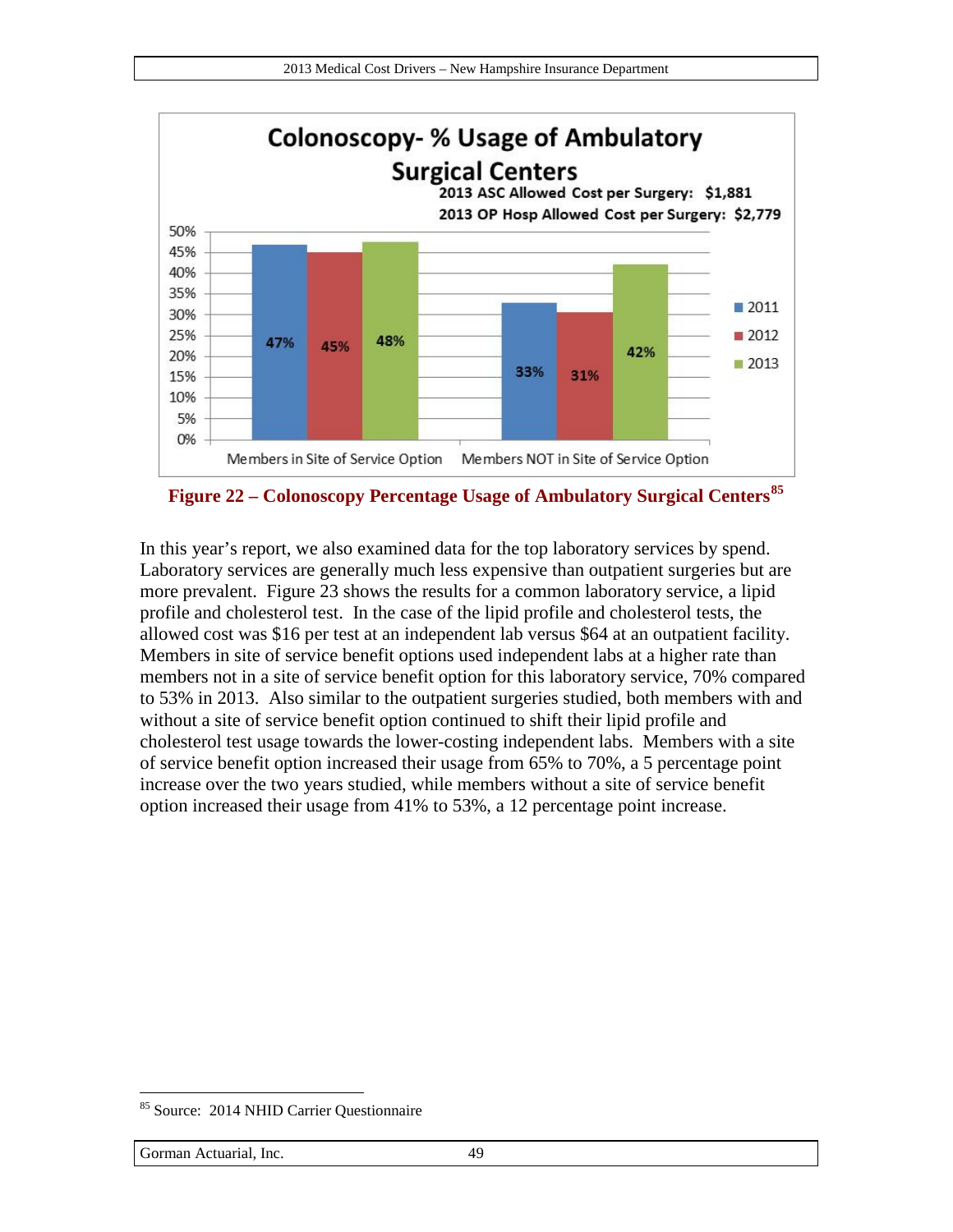**Colonoscopy- % Usage of Ambulatory Surgical Centers**

2013 ASC Allowed Cost per Surgery: $1,881

2013 OP Hosp Allowed Cost per Surgery: $2,779

| | 2011 | 2012 | 2013 |
|---|---|---|---|
| Members in Site of Service Option | 47% | 45% | 48% |
| Members NOT in Site of Service Option | 33% | 31% | 42% |

**Figure 22 – Colonoscopy Percentage Usage of Ambulatory Surgical Centers**[85]

In this year's report, we also examined data for the top laboratory services by spend. Laboratory services are generally much less expensive than outpatient surgeries but are more prevalent. Figure 23 shows the results for a common laboratory service, a lipid profile and cholesterol test. In the case of the lipid profile and cholesterol tests, the allowed cost was $16 per test at an independent lab versus $64 at an outpatient facility. Members in site of service benefit options used independent labs at a higher rate than members not in a site of service benefit option for this laboratory service, 70% compared to 53% in 2013. Also similar to the outpatient surgeries studied, both members with and without a site of service benefit option continued to shift their lipid profile and cholesterol test usage towards the lower-costing independent labs. Members with a site of service benefit option increased their usage from 65% to 70%, a 5 percentage point increase over the two years studied, while members without a site of service benefit option increased their usage from 41% to 53%, a 12 percentage point increase.

[85] Source: 2014 NHID Carrier Questionnaire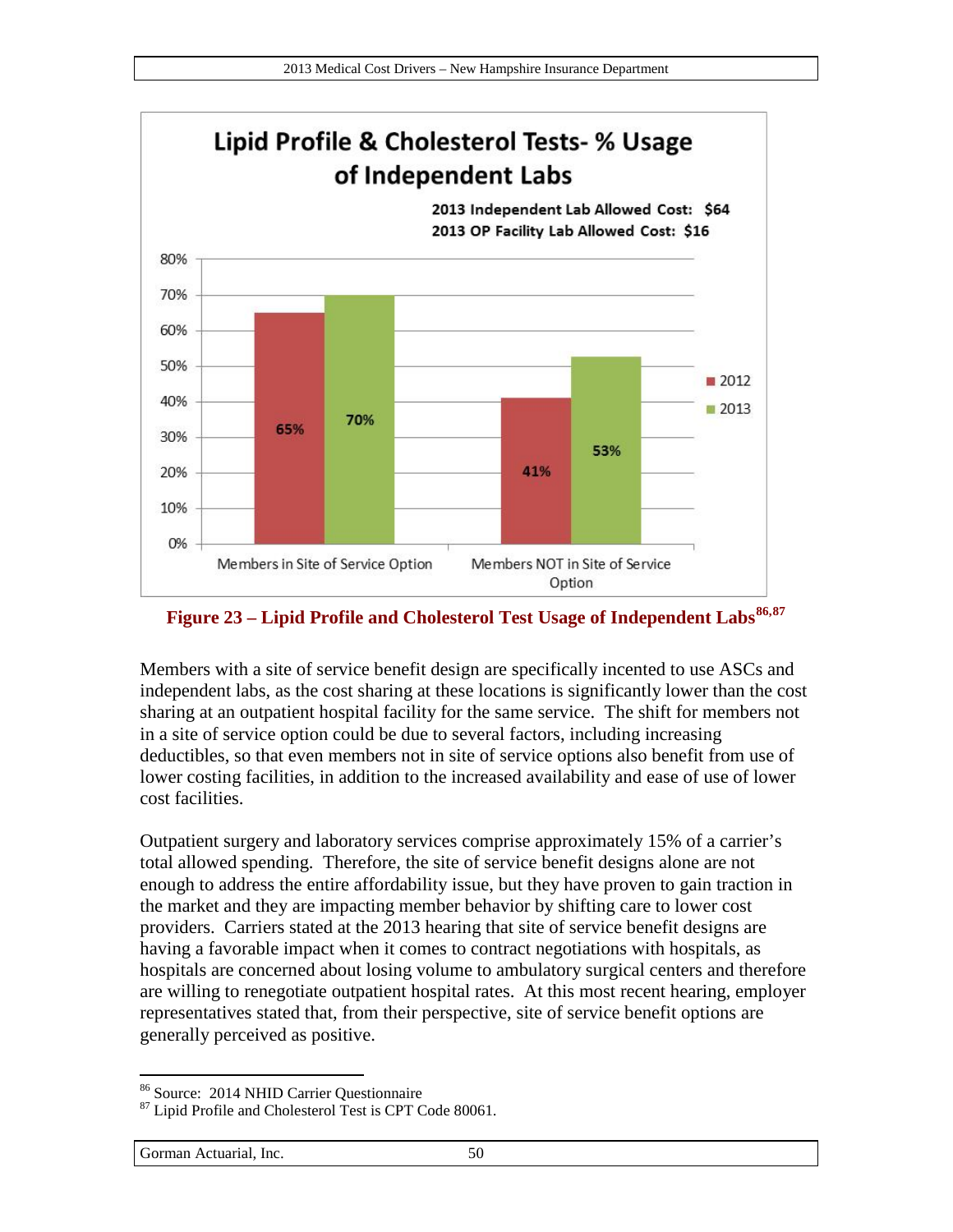**Lipid Profile & Cholesterol Tests- % Usage of Independent Labs**

2013 Independent Lab Allowed Cost: $64
2013 OP Facility Lab Allowed Cost: $16

| | 2012 | 2013 |
|---|---|---|
| Members in Site of Service Option | 65% | 70% |
| Members NOT in Site of Service Option | 41% | 53% |

**Figure 23 – Lipid Profile and Cholesterol Test Usage of Independent Labs[86,87]**

Members with a site of service benefit design are specifically incented to use ASCs and independent labs, as the cost sharing at these locations is significantly lower than the cost sharing at an outpatient hospital facility for the same service. The shift for members not in a site of service option could be due to several factors, including increasing deductibles, so that even members not in site of service options also benefit from use of lower costing facilities, in addition to the increased availability and ease of use of lower cost facilities.

Outpatient surgery and laboratory services comprise approximately 15% of a carrier's total allowed spending. Therefore, the site of service benefit designs alone are not enough to address the entire affordability issue, but they have proven to gain traction in the market and they are impacting member behavior by shifting care to lower cost providers. Carriers stated at the 2013 hearing that site of service benefit designs are having a favorable impact when it comes to contract negotiations with hospitals, as hospitals are concerned about losing volume to ambulatory surgical centers and therefore are willing to renegotiate outpatient hospital rates. At this most recent hearing, employer representatives stated that, from their perspective, site of service benefit options are generally perceived as positive.

---

[86] Source: 2014 NHID Carrier Questionnaire

[87] Lipid Profile and Cholesterol Test is CPT Code 80061.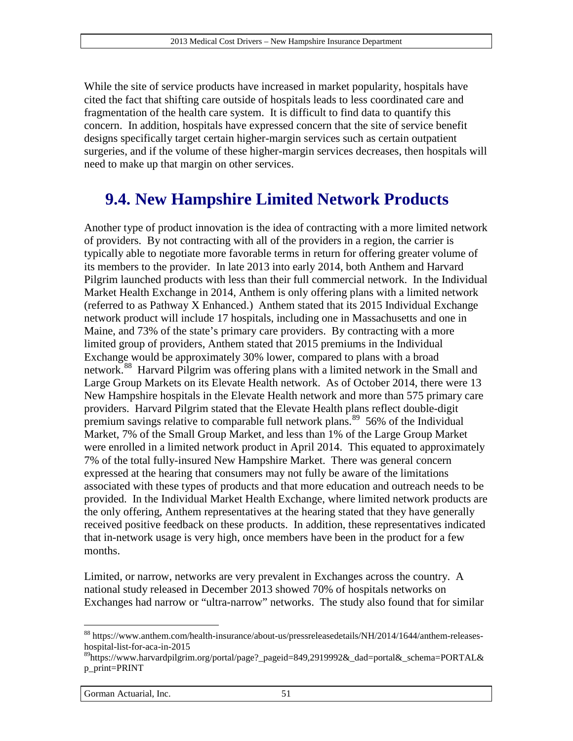While the site of service products have increased in market popularity, hospitals have cited the fact that shifting care outside of hospitals leads to less coordinated care and fragmentation of the health care system. It is difficult to find data to quantify this concern. In addition, hospitals have expressed concern that the site of service benefit designs specifically target certain higher-margin services such as certain outpatient surgeries, and if the volume of these higher-margin services decreases, then hospitals will need to make up that margin on other services.

## 9.4. New Hampshire Limited Network Products

Another type of product innovation is the idea of contracting with a more limited network of providers. By not contracting with all of the providers in a region, the carrier is typically able to negotiate more favorable terms in return for offering greater volume of its members to the provider. In late 2013 into early 2014, both Anthem and Harvard Pilgrim launched products with less than their full commercial network. In the Individual Market Health Exchange in 2014, Anthem is only offering plans with a limited network (referred to as Pathway X Enhanced.) Anthem stated that its 2015 Individual Exchange network product will include 17 hospitals, including one in Massachusetts and one in Maine, and 73% of the state's primary care providers. By contracting with a more limited group of providers, Anthem stated that 2015 premiums in the Individual Exchange would be approximately 30% lower, compared to plans with a broad network.[88] Harvard Pilgrim was offering plans with a limited network in the Small and Large Group Markets on its Elevate Health network. As of October 2014, there were 13 New Hampshire hospitals in the Elevate Health network and more than 575 primary care providers. Harvard Pilgrim stated that the Elevate Health plans reflect double-digit premium savings relative to comparable full network plans.[89] 56% of the Individual Market, 7% of the Small Group Market, and less than 1% of the Large Group Market were enrolled in a limited network product in April 2014. This equated to approximately 7% of the total fully-insured New Hampshire Market. There was general concern expressed at the hearing that consumers may not fully be aware of the limitations associated with these types of products and that more education and outreach needs to be provided. In the Individual Market Health Exchange, where limited network products are the only offering, Anthem representatives at the hearing stated that they have generally received positive feedback on these products. In addition, these representatives indicated that in-network usage is very high, once members have been in the product for a few months.

Limited, or narrow, networks are very prevalent in Exchanges across the country. A national study released in December 2013 showed 70% of hospitals networks on Exchanges had narrow or "ultra-narrow" networks. The study also found that for similar

---

[88] https://www.anthem.com/health-insurance/about-us/pressreleasedetails/NH/2014/1644/anthem-releases-hospital-list-for-aca-in-2015

[89] https://www.harvardpilgrim.org/portal/page?_pageid=849,2919992&_dad=portal&_schema=PORTAL&p_print=PRINT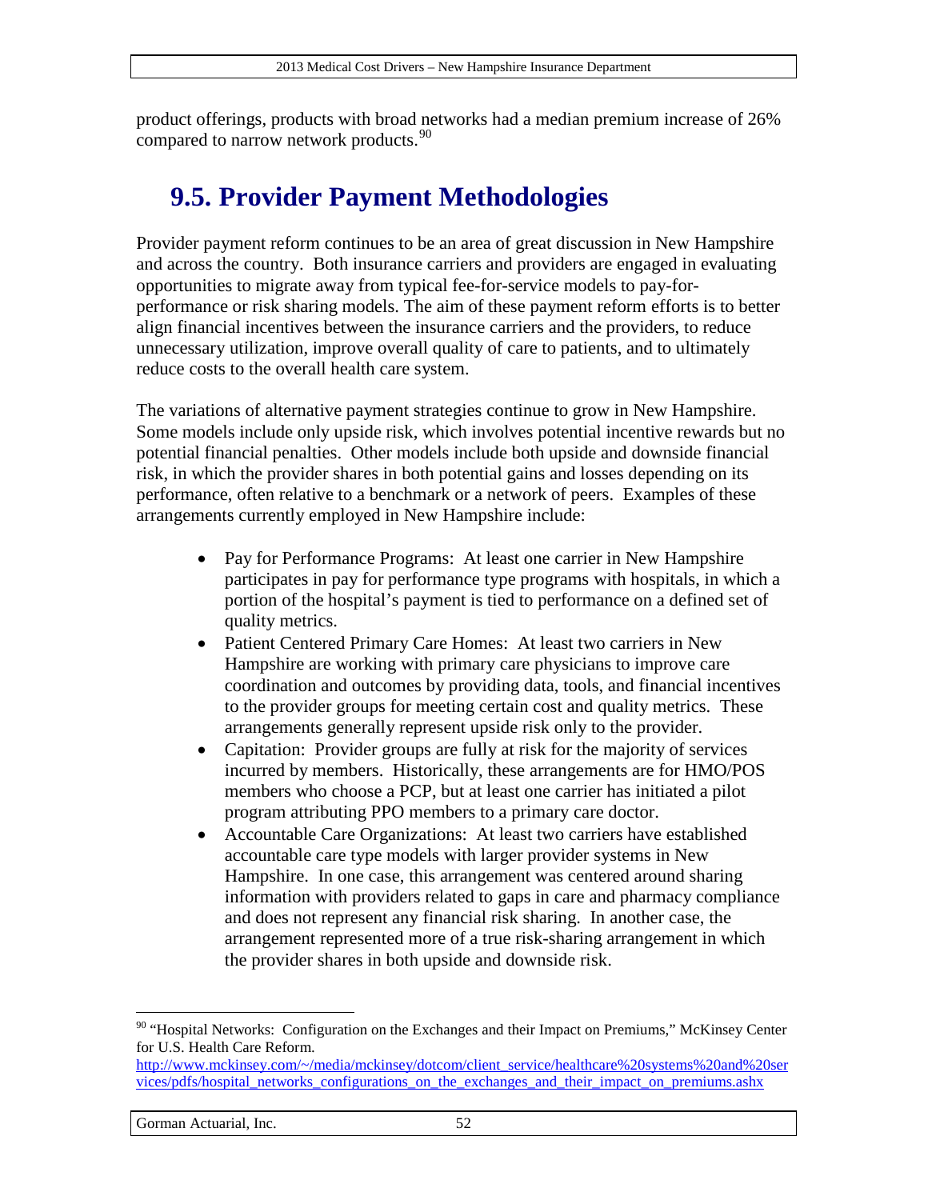product offerings, products with broad networks had a median premium increase of 26% compared to narrow network products.[90]

## 9.5. Provider Payment Methodologies

Provider payment reform continues to be an area of great discussion in New Hampshire and across the country. Both insurance carriers and providers are engaged in evaluating opportunities to migrate away from typical fee-for-service models to pay-for-performance or risk sharing models. The aim of these payment reform efforts is to better align financial incentives between the insurance carriers and the providers, to reduce unnecessary utilization, improve overall quality of care to patients, and to ultimately reduce costs to the overall health care system.

The variations of alternative payment strategies continue to grow in New Hampshire. Some models include only upside risk, which involves potential incentive rewards but no potential financial penalties. Other models include both upside and downside financial risk, in which the provider shares in both potential gains and losses depending on its performance, often relative to a benchmark or a network of peers. Examples of these arrangements currently employed in New Hampshire include:

- Pay for Performance Programs: At least one carrier in New Hampshire participates in pay for performance type programs with hospitals, in which a portion of the hospital's payment is tied to performance on a defined set of quality metrics.
- Patient Centered Primary Care Homes: At least two carriers in New Hampshire are working with primary care physicians to improve care coordination and outcomes by providing data, tools, and financial incentives to the provider groups for meeting certain cost and quality metrics. These arrangements generally represent upside risk only to the provider.
- Capitation: Provider groups are fully at risk for the majority of services incurred by members. Historically, these arrangements are for HMO/POS members who choose a PCP, but at least one carrier has initiated a pilot program attributing PPO members to a primary care doctor.
- Accountable Care Organizations: At least two carriers have established accountable care type models with larger provider systems in New Hampshire. In one case, this arrangement was centered around sharing information with providers related to gaps in care and pharmacy compliance and does not represent any financial risk sharing. In another case, the arrangement represented more of a true risk-sharing arrangement in which the provider shares in both upside and downside risk.

---

[90] "Hospital Networks: Configuration on the Exchanges and their Impact on Premiums," McKinsey Center for U.S. Health Care Reform. http://www.mckinsey.com/~/media/mckinsey/dotcom/client_service/healthcare%20systems%20and%20services/pdfs/hospital_networks_configurations_on_the_exchanges_and_their_impact_on_premiums.ashx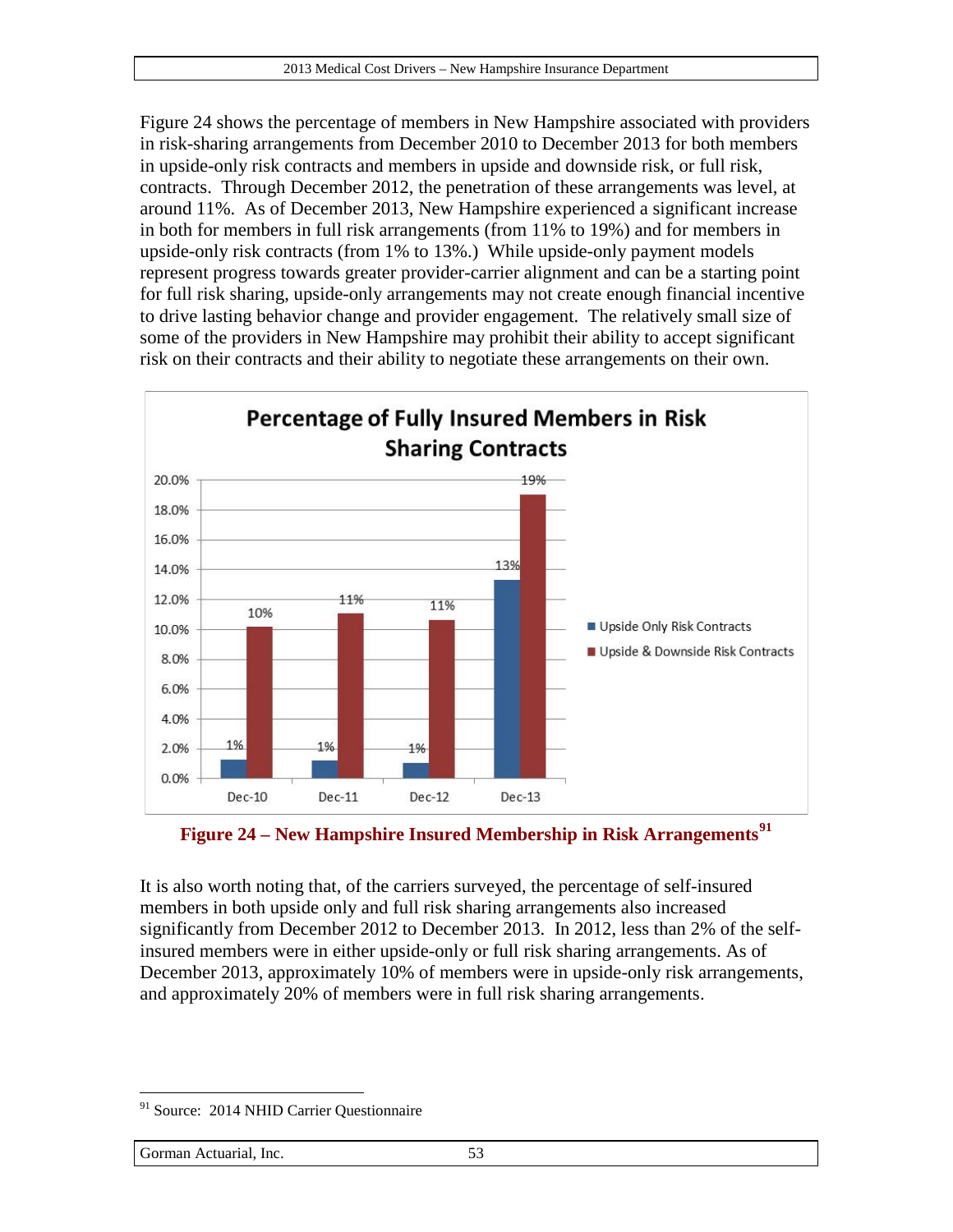Figure 24 shows the percentage of members in New Hampshire associated with providers in risk-sharing arrangements from December 2010 to December 2013 for both members in upside-only risk contracts and members in upside and downside risk, or full risk, contracts. Through December 2012, the penetration of these arrangements was level, at around 11%. As of December 2013, New Hampshire experienced a significant increase in both for members in full risk arrangements (from 11% to 19%) and for members in upside-only risk contracts (from 1% to 13%.) While upside-only payment models represent progress towards greater provider-carrier alignment and can be a starting point for full risk sharing, upside-only arrangements may not create enough financial incentive to drive lasting behavior change and provider engagement. The relatively small size of some of the providers in New Hampshire may prohibit their ability to accept significant risk on their contracts and their ability to negotiate these arrangements on their own.

**Percentage of Fully Insured Members in Risk Sharing Contracts**

| | Upside Only Risk Contracts | Upside & Downside Risk Contracts |
|---|---|---|
| Dec-10 | 1% | 10% |
| Dec-11 | 1% | 11% |
| Dec-12 | 1% | 11% |
| Dec-13 | 13% | 19% |

**Figure 24 – New Hampshire Insured Membership in Risk Arrangements**[91]

It is also worth noting that, of the carriers surveyed, the percentage of self-insured members in both upside only and full risk sharing arrangements also increased significantly from December 2012 to December 2013. In 2012, less than 2% of the self-insured members were in either upside-only or full risk sharing arrangements. As of December 2013, approximately 10% of members were in upside-only risk arrangements, and approximately 20% of members were in full risk sharing arrangements.

---

[91] Source: 2014 NHID Carrier Questionnaire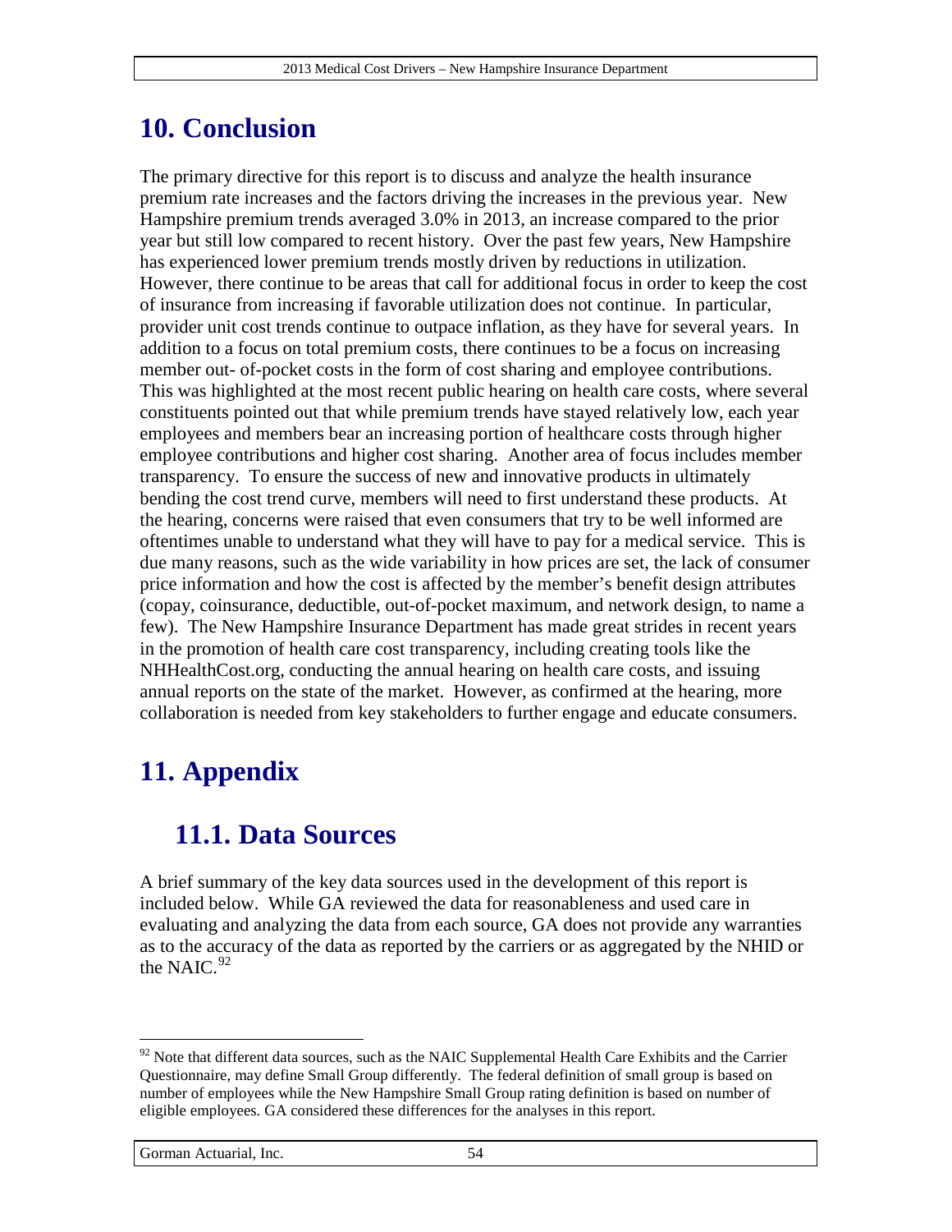# 10. Conclusion

The primary directive for this report is to discuss and analyze the health insurance premium rate increases and the factors driving the increases in the previous year. New Hampshire premium trends averaged 3.0% in 2013, an increase compared to the prior year but still low compared to recent history. Over the past few years, New Hampshire has experienced lower premium trends mostly driven by reductions in utilization. However, there continue to be areas that call for additional focus in order to keep the cost of insurance from increasing if favorable utilization does not continue. In particular, provider unit cost trends continue to outpace inflation, as they have for several years. In addition to a focus on total premium costs, there continues to be a focus on increasing member out- of-pocket costs in the form of cost sharing and employee contributions. This was highlighted at the most recent public hearing on health care costs, where several constituents pointed out that while premium trends have stayed relatively low, each year employees and members bear an increasing portion of healthcare costs through higher employee contributions and higher cost sharing. Another area of focus includes member transparency. To ensure the success of new and innovative products in ultimately bending the cost trend curve, members will need to first understand these products. At the hearing, concerns were raised that even consumers that try to be well informed are oftentimes unable to understand what they will have to pay for a medical service. This is due many reasons, such as the wide variability in how prices are set, the lack of consumer price information and how the cost is affected by the member's benefit design attributes (copay, coinsurance, deductible, out-of-pocket maximum, and network design, to name a few). The New Hampshire Insurance Department has made great strides in recent years in the promotion of health care cost transparency, including creating tools like the NHHealthCost.org, conducting the annual hearing on health care costs, and issuing annual reports on the state of the market. However, as confirmed at the hearing, more collaboration is needed from key stakeholders to further engage and educate consumers.

# 11. Appendix

## 11.1. Data Sources

A brief summary of the key data sources used in the development of this report is included below. While GA reviewed the data for reasonableness and used care in evaluating and analyzing the data from each source, GA does not provide any warranties as to the accuracy of the data as reported by the carriers or as aggregated by the NHID or the NAIC.[92]

---

[92] Note that different data sources, such as the NAIC Supplemental Health Care Exhibits and the Carrier Questionnaire, may define Small Group differently. The federal definition of small group is based on number of employees while the New Hampshire Small Group rating definition is based on number of eligible employees. GA considered these differences for the analyses in this report.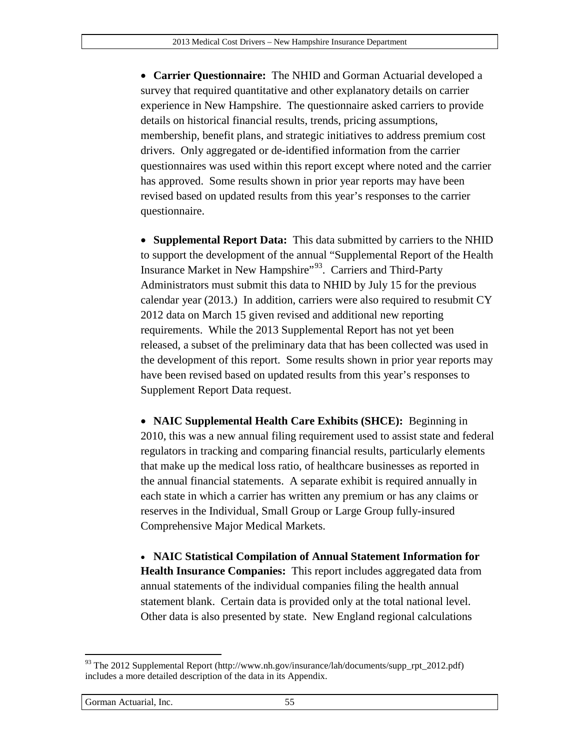- **Carrier Questionnaire:** The NHID and Gorman Actuarial developed a survey that required quantitative and other explanatory details on carrier experience in New Hampshire. The questionnaire asked carriers to provide details on historical financial results, trends, pricing assumptions, membership, benefit plans, and strategic initiatives to address premium cost drivers. Only aggregated or de-identified information from the carrier questionnaires was used within this report except where noted and the carrier has approved. Some results shown in prior year reports may have been revised based on updated results from this year's responses to the carrier questionnaire.

- **Supplemental Report Data:** This data submitted by carriers to the NHID to support the development of the annual "Supplemental Report of the Health Insurance Market in New Hampshire"[93]. Carriers and Third-Party Administrators must submit this data to NHID by July 15 for the previous calendar year (2013.) In addition, carriers were also required to resubmit CY 2012 data on March 15 given revised and additional new reporting requirements. While the 2013 Supplemental Report has not yet been released, a subset of the preliminary data that has been collected was used in the development of this report. Some results shown in prior year reports may have been revised based on updated results from this year's responses to Supplement Report Data request.

- **NAIC Supplemental Health Care Exhibits (SHCE):** Beginning in 2010, this was a new annual filing requirement used to assist state and federal regulators in tracking and comparing financial results, particularly elements that make up the medical loss ratio, of healthcare businesses as reported in the annual financial statements. A separate exhibit is required annually in each state in which a carrier has written any premium or has any claims or reserves in the Individual, Small Group or Large Group fully-insured Comprehensive Major Medical Markets.

- **NAIC Statistical Compilation of Annual Statement Information for Health Insurance Companies:** This report includes aggregated data from annual statements of the individual companies filing the health annual statement blank. Certain data is provided only at the total national level. Other data is also presented by state. New England regional calculations

[93] The 2012 Supplemental Report (http://www.nh.gov/insurance/lah/documents/supp_rpt_2012.pdf) includes a more detailed description of the data in its Appendix.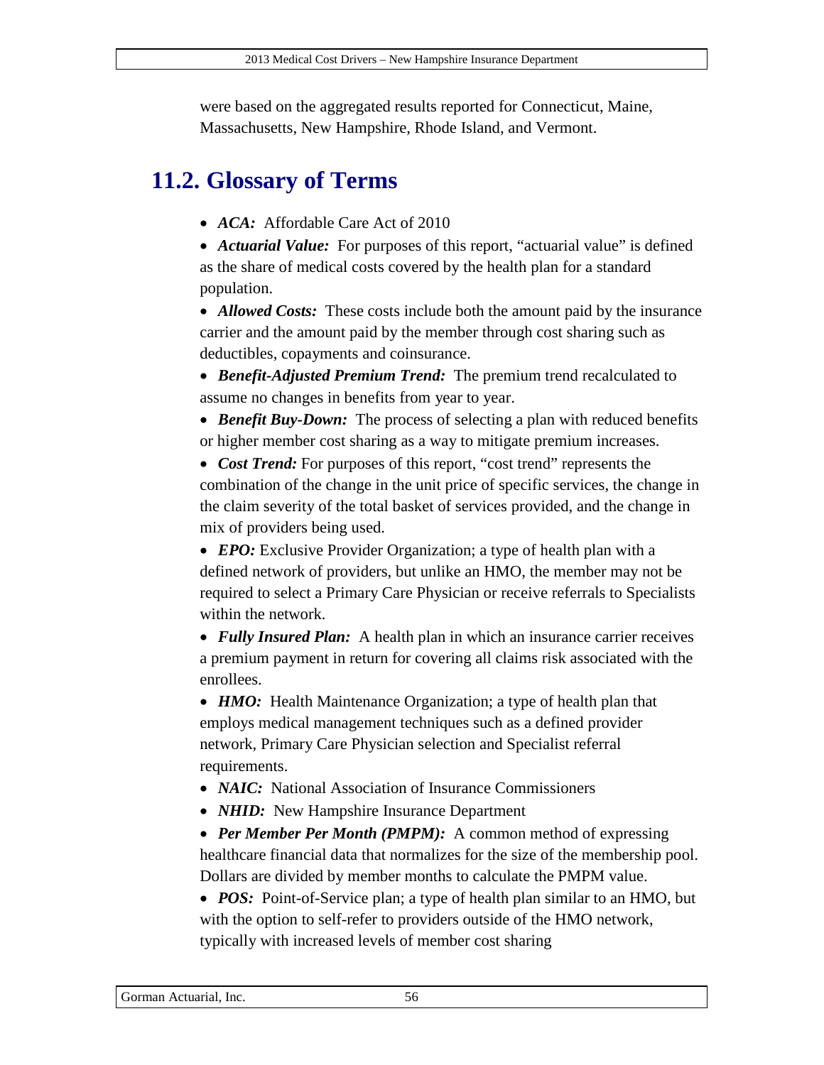were based on the aggregated results reported for Connecticut, Maine, Massachusetts, New Hampshire, Rhode Island, and Vermont.

## 11.2. Glossary of Terms

- ***ACA:*** Affordable Care Act of 2010
- ***Actuarial Value:*** For purposes of this report, "actuarial value" is defined as the share of medical costs covered by the health plan for a standard population.
- ***Allowed Costs:*** These costs include both the amount paid by the insurance carrier and the amount paid by the member through cost sharing such as deductibles, copayments and coinsurance.
- ***Benefit-Adjusted Premium Trend:*** The premium trend recalculated to assume no changes in benefits from year to year.
- ***Benefit Buy-Down:*** The process of selecting a plan with reduced benefits or higher member cost sharing as a way to mitigate premium increases.
- ***Cost Trend:*** For purposes of this report, "cost trend" represents the combination of the change in the unit price of specific services, the change in the claim severity of the total basket of services provided, and the change in mix of providers being used.
- ***EPO:*** Exclusive Provider Organization; a type of health plan with a defined network of providers, but unlike an HMO, the member may not be required to select a Primary Care Physician or receive referrals to Specialists within the network.
- ***Fully Insured Plan:*** A health plan in which an insurance carrier receives a premium payment in return for covering all claims risk associated with the enrollees.
- ***HMO:*** Health Maintenance Organization; a type of health plan that employs medical management techniques such as a defined provider network, Primary Care Physician selection and Specialist referral requirements.
- ***NAIC:*** National Association of Insurance Commissioners
- ***NHID:*** New Hampshire Insurance Department
- ***Per Member Per Month (PMPM):*** A common method of expressing healthcare financial data that normalizes for the size of the membership pool. Dollars are divided by member months to calculate the PMPM value.
- ***POS:*** Point-of-Service plan; a type of health plan similar to an HMO, but with the option to self-refer to providers outside of the HMO network, typically with increased levels of member cost sharing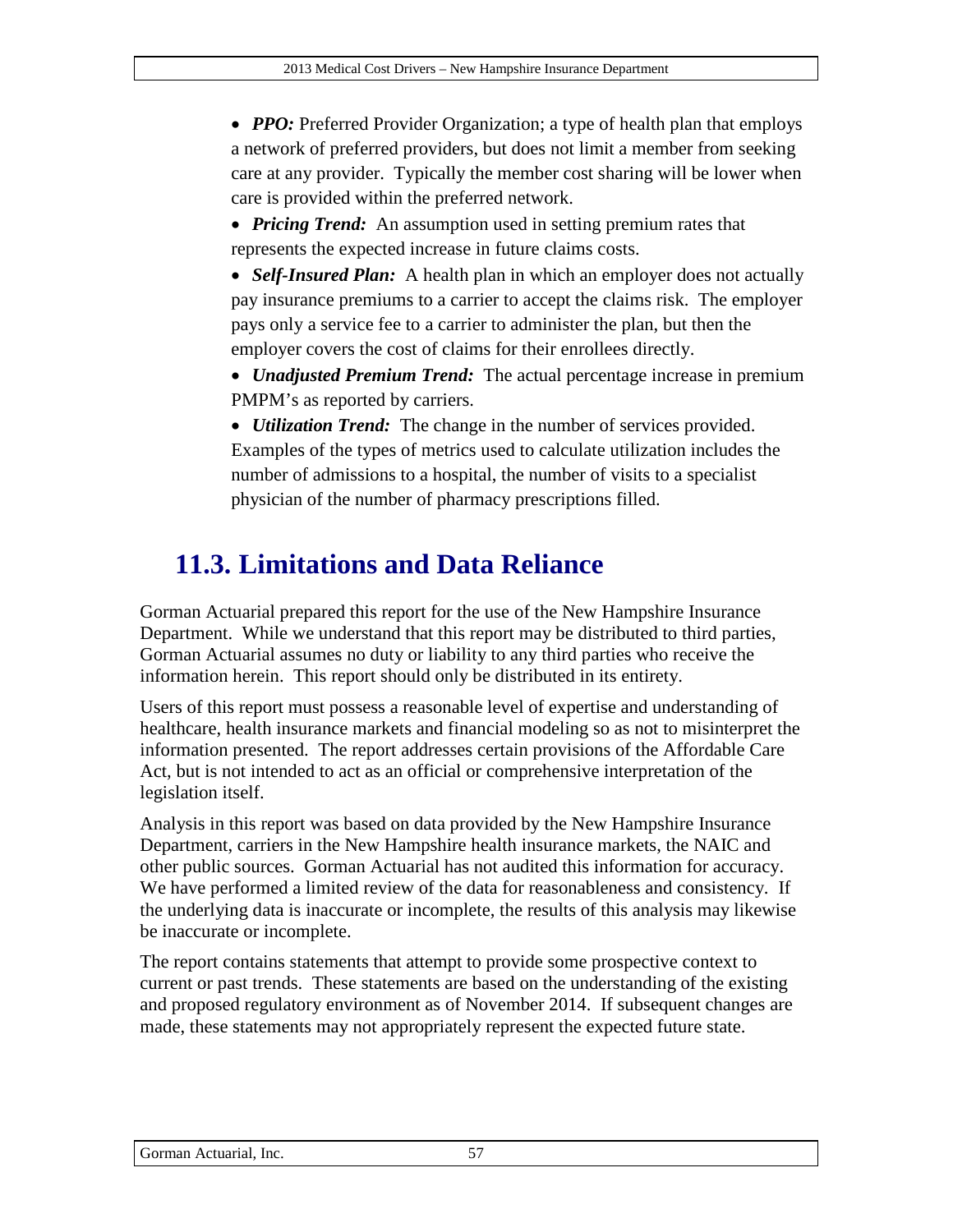- ***PPO:*** Preferred Provider Organization; a type of health plan that employs a network of preferred providers, but does not limit a member from seeking care at any provider. Typically the member cost sharing will be lower when care is provided within the preferred network.
- ***Pricing Trend:*** An assumption used in setting premium rates that represents the expected increase in future claims costs.
- ***Self-Insured Plan:*** A health plan in which an employer does not actually pay insurance premiums to a carrier to accept the claims risk. The employer pays only a service fee to a carrier to administer the plan, but then the employer covers the cost of claims for their enrollees directly.
- ***Unadjusted Premium Trend:*** The actual percentage increase in premium PMPM's as reported by carriers.
- ***Utilization Trend:*** The change in the number of services provided. Examples of the types of metrics used to calculate utilization includes the number of admissions to a hospital, the number of visits to a specialist physician of the number of pharmacy prescriptions filled.

## 11.3. Limitations and Data Reliance

Gorman Actuarial prepared this report for the use of the New Hampshire Insurance Department. While we understand that this report may be distributed to third parties, Gorman Actuarial assumes no duty or liability to any third parties who receive the information herein. This report should only be distributed in its entirety.

Users of this report must possess a reasonable level of expertise and understanding of healthcare, health insurance markets and financial modeling so as not to misinterpret the information presented. The report addresses certain provisions of the Affordable Care Act, but is not intended to act as an official or comprehensive interpretation of the legislation itself.

Analysis in this report was based on data provided by the New Hampshire Insurance Department, carriers in the New Hampshire health insurance markets, the NAIC and other public sources. Gorman Actuarial has not audited this information for accuracy. We have performed a limited review of the data for reasonableness and consistency. If the underlying data is inaccurate or incomplete, the results of this analysis may likewise be inaccurate or incomplete.

The report contains statements that attempt to provide some prospective context to current or past trends. These statements are based on the understanding of the existing and proposed regulatory environment as of November 2014. If subsequent changes are made, these statements may not appropriately represent the expected future state.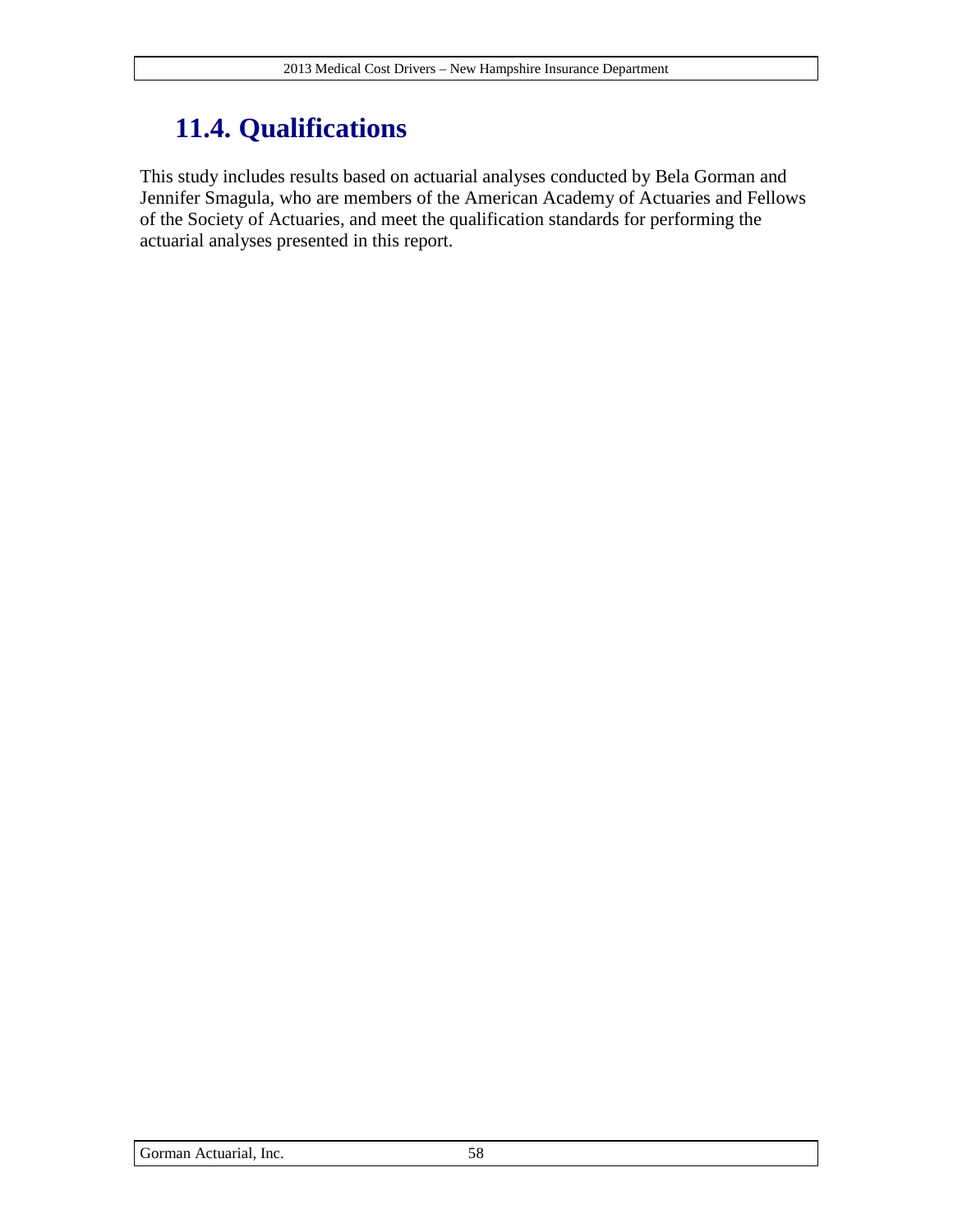## 11.4. Qualifications

This study includes results based on actuarial analyses conducted by Bela Gorman and Jennifer Smagula, who are members of the American Academy of Actuaries and Fellows of the Society of Actuaries, and meet the qualification standards for performing the actuarial analyses presented in this report.